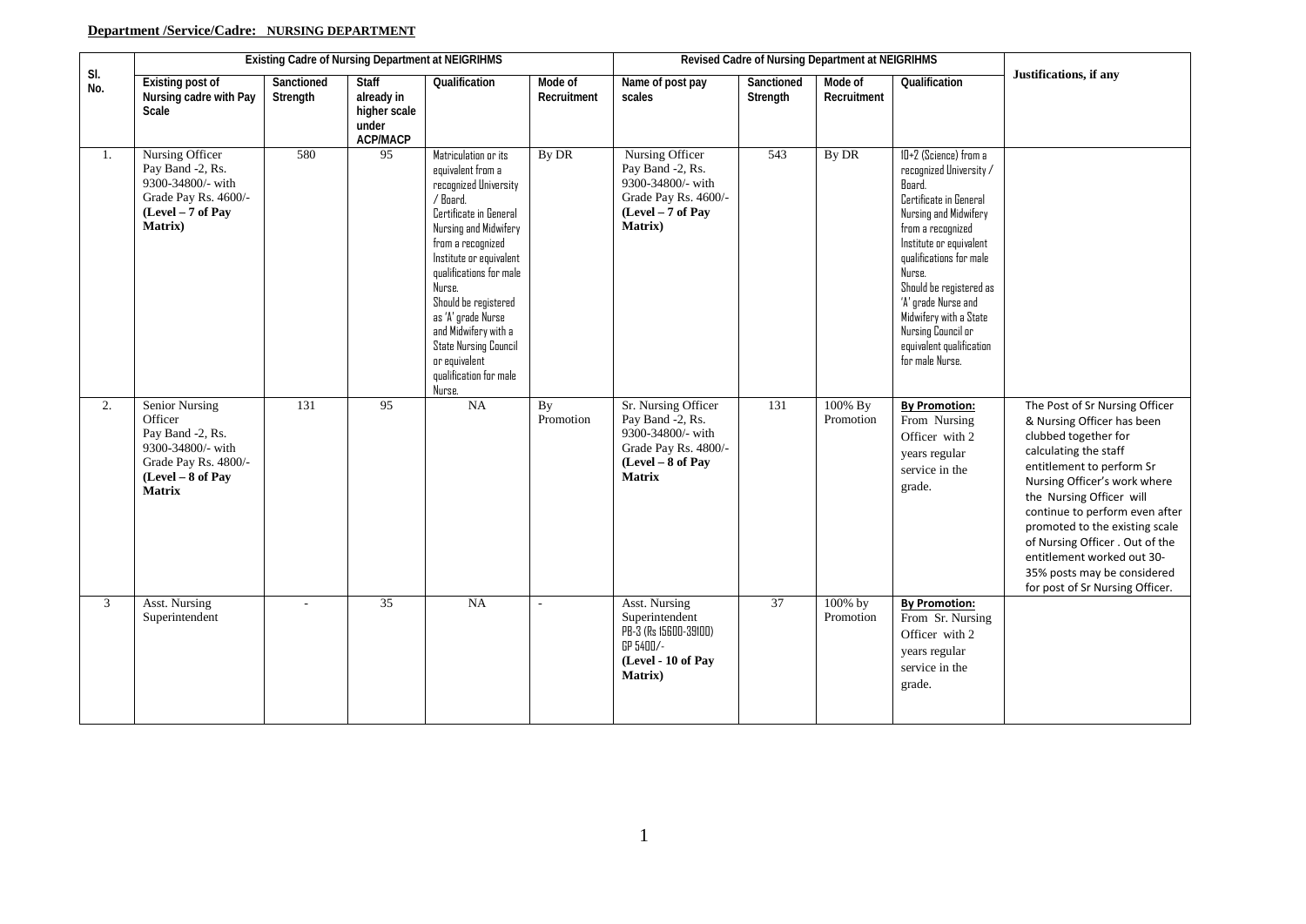**Department /Service/Cadre: NURSING DEPARTMENT**

| Sl. No. | Existing Cadre of Nursing Department at NEIGRIHMS | | | | | Revised Cadre of Nursing Department at NEIGRIHMS | | | | Justifications, if any |
|---|---|---|---|---|---|---|---|---|---|---|
| | Existing post of Nursing cadre with Pay Scale | Sanctioned Strength | Staff already in higher scale under ACP/MACP | Qualification | Mode of Recruitment | Name of post pay scales | Sanctioned Strength | Mode of Recruitment | Qualification | |
| 1. | Nursing Officer Pay Band -2, Rs. 9300-34800/- with Grade Pay Rs. 4600/- **(Level – 7 of Pay Matrix)** | 580 | 95 | Matriculation or its equivalent from a recognized University / Board. Certificate in General Nursing and Midwifery from a recognized Institute or equivalent qualifications for male Nurse. Should be registered as 'A' grade Nurse and Midwifery with a State Nursing Council or equivalent qualification for male Nurse. | By DR | Nursing Officer Pay Band -2, Rs. 9300-34800/- with Grade Pay Rs. 4600/- **(Level – 7 of Pay Matrix)** | 543 | By DR | 10+2 (Science) from a recognized University / Board. Certificate in General Nursing and Midwifery from a recognized Institute or equivalent qualifications for male Nurse. Should be registered as 'A' grade Nurse and Midwifery with a State Nursing Council or equivalent qualification for male Nurse. | |
| 2. | Senior Nursing Officer Pay Band -2, Rs. 9300-34800/- with Grade Pay Rs. 4800/- **(Level – 8 of Pay Matrix** | 131 | 95 | NA | By Promotion | Sr. Nursing Officer Pay Band -2, Rs. 9300-34800/- with Grade Pay Rs. 4800/- **(Level – 8 of Pay Matrix** | 131 | 100% By Promotion | **By Promotion:** From Nursing Officer with 2 years regular service in the grade. | The Post of Sr Nursing Officer & Nursing Officer has been clubbed together for calculating the staff entitlement to perform Sr Nursing Officer's work where the Nursing Officer will continue to perform even after promoted to the existing scale of Nursing Officer . Out of the entitlement worked out 30-35% posts may be considered for post of Sr Nursing Officer. |
| 3 | Asst. Nursing Superintendent | - | 35 | NA | - | Asst. Nursing Superintendent PB-3 (Rs 15600-39100) GP 5400/- **(Level - 10 of Pay Matrix)** | 37 | 100% by Promotion | **By Promotion:** From Sr. Nursing Officer with 2 years regular service in the grade. | |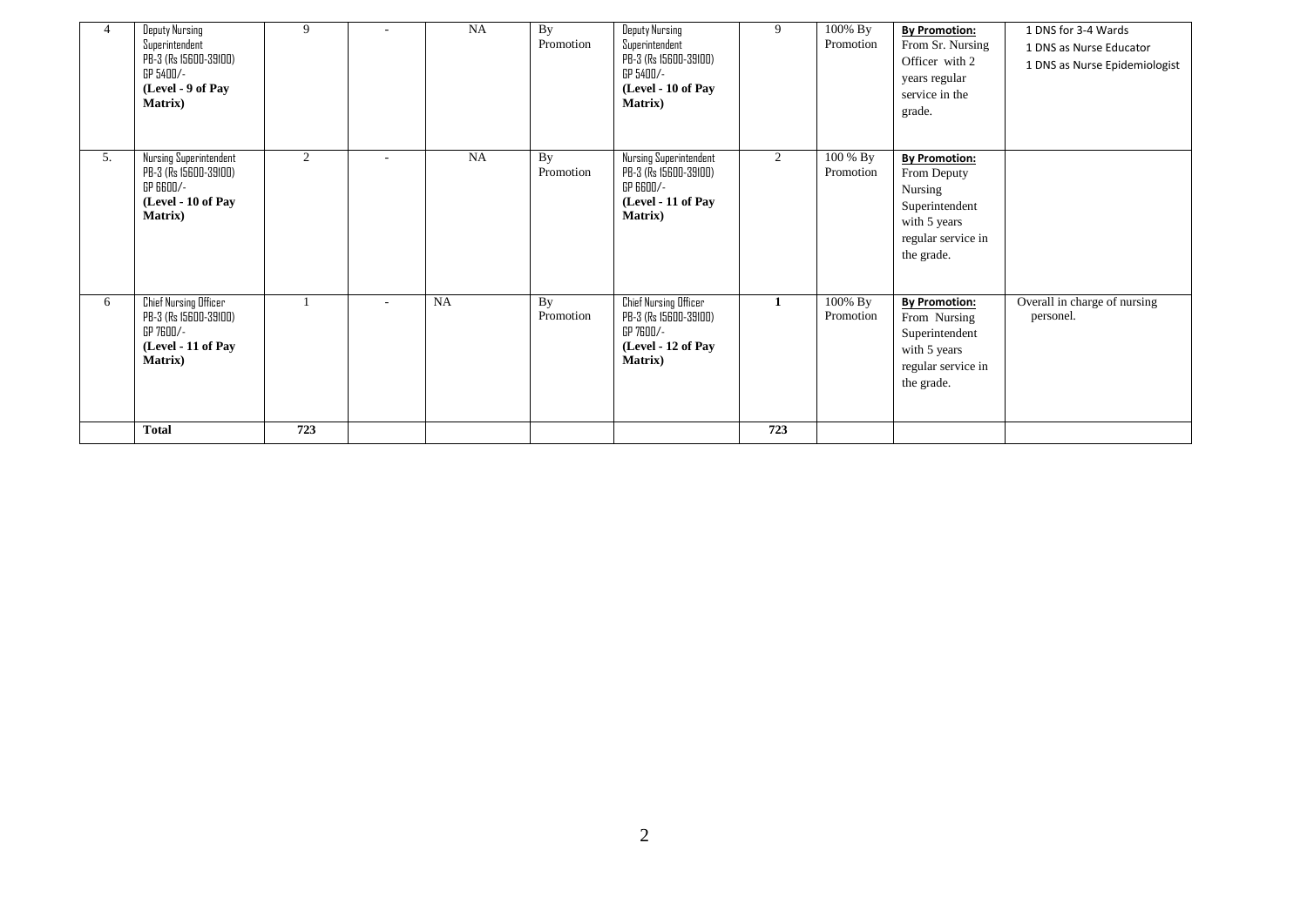| 4 | Deputy Nursing Superintendent PB-3 (Rs 15600-39100) GP 5400/- **(Level - 9 of Pay Matrix)** | 9 | - | NA | By Promotion | Deputy Nursing Superintendent PB-3 (Rs 15600-39100) GP 5400/- **(Level - 10 of Pay Matrix)** | 9 | 100% By Promotion | **By Promotion:** From Sr. Nursing Officer with 2 years regular service in the grade. | 1 DNS for 3-4 Wards 1 DNS as Nurse Educator 1 DNS as Nurse Epidemiologist |
|---|---|---|---|---|---|---|---|---|---|---|
| 5. | Nursing Superintendent PB-3 (Rs 15600-39100) GP 6600/- **(Level - 10 of Pay Matrix)** | 2 | - | NA | By Promotion | Nursing Superintendent PB-3 (Rs 15600-39100) GP 6600/- **(Level - 11 of Pay Matrix)** | 2 | 100 % By Promotion | **By Promotion:** From Deputy Nursing Superintendent with 5 years regular service in the grade. | |
| 6 | Chief Nursing Officer PB-3 (Rs 15600-39100) GP 7600/- **(Level - 11 of Pay Matrix)** | 1 | - | NA | By Promotion | Chief Nursing Officer PB-3 (Rs 15600-39100) GP 7600/- **(Level - 12 of Pay Matrix)** | **1** | 100% By Promotion | **By Promotion:** From Nursing Superintendent with 5 years regular service in the grade. | Overall in charge of nursing personel. |
| | **Total** | **723** | | | | | **723** | | | |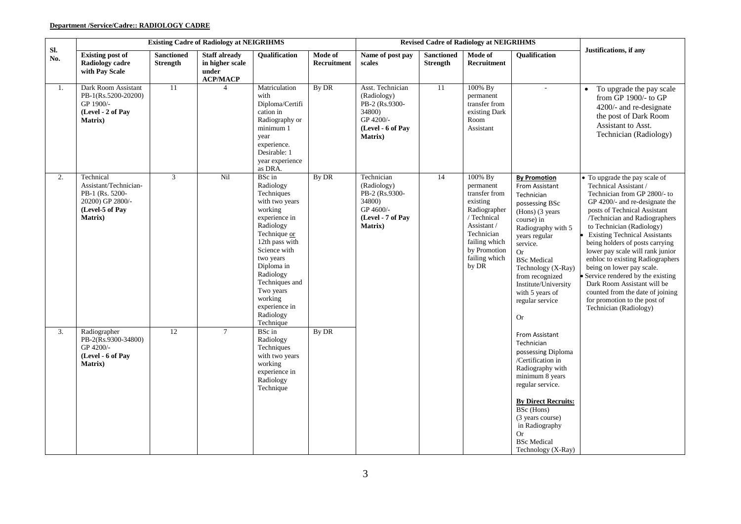**Department /Service/Cadre:: RADIOLOGY CADRE**

| Sl. No. | Existing Cadre of Radiology at NEIGRIHMS | | | | | Revised Cadre of Radiology at NEIGRIHMS | | | | Justifications, if any |
|---|---|---|---|---|---|---|---|---|---|---|
| | **Existing post of Radiology cadre with Pay Scale** | **Sanctioned Strength** | **Staff already in higher scale under ACP/MACP** | **Qualification** | **Mode of Recruitment** | **Name of post pay scales** | **Sanctioned Strength** | **Mode of Recruitment** | **Qualification** | |
| 1. | Dark Room Assistant PB-1(Rs.5200-20200) GP 1900/- **(Level - 2 of Pay Matrix)** | 11 | 4 | Matriculation with Diploma/Certification in Radiography or minimum 1 year experience. Desirable: 1 year experience as DRA. | By DR | Asst. Technician (Radiology) PB-2 (Rs.9300-34800) GP 4200/- **(Level - 6 of Pay Matrix)** | 11 | 100% By permanent transfer from existing Dark Room Assistant | - | • To upgrade the pay scale from GP 1900/- to GP 4200/- and re-designate the post of Dark Room Assistant to Asst. Technician (Radiology) |
| 2. | Technical Assistant/Technician-PB-1 (Rs. 5200-20200) GP 2800/- **(Level-5 of Pay Matrix)** | 3 | Nil | BSc in Radiology Techniques with two years working experience in Radiology Technique or 12th pass with Science with two years Diploma in Radiology Techniques and Two years working experience in Radiology Technique | By DR | Technician (Radiology) PB-2 (Rs.9300-34800) GP 4600/- **(Level - 7 of Pay Matrix)** | 14 | 100% By permanent transfer from existing Radiographer / Technical Assistant / Technician failing which by Promotion failing which by DR | **By Promotion** From Assistant Technician possessing BSc (Hons) (3 years course) in Radiography with 5 years regular service. Or BSc Medical Technology (X-Ray) from recognized Institute/University with 5 years of regular service Or From Assistant Technician possessing Diploma /Certification in Radiography with minimum 8 years regular service. **By Direct Recruits:** BSc (Hons) (3 years course) in Radiography Or BSc Medical Technology (X-Ray) | • To upgrade the pay scale of Technical Assistant / Technician from GP 2800/- to GP 4200/- and re-designate the posts of Technical Assistant /Technician and Radiographers to Technician (Radiology) • Existing Technical Assistants being holders of posts carrying lower pay scale will rank junior enbloc to existing Radiographers being on lower pay scale. • Service rendered by the existing Dark Room Assistant will be counted from the date of joining for promotion to the post of Technician (Radiology) |
| 3. | Radiographer PB-2(Rs.9300-34800) GP 4200/- **(Level - 6 of Pay Matrix)** | 12 | 7 | BSc in Radiology Techniques with two years working experience in Radiology Technique | By DR | | | | | |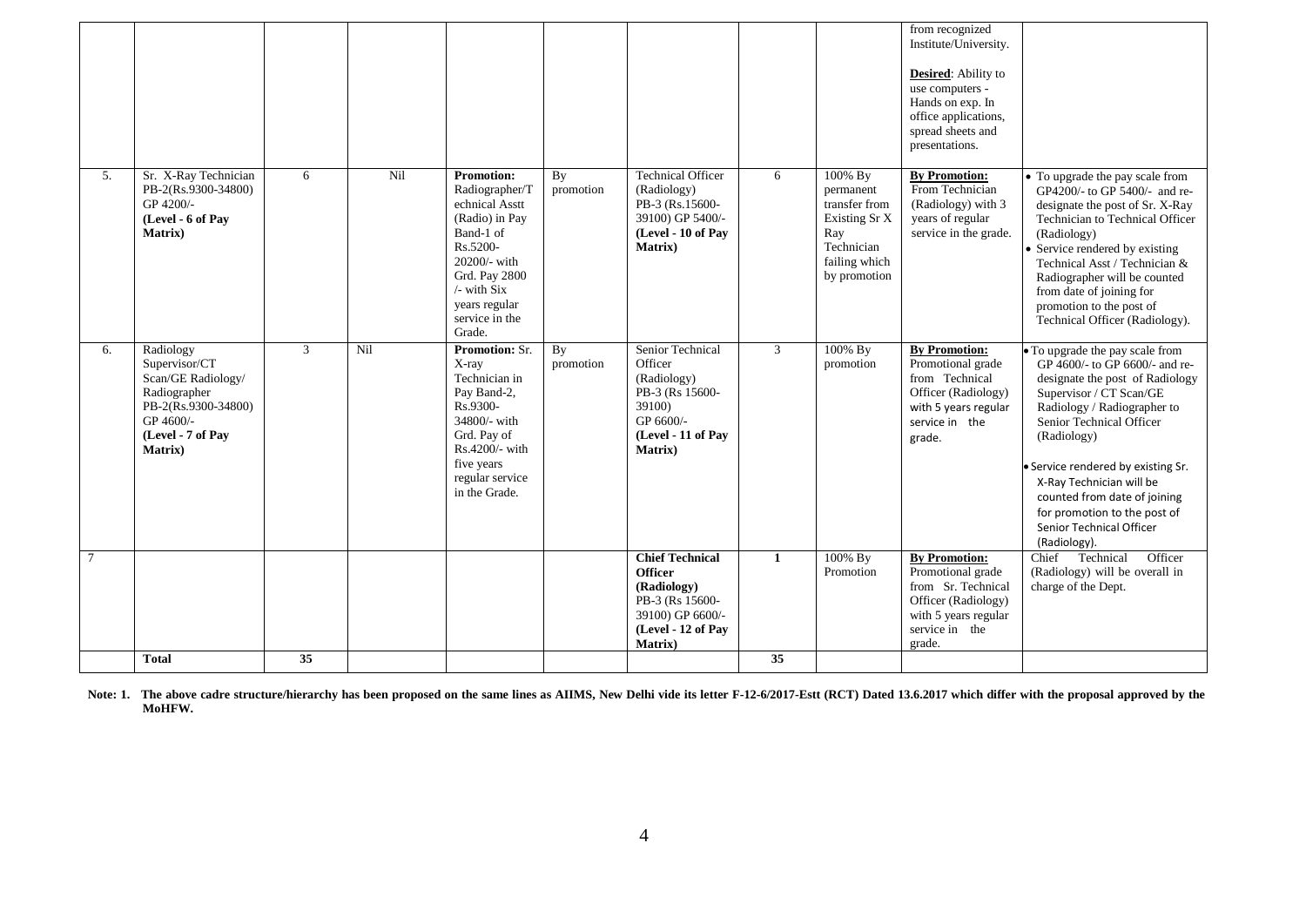| | | | | | | | | | | |
|---|---|---|---|---|---|---|---|---|---|---|
| | | | | | | | | | from recognized Institute/University.<br><br>**Desired**: Ability to use computers - Hands on exp. In office applications, spread sheets and presentations. | |
| 5. | Sr. X-Ray Technician PB-2(Rs.9300-34800) GP 4200/- **(Level - 6 of Pay Matrix)** | 6 | Nil | **Promotion:** Radiographer/Technical Asstt (Radio) in Pay Band-1 of Rs.5200-20200/- with Grd. Pay 2800 /- with Six years regular service in the Grade. | By promotion | Technical Officer (Radiology) PB-3 (Rs.15600-39100) GP 5400/- **(Level - 10 of Pay Matrix)** | 6 | 100% By permanent transfer from Existing Sr X Ray Technician failing which by promotion | **By Promotion:** From Technician (Radiology) with 3 years of regular service in the grade. | • To upgrade the pay scale from GP4200/- to GP 5400/- and re-designate the post of Sr. X-Ray Technician to Technical Officer (Radiology)<br>• Service rendered by existing Technical Asst / Technician & Radiographer will be counted from date of joining for promotion to the post of Technical Officer (Radiology). |
| 6. | Radiology Supervisor/CT Scan/GE Radiology/ Radiographer PB-2(Rs.9300-34800) GP 4600/- **(Level - 7 of Pay Matrix)** | 3 | Nil | **Promotion:** Sr. X-ray Technician in Pay Band-2, Rs.9300-34800/- with Grd. Pay of Rs.4200/- with five years regular service in the Grade. | By promotion | Senior Technical Officer (Radiology) PB-3 (Rs 15600-39100) GP 6600/- **(Level - 11 of Pay Matrix)** | 3 | 100% By promotion | **By Promotion:** Promotional grade from Technical Officer (Radiology) with 5 years regular service in the grade. | • To upgrade the pay scale from GP 4600/- to GP 6600/- and re-designate the post of Radiology Supervisor / CT Scan/GE Radiology / Radiographer to Senior Technical Officer (Radiology)<br><br>• Service rendered by existing Sr. X-Ray Technician will be counted from date of joining for promotion to the post of Senior Technical Officer (Radiology). |
| 7 | | | | | | **Chief Technical Officer (Radiology)** PB-3 (Rs 15600-39100) GP 6600/- **(Level - 12 of Pay Matrix)** | **1** | 100% By Promotion | **By Promotion:** Promotional grade from Sr. Technical Officer (Radiology) with 5 years regular service in the grade. | Chief Technical Officer (Radiology) will be overall in charge of the Dept. |
| | **Total** | **35** | | | | | **35** | | | |

**Note: 1. The above cadre structure/hierarchy has been proposed on the same lines as AIIMS, New Delhi vide its letter F-12-6/2017-Estt (RCT) Dated 13.6.2017 which differ with the proposal approved by the MoHFW.**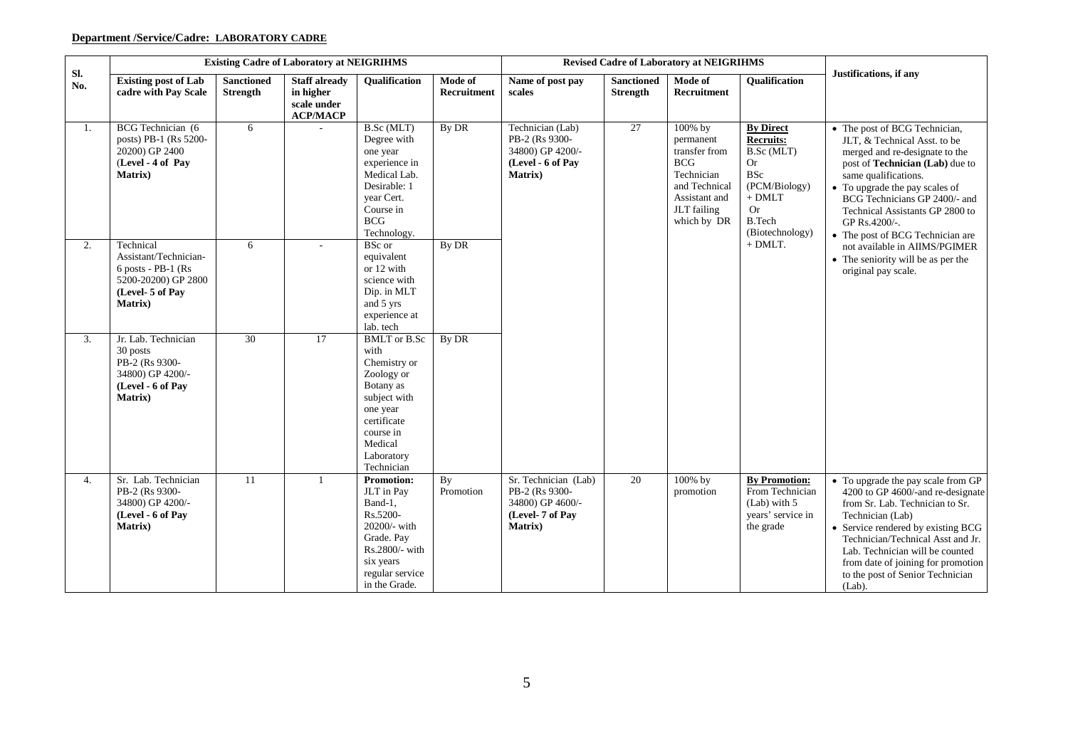**Department /Service/Cadre: LABORATORY CADRE**

| Sl. No. | Existing Cadre of Laboratory at NEIGRIHMS | | | | | Revised Cadre of Laboratory at NEIGRIHMS | | | | Justifications, if any |
|---|---|---|---|---|---|---|---|---|---|---|
| | **Existing post of Lab cadre with Pay Scale** | **Sanctioned Strength** | **Staff already in higher scale under ACP/MACP** | **Qualification** | **Mode of Recruitment** | **Name of post pay scales** | **Sanctioned Strength** | **Mode of Recruitment** | **Qualification** | |
| 1. | BCG Technician (6 posts) PB-1 (Rs 5200-20200) GP 2400 (**Level - 4 of Pay Matrix**) | 6 | - | B.Sc (MLT) Degree with one year experience in Medical Lab. Desirable: 1 year Cert. Course in BCG Technology. | By DR | Technician (Lab) PB-2 (Rs 9300-34800) GP 4200/- (**Level - 6 of Pay Matrix**) | 27 | 100% by permanent transfer from BCG Technician and Technical Assistant and JLT failing which by DR | **By Direct Recruits:** B.Sc (MLT) Or BSc (PCM/Biology) + DMLT Or B.Tech (Biotechnology) + DMLT. | • The post of BCG Technician, JLT, & Technical Asst. to be merged and re-designate to the post of **Technician (Lab)** due to same qualifications.<br>• To upgrade the pay scales of BCG Technicians GP 2400/- and Technical Assistants GP 2800 to GP Rs.4200/-.<br>• The post of BCG Technician are not available in AIIMS/PGIMER<br>• The seniority will be as per the original pay scale. |
| 2. | Technical Assistant/Technician- 6 posts - PB-1 (Rs 5200-20200) GP 2800 (**Level- 5 of Pay Matrix**) | 6 | - | BSc or equivalent or 12 with science with Dip. in MLT and 5 yrs experience at lab. tech | By DR | | | | | |
| 3. | Jr. Lab. Technician 30 posts PB-2 (Rs 9300-34800) GP 4200/- (**Level - 6 of Pay Matrix**) | 30 | 17 | BMLT or B.Sc with Chemistry or Zoology or Botany as subject with one year certificate course in Medical Laboratory Technician | By DR | | | | | |
| 4. | Sr. Lab. Technician PB-2 (Rs 9300-34800) GP 4200/- (**Level - 6 of Pay Matrix**) | 11 | 1 | **Promotion:** JLT in Pay Band-1, Rs.5200-20200/- with Grade. Pay Rs.2800/- with six years regular service in the Grade. | By Promotion | Sr. Technician (Lab) PB-2 (Rs 9300-34800) GP 4600/- (**Level- 7 of Pay Matrix**) | 20 | 100% by promotion | **By Promotion:** From Technician (Lab) with 5 years' service in the grade | • To upgrade the pay scale from GP 4200 to GP 4600/-and re-designate from Sr. Lab. Technician to Sr. Technician (Lab)<br>• Service rendered by existing BCG Technician/Technical Asst and Jr. Lab. Technician will be counted from date of joining for promotion to the post of Senior Technician (Lab). |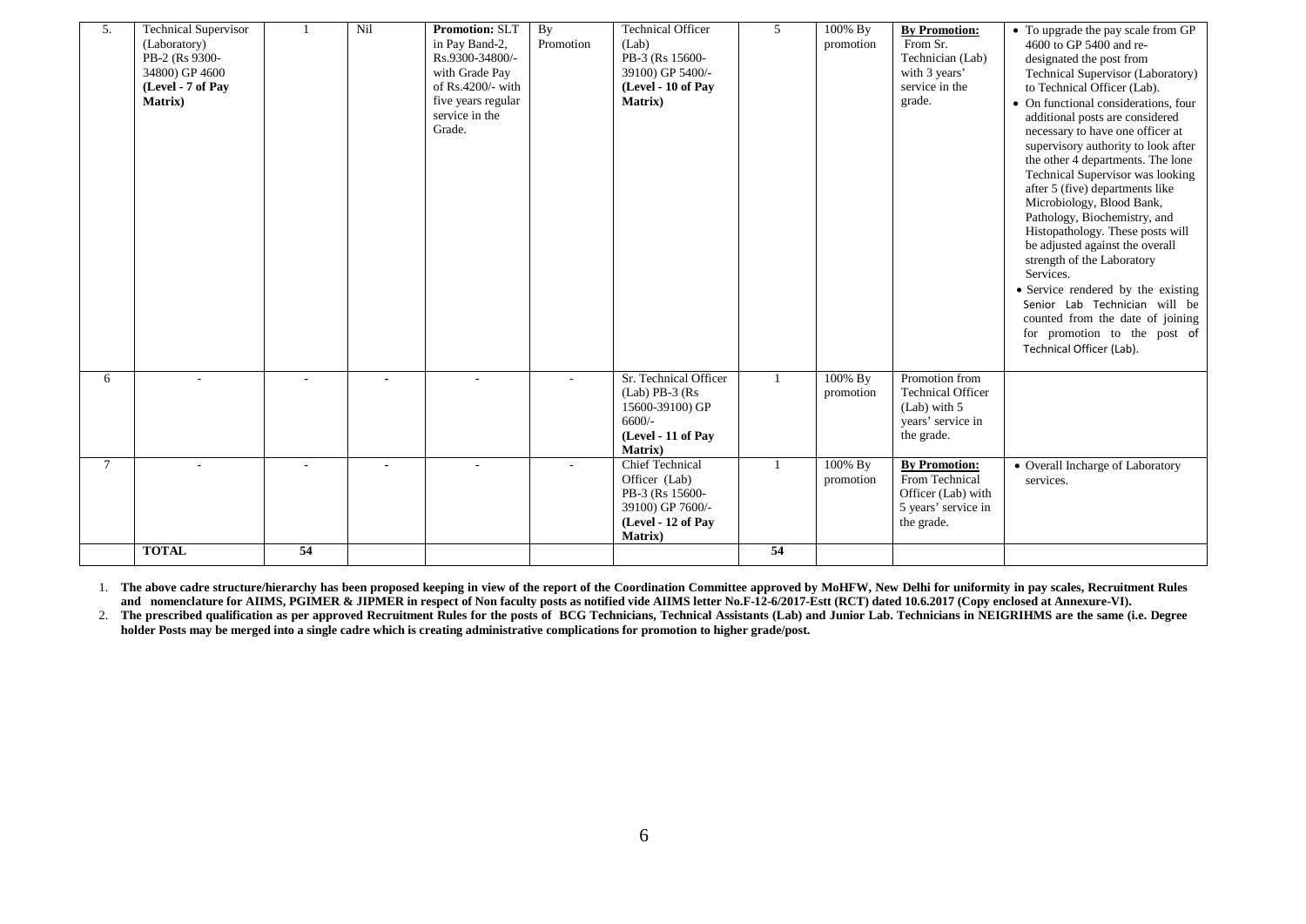| 5. | Technical Supervisor (Laboratory) PB-2 (Rs 9300-34800) GP 4600 **(Level - 7 of Pay Matrix)** | 1 | Nil | **Promotion:** SLT in Pay Band-2, Rs.9300-34800/- with Grade Pay of Rs.4200/- with five years regular service in the Grade. | By Promotion | Technical Officer (Lab) PB-3 (Rs 15600-39100) GP 5400/- **(Level - 10 of Pay Matrix)** | 5 | 100% By promotion | **By Promotion:** From Sr. Technician (Lab) with 3 years' service in the grade. | • To upgrade the pay scale from GP 4600 to GP 5400 and re-designated the post from Technical Supervisor (Laboratory) to Technical Officer (Lab). • On functional considerations, four additional posts are considered necessary to have one officer at supervisory authority to look after the other 4 departments. The lone Technical Supervisor was looking after 5 (five) departments like Microbiology, Blood Bank, Pathology, Biochemistry, and Histopathology. These posts will be adjusted against the overall strength of the Laboratory Services. • Service rendered by the existing Senior Lab Technician will be counted from the date of joining for promotion to the post of Technical Officer (Lab). |
|---|---|---|---|---|---|---|---|---|---|---|
| 6 | - | - | - | - | - | Sr. Technical Officer (Lab) PB-3 (Rs 15600-39100) GP 6600/- **(Level - 11 of Pay Matrix)** | 1 | 100% By promotion | Promotion from Technical Officer (Lab) with 5 years' service in the grade. | |
| 7 | - | - | - | - | - | Chief Technical Officer (Lab) PB-3 (Rs 15600-39100) GP 7600/- **(Level - 12 of Pay Matrix)** | 1 | 100% By promotion | **By Promotion:** From Technical Officer (Lab) with 5 years' service in the grade. | • Overall Incharge of Laboratory services. |
| | **TOTAL** | **54** | | | | | **54** | | | |

1. **The above cadre structure/hierarchy has been proposed keeping in view of the report of the Coordination Committee approved by MoHFW, New Delhi for uniformity in pay scales, Recruitment Rules and nomenclature for AIIMS, PGIMER & JIPMER in respect of Non faculty posts as notified vide AIIMS letter No.F-12-6/2017-Estt (RCT) dated 10.6.2017 (Copy enclosed at Annexure-VI).**
2. **The prescribed qualification as per approved Recruitment Rules for the posts of BCG Technicians, Technical Assistants (Lab) and Junior Lab. Technicians in NEIGRIHMS are the same (i.e. Degree holder Posts may be merged into a single cadre which is creating administrative complications for promotion to higher grade/post.**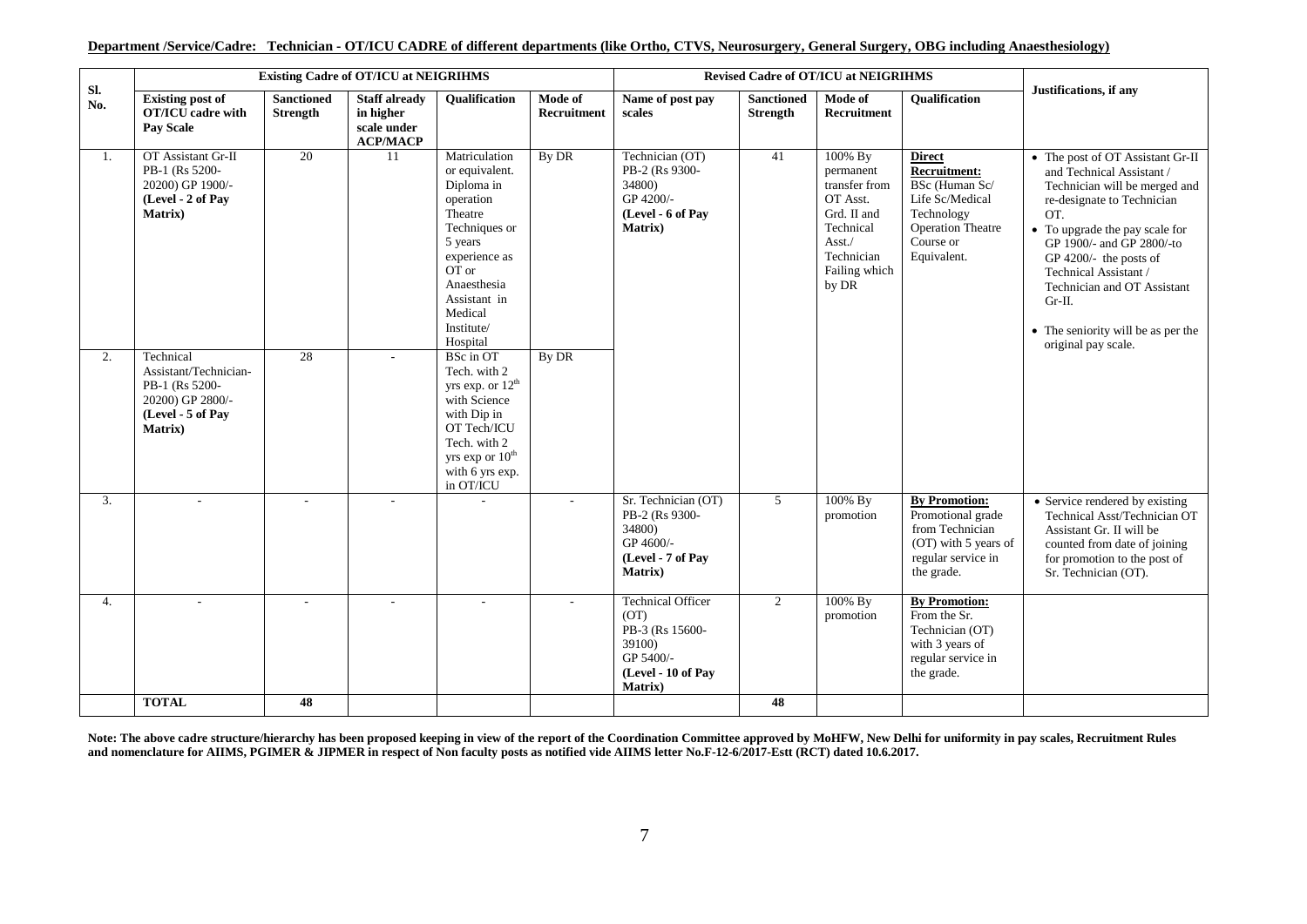**Department /Service/Cadre: Technician - OT/ICU CADRE of different departments (like Ortho, CTVS, Neurosurgery, General Surgery, OBG including Anaesthesiology)**

| Sl. No. | Existing Cadre of OT/ICU at NEIGRIHMS | | | | | Revised Cadre of OT/ICU at NEIGRIHMS | | | | Justifications, if any |
|---|---|---|---|---|---|---|---|---|---|---|
| | **Existing post of OT/ICU cadre with Pay Scale** | **Sanctioned Strength** | **Staff already in higher scale under ACP/MACP** | **Qualification** | **Mode of Recruitment** | **Name of post pay scales** | **Sanctioned Strength** | **Mode of Recruitment** | **Qualification** | |
| 1. | OT Assistant Gr-II PB-1 (Rs 5200-20200) GP 1900/- **(Level - 2 of Pay Matrix)** | 20 | 11 | Matriculation or equivalent. Diploma in operation Theatre Techniques or 5 years experience as OT or Anaesthesia Assistant in Medical Institute/ Hospital | By DR | Technician (OT) PB-2 (Rs 9300-34800) GP 4200/- **(Level - 6 of Pay Matrix)** | 41 | 100% By permanent transfer from OT Asst. Grd. II and Technical Asst./ Technician Failing which by DR | **Direct Recruitment:** BSc (Human Sc/ Life Sc/Medical Technology Operation Theatre Course or Equivalent. | • The post of OT Assistant Gr-II and Technical Assistant / Technician will be merged and re-designate to Technician OT. • To upgrade the pay scale for GP 1900/- and GP 2800/-to GP 4200/- the posts of Technical Assistant / Technician and OT Assistant Gr-II. • The seniority will be as per the original pay scale. |
| 2. | Technical Assistant/Technician-PB-1 (Rs 5200-20200) GP 2800/- **(Level - 5 of Pay Matrix)** | 28 | - | BSc in OT Tech. with 2 yrs exp. or 12th with Science with Dip in OT Tech/ICU Tech. with 2 yrs exp or 10th with 6 yrs exp. in OT/ICU | By DR | | | | | |
| 3. | - | - | - | - | - | Sr. Technician (OT) PB-2 (Rs 9300-34800) GP 4600/- **(Level - 7 of Pay Matrix)** | 5 | 100% By promotion | **By Promotion:** Promotional grade from Technician (OT) with 5 years of regular service in the grade. | • Service rendered by existing Technical Asst/Technician OT Assistant Gr. II will be counted from date of joining for promotion to the post of Sr. Technician (OT). |
| 4. | - | - | - | - | - | Technical Officer (OT) PB-3 (Rs 15600-39100) GP 5400/- **(Level - 10 of Pay Matrix)** | 2 | 100% By promotion | **By Promotion:** From the Sr. Technician (OT) with 3 years of regular service in the grade. | |
| | **TOTAL** | **48** | | | | | **48** | | | |

**Note: The above cadre structure/hierarchy has been proposed keeping in view of the report of the Coordination Committee approved by MoHFW, New Delhi for uniformity in pay scales, Recruitment Rules and nomenclature for AIIMS, PGIMER & JIPMER in respect of Non faculty posts as notified vide AIIMS letter No.F-12-6/2017-Estt (RCT) dated 10.6.2017.**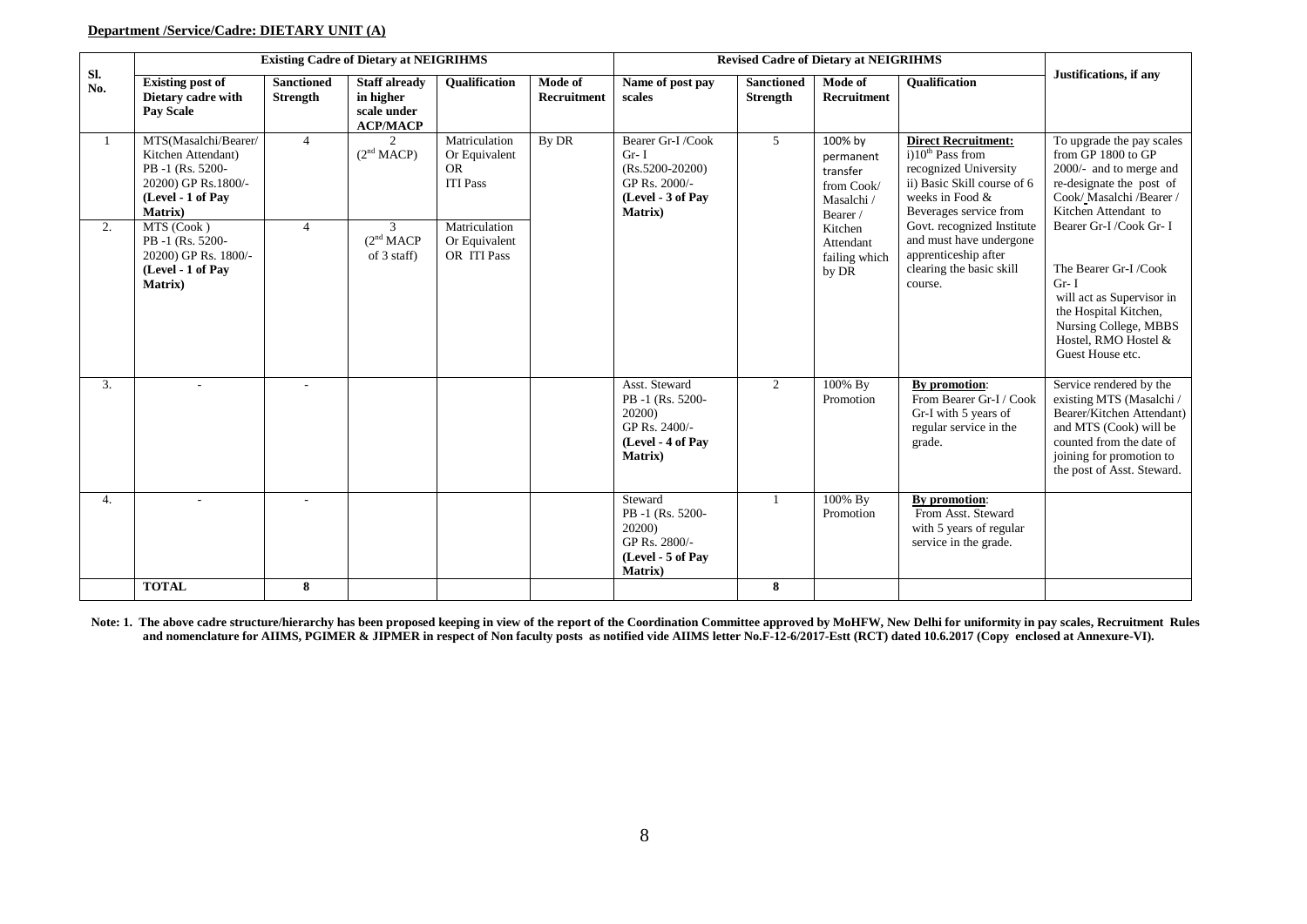**Department /Service/Cadre: DIETARY UNIT (A)**

| Sl. No. | Existing Cadre of Dietary at NEIGRIHMS | | | | | Revised Cadre of Dietary at NEIGRIHMS | | | | Justifications, if any |
|---|---|---|---|---|---|---|---|---|---|---|
| | **Existing post of Dietary cadre with Pay Scale** | **Sanctioned Strength** | **Staff already in higher scale under ACP/MACP** | **Qualification** | **Mode of Recruitment** | **Name of post pay scales** | **Sanctioned Strength** | **Mode of Recruitment** | **Qualification** | |
| 1 | MTS(Masalchi/Bearer/ Kitchen Attendant) PB -1 (Rs. 5200-20200) GP Rs.1800/- **(Level - 1 of Pay Matrix)** | 4 | 2 (2nd MACP) | Matriculation Or Equivalent OR ITI Pass | By DR | Bearer Gr-I /Cook Gr- I (Rs.5200-20200) GP Rs. 2000/- **(Level - 3 of Pay Matrix)** | 5 | 100% by permanent transfer from Cook/ Masalchi / Bearer / Kitchen Attendant failing which by DR | **Direct Recruitment:** i)10th Pass from recognized University ii) Basic Skill course of 6 weeks in Food & Beverages service from Govt. recognized Institute and must have undergone apprenticeship after clearing the basic skill course. | To upgrade the pay scales from GP 1800 to GP 2000/- and to merge and re-designate the post of Cook/ Masalchi /Bearer / Kitchen Attendant to Bearer Gr-I /Cook Gr- I<br><br>The Bearer Gr-I /Cook Gr- I will act as Supervisor in the Hospital Kitchen, Nursing College, MBBS Hostel, RMO Hostel & Guest House etc. |
| 2. | MTS (Cook ) PB -1 (Rs. 5200-20200) GP Rs. 1800/- **(Level - 1 of Pay Matrix)** | 4 | 3 (2nd MACP of 3 staff) | Matriculation Or Equivalent OR ITI Pass | | | | | | |
| 3. | - | - | | | | Asst. Steward PB -1 (Rs. 5200-20200) GP Rs. 2400/- **(Level - 4 of Pay Matrix)** | 2 | 100% By Promotion | **By promotion**: From Bearer Gr-I / Cook Gr-I with 5 years of regular service in the grade. | Service rendered by the existing MTS (Masalchi / Bearer/Kitchen Attendant) and MTS (Cook) will be counted from the date of joining for promotion to the post of Asst. Steward. |
| 4. | - | - | | | | Steward PB -1 (Rs. 5200-20200) GP Rs. 2800/- **(Level - 5 of Pay Matrix)** | 1 | 100% By Promotion | **By promotion**: From Asst. Steward with 5 years of regular service in the grade. | |
| | **TOTAL** | **8** | | | | | **8** | | | |

**Note: 1. The above cadre structure/hierarchy has been proposed keeping in view of the report of the Coordination Committee approved by MoHFW, New Delhi for uniformity in pay scales, Recruitment Rules and nomenclature for AIIMS, PGIMER & JIPMER in respect of Non faculty posts as notified vide AIIMS letter No.F-12-6/2017-Estt (RCT) dated 10.6.2017 (Copy enclosed at Annexure-VI).**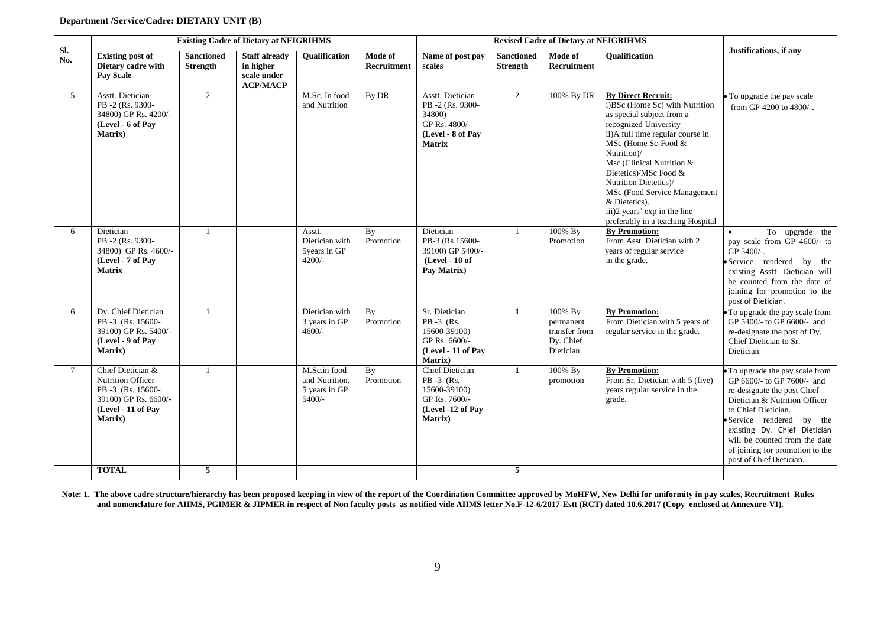**Department /Service/Cadre: DIETARY UNIT (B)**

| Sl. No. | Existing Cadre of Dietary at NEIGRIHMS | | | | | Revised Cadre of Dietary at NEIGRIHMS | | | | Justifications, if any |
|---|---|---|---|---|---|---|---|---|---|---|
| | **Existing post of Dietary cadre with Pay Scale** | **Sanctioned Strength** | **Staff already in higher scale under ACP/MACP** | **Qualification** | **Mode of Recruitment** | **Name of post pay scales** | **Sanctioned Strength** | **Mode of Recruitment** | **Qualification** | |
| 5 | Asstt. Dietician PB -2 (Rs. 9300-34800) GP Rs. 4200/- **(Level - 6 of Pay Matrix)** | 2 | | M.Sc. In food and Nutrition | By DR | Asstt. Dietician PB -2 (Rs. 9300-34800) GP Rs. 4800/- **(Level - 8 of Pay Matrix** | 2 | 100% By DR | **By Direct Recruit:** i)BSc (Home Sc) with Nutrition as special subject from a recognized University ii)A full time regular course in MSc (Home Sc-Food & Nutrition)/ Msc (Clinical Nutrition & Dietetics)/MSc Food & Nutrition Dietetics)/ MSc (Food Service Management & Dietetics). iii)2 years' exp in the line preferably in a teaching Hospital | • To upgrade the pay scale from GP 4200 to 4800/-. |
| 6 | Dietician PB -2 (Rs. 9300-34800) GP Rs. 4600/- **(Level - 7 of Pay Matrix** | 1 | | Asstt. Dietician with 5years in GP 4200/- | By Promotion | Dietician PB-3 (Rs 15600-39100) GP 5400/- **(Level - 10 of Pay Matrix)** | 1 | 100% By Promotion | **By Promotion:** From Asst. Dietician with 2 years of regular service in the grade. | • To upgrade the pay scale from GP 4600/- to GP 5400/-. • Service rendered by the existing Asstt. Dietician will be counted from the date of joining for promotion to the post of Dietician. |
| 6 | Dy. Chief Dietician PB -3 (Rs. 15600-39100) GP Rs. 5400/- **(Level - 9 of Pay Matrix)** | 1 | | Dietician with 3 years in GP 4600/- | By Promotion | Sr. Dietician PB -3 (Rs. 15600-39100) GP Rs. 6600/- **(Level - 11 of Pay Matrix)** | **1** | 100% By permanent transfer from Dy. Chief Dietician | **By Promotion:** From Dietician with 5 years of regular service in the grade. | • To upgrade the pay scale from GP 5400/- to GP 6600/- and re-designate the post of Dy. Chief Dietician to Sr. Dietician |
| 7 | Chief Dietician & Nutrition Officer PB -3 (Rs. 15600-39100) GP Rs. 6600/- **(Level - 11 of Pay Matrix)** | 1 | | M.Sc.in food and Nutrition. 5 years in GP 5400/- | By Promotion | Chief Dietician PB -3 (Rs. 15600-39100) GP Rs. 7600/- **(Level -12 of Pay Matrix)** | **1** | 100% By promotion | **By Promotion:** From Sr. Dietician with 5 (five) years regular service in the grade. | • To upgrade the pay scale from GP 6600/- to GP 7600/- and re-designate the post Chief Dietician & Nutrition Officer to Chief Dietician. • Service rendered by the existing Dy. Chief Dietician will be counted from the date of joining for promotion to the post of Chief Dietician. |
| | **TOTAL** | **5** | | | | | **5** | | | |

**Note: 1. The above cadre structure/hierarchy has been proposed keeping in view of the report of the Coordination Committee approved by MoHFW, New Delhi for uniformity in pay scales, Recruitment Rules and nomenclature for AIIMS, PGIMER & JIPMER in respect of Non faculty posts as notified vide AIIMS letter No.F-12-6/2017-Estt (RCT) dated 10.6.2017 (Copy enclosed at Annexure-VI).**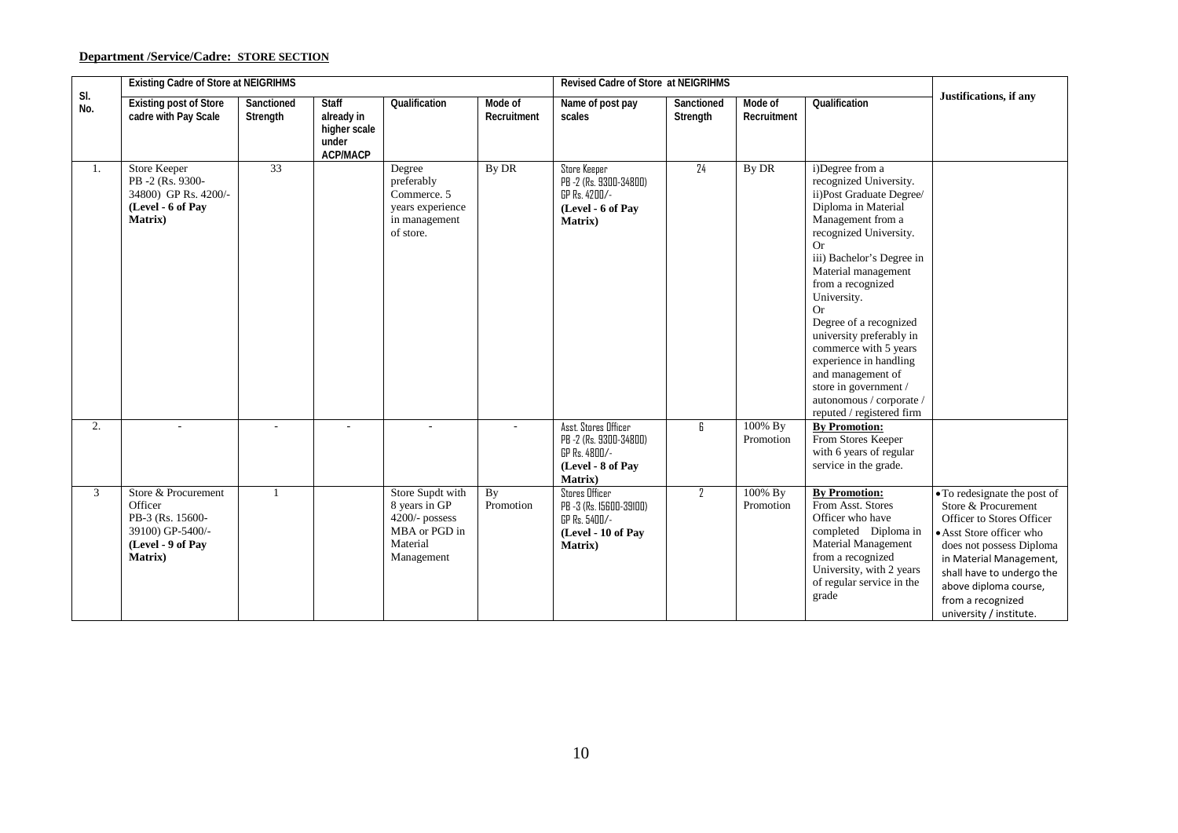**Department /Service/Cadre: STORE SECTION**

| Sl. No. | Existing Cadre of Store at NEIGRIHMS | | | | | Revised Cadre of Store at NEIGRIHMS | | | | Justifications, if any |
|---|---|---|---|---|---|---|---|---|---|---|
| | Existing post of Store cadre with Pay Scale | Sanctioned Strength | Staff already in higher scale under ACP/MACP | Qualification | Mode of Recruitment | Name of post pay scales | Sanctioned Strength | Mode of Recruitment | Qualification | |
| 1. | Store Keeper PB -2 (Rs. 9300-34800) GP Rs. 4200/- **(Level - 6 of Pay Matrix)** | 33 | | Degree preferably Commerce. 5 years experience in management of store. | By DR | Store Keeper PB -2 (Rs. 9300-34800) GP Rs. 4200/- **(Level - 6 of Pay Matrix)** | 24 | By DR | i)Degree from a recognized University. ii)Post Graduate Degree/ Diploma in Material Management from a recognized University. Or iii) Bachelor's Degree in Material management from a recognized University. Or Degree of a recognized university preferably in commerce with 5 years experience in handling and management of store in government / autonomous / corporate / reputed / registered firm | |
| 2. | - | - | - | - | - | Asst. Stores Officer PB -2 (Rs. 9300-34800) GP Rs. 4800/- **(Level - 8 of Pay Matrix)** | 6 | 100% By Promotion | **By Promotion:** From Stores Keeper with 6 years of regular service in the grade. | |
| 3 | Store & Procurement Officer PB-3 (Rs. 15600-39100) GP-5400/- **(Level - 9 of Pay Matrix)** | 1 | | Store Supdt with 8 years in GP 4200/- possess MBA or PGD in Material Management | By Promotion | Stores Officer PB -3 (Rs. 15600-39100) GP Rs. 5400/- **(Level - 10 of Pay Matrix)** | 2 | 100% By Promotion | **By Promotion:** From Asst. Stores Officer who have completed Diploma in Material Management from a recognized University, with 2 years of regular service in the grade | • To redesignate the post of Store & Procurement Officer to Stores Officer • Asst Store officer who does not possess Diploma in Material Management, shall have to undergo the above diploma course, from a recognized university / institute. |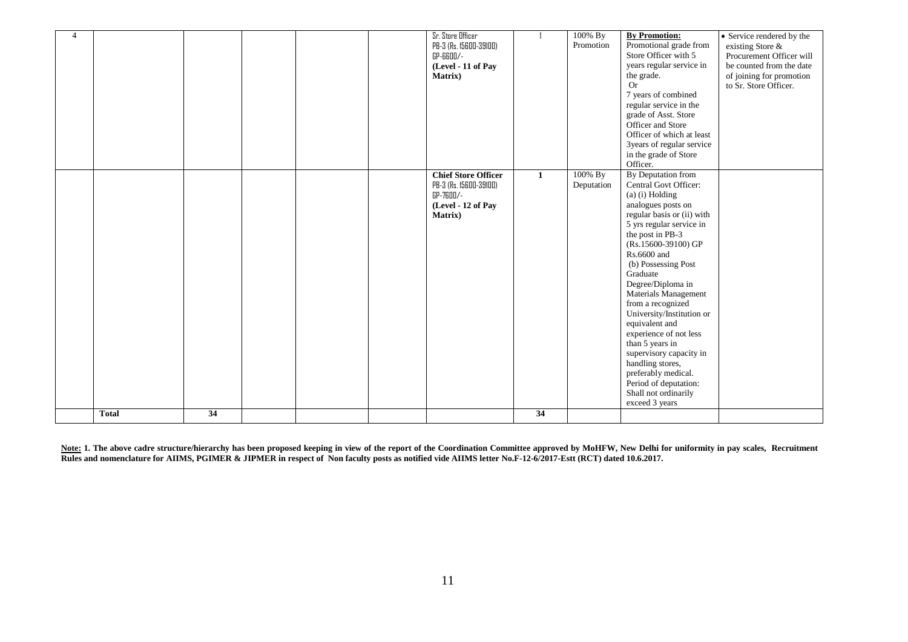| | | | | | | | | | | |
|---|---|---|---|---|---|---|---|---|---|---|
| 4 | | | | | | Sr. Store Officer PB-3 (Rs. 15600-39100) GP-6600/- **(Level - 11 of Pay Matrix)** | 1 | 100% By Promotion | **By Promotion:** Promotional grade from Store Officer with 5 years regular service in the grade. Or 7 years of combined regular service in the grade of Asst. Store Officer and Store Officer of which at least 3years of regular service in the grade of Store Officer. | • Service rendered by the existing Store & Procurement Officer will be counted from the date of joining for promotion to Sr. Store Officer. |
| | | | | | | **Chief Store Officer** PB-3 (Rs. 15600-39100) GP-7600/- **(Level - 12 of Pay Matrix)** | **1** | 100% By Deputation | By Deputation from Central Govt Officer: (a) (i) Holding analogues posts on regular basis or (ii) with 5 yrs regular service in the post in PB-3 (Rs.15600-39100) GP Rs.6600 and (b) Possessing Post Graduate Degree/Diploma in Materials Management from a recognized University/Institution or equivalent and experience of not less than 5 years in supervisory capacity in handling stores, preferably medical. Period of deputation: Shall not ordinarily exceed 3 years | |
| | **Total** | **34** | | | | | **34** | | | |

**<u>Note:</u> 1. The above cadre structure/hierarchy has been proposed keeping in view of the report of the Coordination Committee approved by MoHFW, New Delhi for uniformity in pay scales, Recruitment Rules and nomenclature for AIIMS, PGIMER & JIPMER in respect of Non faculty posts as notified vide AIIMS letter No.F-12-6/2017-Estt (RCT) dated 10.6.2017.**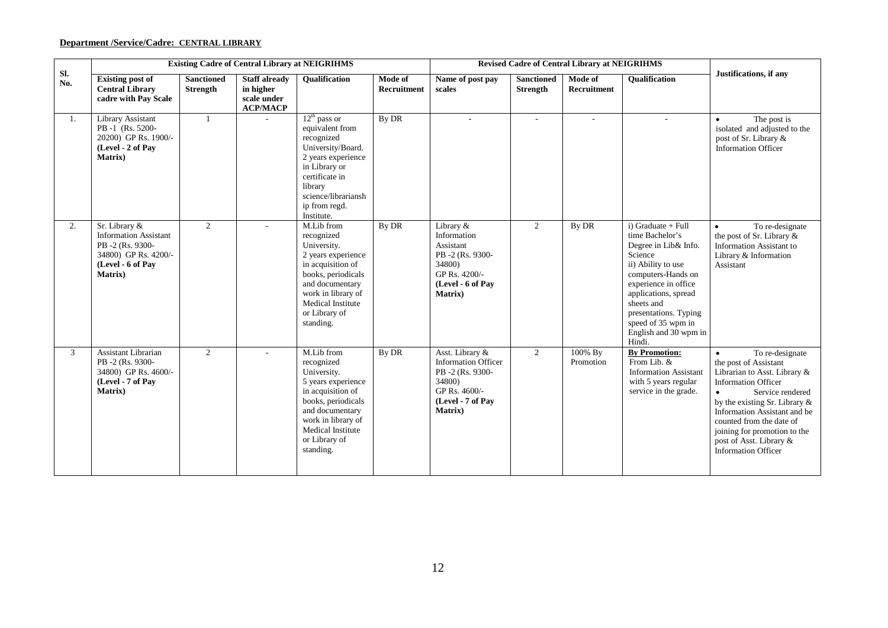**Department /Service/Cadre: CENTRAL LIBRARY**

| Sl. No. | Existing Cadre of Central Library at NEIGRIHMS | | | | | Revised Cadre of Central Library at NEIGRIHMS | | | | Justifications, if any |
|---|---|---|---|---|---|---|---|---|---|---|
| | **Existing post of Central Library cadre with Pay Scale** | **Sanctioned Strength** | **Staff already in higher scale under ACP/MACP** | **Qualification** | **Mode of Recruitment** | **Name of post pay scales** | **Sanctioned Strength** | **Mode of Recruitment** | **Qualification** | |
| 1. | Library Assistant PB -1 (Rs. 5200-20200) GP Rs. 1900/- **(Level - 2 of Pay Matrix)** | 1 | - | 12th pass or equivalent from recognized University/Board. 2 years experience in Library or certificate in library science/librarianship from regd. Institute. | By DR | - | - | - | - | • The post is isolated and adjusted to the post of Sr. Library & Information Officer |
| 2. | Sr. Library & Information Assistant PB -2 (Rs. 9300-34800) GP Rs. 4200/- **(Level - 6 of Pay Matrix)** | 2 | - | M.Lib from recognized University. 2 years experience in acquisition of books, periodicals and documentary work in library of Medical Institute or Library of standing. | By DR | Library & Information Assistant PB -2 (Rs. 9300-34800) GP Rs. 4200/- **(Level - 6 of Pay Matrix)** | 2 | By DR | i) Graduate + Full time Bachelor's Degree in Lib& Info. Science ii) Ability to use computers-Hands on experience in office applications, spread sheets and presentations. Typing speed of 35 wpm in English and 30 wpm in Hindi. | • To re-designate the post of Sr. Library & Information Assistant to Library & Information Assistant |
| 3 | Assistant Librarian PB -2 (Rs. 9300-34800) GP Rs. 4600/- **(Level - 7 of Pay Matrix)** | 2 | - | M.Lib from recognized University. 5 years experience in acquisition of books, periodicals and documentary work in library of Medical Institute or Library of standing. | By DR | Asst. Library & Information Officer PB -2 (Rs. 9300-34800) GP Rs. 4600/- **(Level - 7 of Pay Matrix)** | 2 | 100% By Promotion | **By Promotion:** From Lib. & Information Assistant with 5 years regular service in the grade. | • To re-designate the post of Assistant Librarian to Asst. Library & Information Officer • Service rendered by the existing Sr. Library & Information Assistant and be counted from the date of joining for promotion to the post of Asst. Library & Information Officer |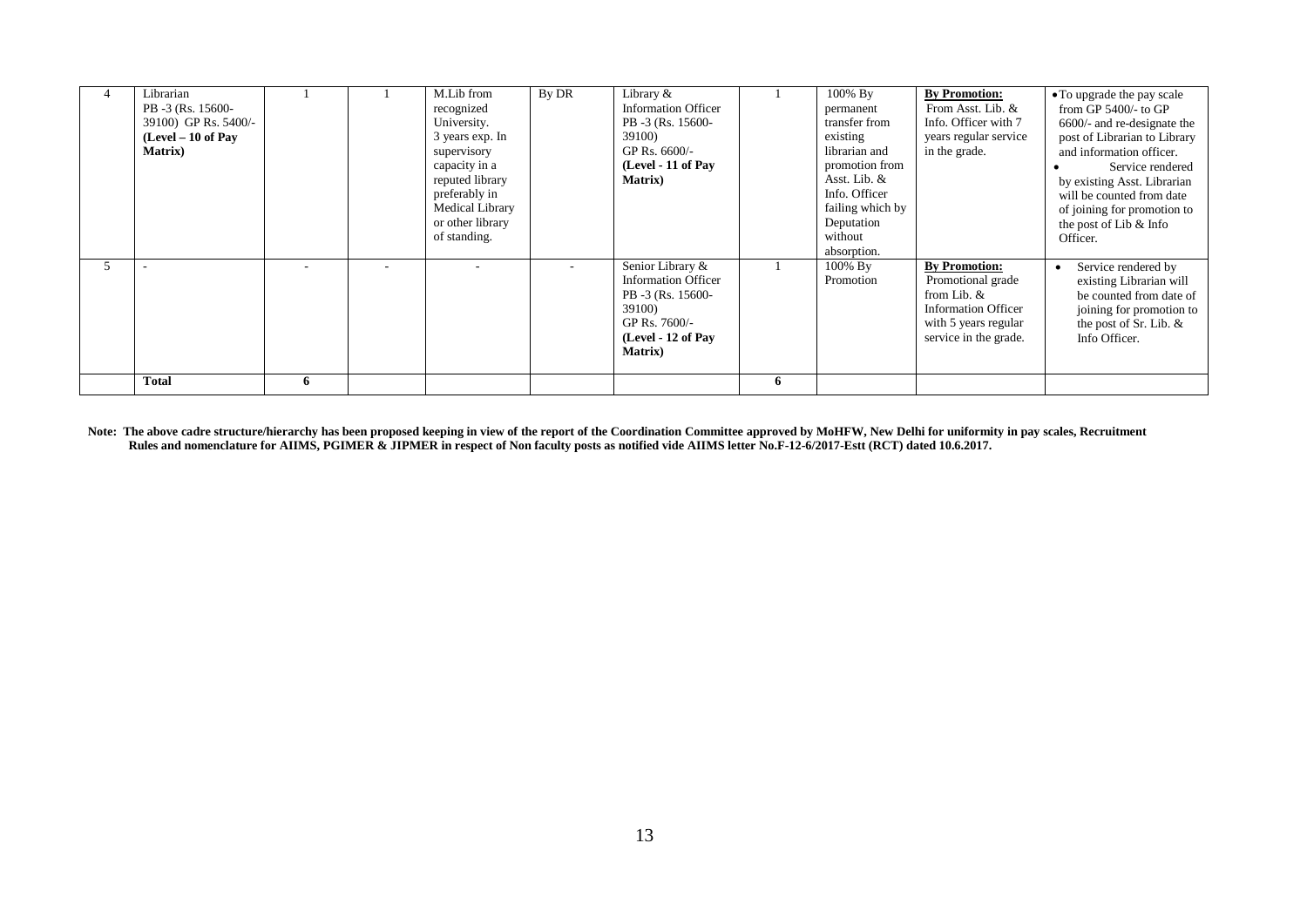| 4 | Librarian PB -3 (Rs. 15600-39100) GP Rs. 5400/- **(Level – 10 of Pay Matrix)** | 1 | 1 | M.Lib from recognized University. 3 years exp. In supervisory capacity in a reputed library preferably in Medical Library or other library of standing. | By DR | Library & Information Officer PB -3 (Rs. 15600-39100) GP Rs. 6600/- **(Level - 11 of Pay Matrix)** | 1 | 100% By permanent transfer from existing librarian and promotion from Asst. Lib. & Info. Officer failing which by Deputation without absorption. | **By Promotion:** From Asst. Lib. & Info. Officer with 7 years regular service in the grade. | • To upgrade the pay scale from GP 5400/- to GP 6600/- and re-designate the post of Librarian to Library and information officer. • Service rendered by existing Asst. Librarian will be counted from date of joining for promotion to the post of Lib & Info Officer. |
|---|---|---|---|---|---|---|---|---|---|---|
| 5 | - | - | - | - | - | Senior Library & Information Officer PB -3 (Rs. 15600-39100) GP Rs. 7600/- **(Level - 12 of Pay Matrix)** | 1 | 100% By Promotion | **By Promotion:** Promotional grade from Lib. & Information Officer with 5 years regular service in the grade. | • Service rendered by existing Librarian will be counted from date of joining for promotion to the post of Sr. Lib. & Info Officer. |
| | **Total** | **6** | | | | | **6** | | | |

**Note: The above cadre structure/hierarchy has been proposed keeping in view of the report of the Coordination Committee approved by MoHFW, New Delhi for uniformity in pay scales, Recruitment Rules and nomenclature for AIIMS, PGIMER & JIPMER in respect of Non faculty posts as notified vide AIIMS letter No.F-12-6/2017-Estt (RCT) dated 10.6.2017.**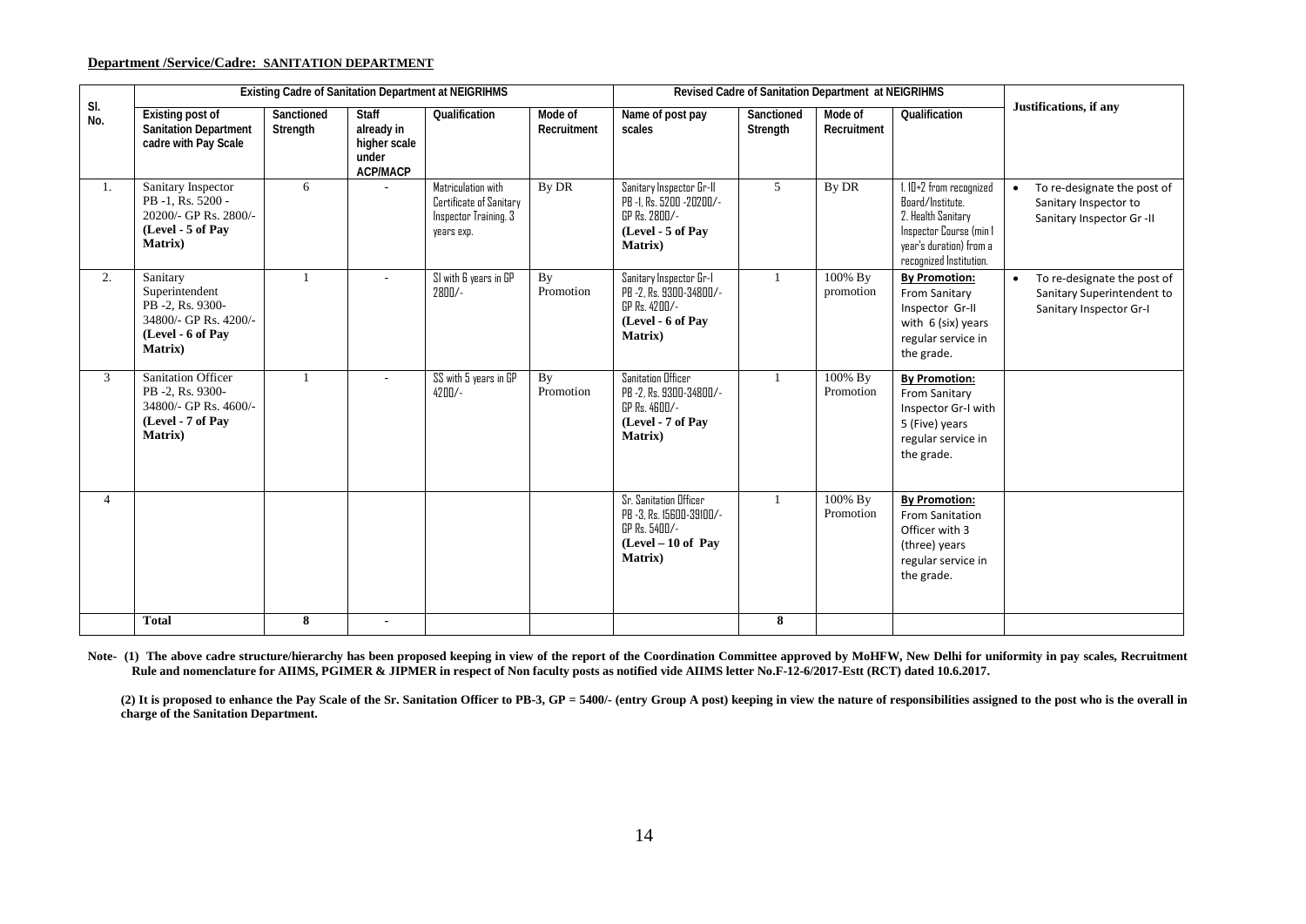**Department /Service/Cadre: SANITATION DEPARTMENT**

| Sl. No. | Existing Cadre of Sanitation Department at NEIGRIHMS | | | | | Revised Cadre of Sanitation Department at NEIGRIHMS | | | | Justifications, if any |
|---|---|---|---|---|---|---|---|---|---|---|
| | Existing post of Sanitation Department cadre with Pay Scale | Sanctioned Strength | Staff already in higher scale under ACP/MACP | Qualification | Mode of Recruitment | Name of post pay scales | Sanctioned Strength | Mode of Recruitment | Qualification | |
| 1. | Sanitary Inspector PB -1, Rs. 5200 - 20200/- GP Rs. 2800/- **(Level - 5 of Pay Matrix)** | 6 | - | Matriculation with Certificate of Sanitary Inspector Training. 3 years exp. | By DR | Sanitary Inspector Gr-II PB -I, Rs. 5200 -20200/- GP Rs. 2800/- **(Level - 5 of Pay Matrix)** | 5 | By DR | 1. 10+2 from recognized Board/Institute. 2. Health Sanitary Inspector Course (min 1 year's duration) from a recognized Institution. | • To re-designate the post of Sanitary Inspector to Sanitary Inspector Gr -II |
| 2. | Sanitary Superintendent PB -2, Rs. 9300-34800/- GP Rs. 4200/- **(Level - 6 of Pay Matrix)** | 1 | - | SI with 6 years in GP 2800/- | By Promotion | Sanitary Inspector Gr-I PB -2, Rs. 9300-34800/- GP Rs. 4200/- **(Level - 6 of Pay Matrix)** | 1 | 100% By promotion | **By Promotion:** From Sanitary Inspector Gr-II with 6 (six) years regular service in the grade. | • To re-designate the post of Sanitary Superintendent to Sanitary Inspector Gr-I |
| 3 | Sanitation Officer PB -2, Rs. 9300-34800/- GP Rs. 4600/- **(Level - 7 of Pay Matrix)** | 1 | - | SS with 5 years in GP 4200/- | By Promotion | Sanitation Officer PB -2, Rs. 9300-34800/- GP Rs. 4600/- **(Level - 7 of Pay Matrix)** | 1 | 100% By Promotion | **By Promotion:** From Sanitary Inspector Gr-I with 5 (Five) years regular service in the grade. | |
| 4 | | | | | | Sr. Sanitation Officer PB -3, Rs. 15600-39100/- GP Rs. 5400/- **(Level – 10 of Pay Matrix)** | 1 | 100% By Promotion | **By Promotion:** From Sanitation Officer with 3 (three) years regular service in the grade. | |
| | **Total** | **8** | **-** | | | | **8** | | | |

**Note- (1) The above cadre structure/hierarchy has been proposed keeping in view of the report of the Coordination Committee approved by MoHFW, New Delhi for uniformity in pay scales, Recruitment Rule and nomenclature for AIIMS, PGIMER & JIPMER in respect of Non faculty posts as notified vide AIIMS letter No.F-12-6/2017-Estt (RCT) dated 10.6.2017.**

**(2) It is proposed to enhance the Pay Scale of the Sr. Sanitation Officer to PB-3, GP = 5400/- (entry Group A post) keeping in view the nature of responsibilities assigned to the post who is the overall in charge of the Sanitation Department.**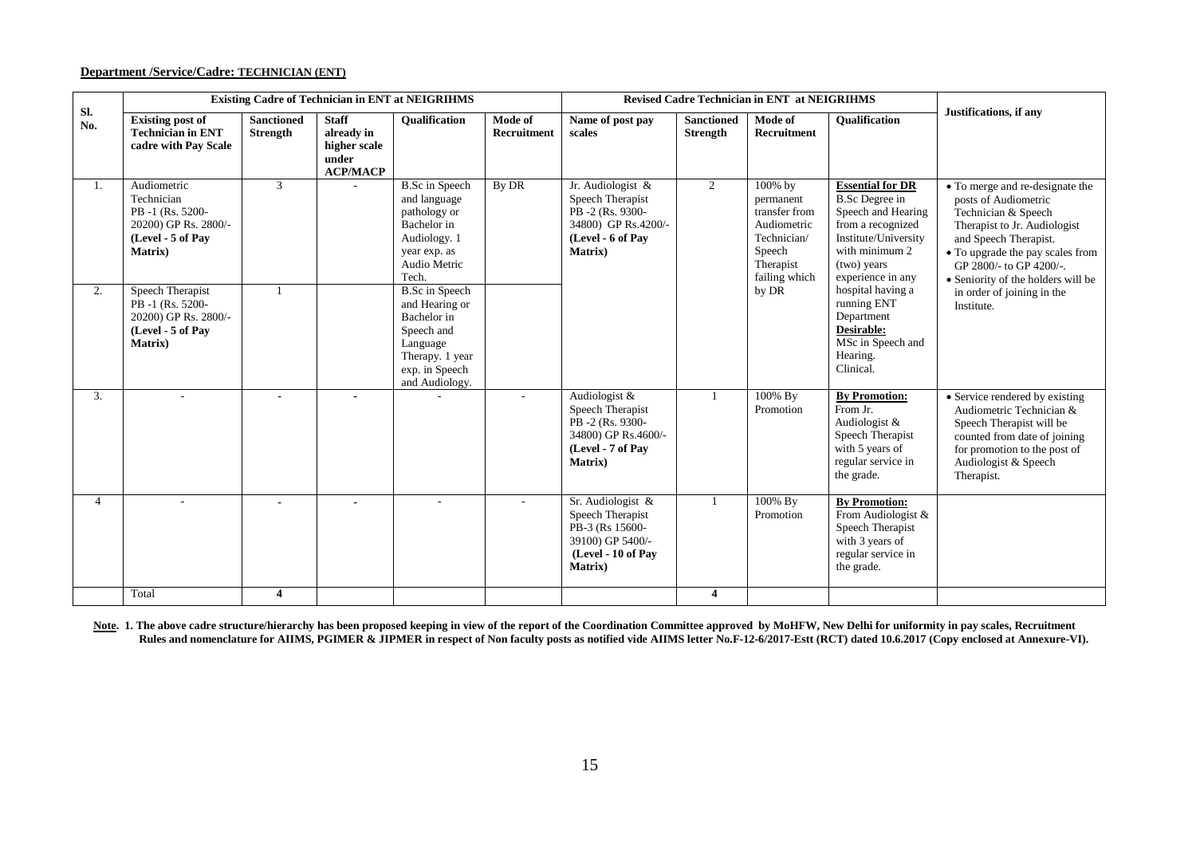**Department /Service/Cadre: TECHNICIAN (ENT)**

| Sl. No. | Existing Cadre of Technician in ENT at NEIGRIHMS | | | | | Revised Cadre Technician in ENT at NEIGRIHMS | | | | Justifications, if any |
|---|---|---|---|---|---|---|---|---|---|---|
| | **Existing post of Technician in ENT cadre with Pay Scale** | **Sanctioned Strength** | **Staff already in higher scale under ACP/MACP** | **Qualification** | **Mode of Recruitment** | **Name of post pay scales** | **Sanctioned Strength** | **Mode of Recruitment** | **Qualification** | |
| 1. | Audiometric Technician PB -1 (Rs. 5200-20200) GP Rs. 2800/- **(Level - 5 of Pay Matrix)** | 3 | - | B.Sc in Speech and language pathology or Bachelor in Audiology. 1 year exp. as Audio Metric Tech. | By DR | Jr. Audiologist & Speech Therapist PB -2 (Rs. 9300-34800) GP Rs.4200/- **(Level - 6 of Pay Matrix)** | 2 | 100% by permanent transfer from Audiometric Technician/ Speech Therapist failing which by DR | **Essential for DR** B.Sc Degree in Speech and Hearing from a recognized Institute/University with minimum 2 (two) years experience in any hospital having a running ENT Department **Desirable:** MSc in Speech and Hearing. Clinical. | • To merge and re-designate the posts of Audiometric Technician & Speech Therapist to Jr. Audiologist and Speech Therapist. • To upgrade the pay scales from GP 2800/- to GP 4200/-. • Seniority of the holders will be in order of joining in the Institute. |
| 2. | Speech Therapist PB -1 (Rs. 5200-20200) GP Rs. 2800/- **(Level - 5 of Pay Matrix)** | 1 | | B.Sc in Speech and Hearing or Bachelor in Speech and Language Therapy. 1 year exp. in Speech and Audiology. | | | | | | |
| 3. | - | - | - | - | - | Audiologist & Speech Therapist PB -2 (Rs. 9300-34800) GP Rs.4600/- **(Level - 7 of Pay Matrix)** | 1 | 100% By Promotion | **By Promotion:** From Jr. Audiologist & Speech Therapist with 5 years of regular service in the grade. | • Service rendered by existing Audiometric Technician & Speech Therapist will be counted from date of joining for promotion to the post of Audiologist & Speech Therapist. |
| 4 | - | - | - | - | - | Sr. Audiologist & Speech Therapist PB-3 (Rs 15600-39100) GP 5400/- **(Level - 10 of Pay Matrix)** | 1 | 100% By Promotion | **By Promotion:** From Audiologist & Speech Therapist with 3 years of regular service in the grade. | |
| | Total | **4** | | | | | **4** | | | |

**Note. 1. The above cadre structure/hierarchy has been proposed keeping in view of the report of the Coordination Committee approved by MoHFW, New Delhi for uniformity in pay scales, Recruitment Rules and nomenclature for AIIMS, PGIMER & JIPMER in respect of Non faculty posts as notified vide AIIMS letter No.F-12-6/2017-Estt (RCT) dated 10.6.2017 (Copy enclosed at Annexure-VI).**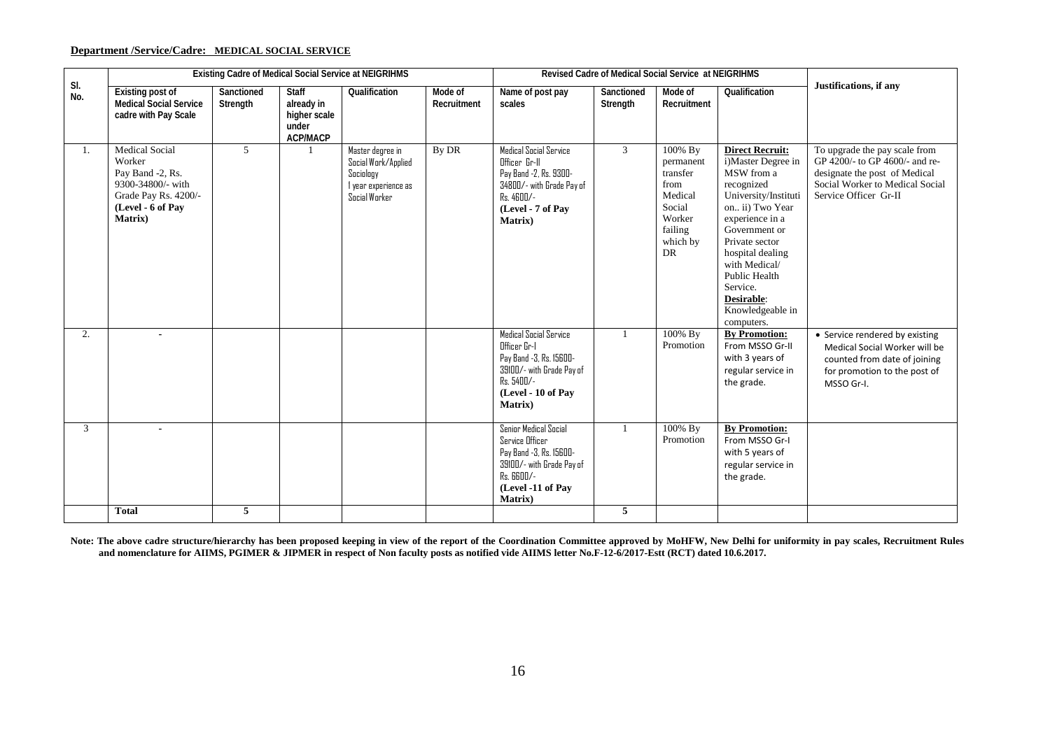**Department /Service/Cadre: MEDICAL SOCIAL SERVICE**

| Sl. No. | Existing Cadre of Medical Social Service at NEIGRIHMS | | | | | Revised Cadre of Medical Social Service at NEIGRIHMS | | | | Justifications, if any |
|---|---|---|---|---|---|---|---|---|---|---|
| | Existing post of Medical Social Service cadre with Pay Scale | Sanctioned Strength | Staff already in higher scale under ACP/MACP | Qualification | Mode of Recruitment | Name of post pay scales | Sanctioned Strength | Mode of Recruitment | Qualification | |
| 1. | Medical Social Worker Pay Band -2, Rs. 9300-34800/- with Grade Pay Rs. 4200/- **(Level - 6 of Pay Matrix)** | 5 | 1 | Master degree in Social Work/Applied Sociology 1 year experience as Social Worker | By DR | Medical Social Service Officer Gr-II Pay Band -2, Rs. 9300-34800/- with Grade Pay of Rs. 4600/- **(Level - 7 of Pay Matrix)** | 3 | 100% By permanent transfer from Medical Social Worker failing which by DR | **Direct Recruit:** i)Master Degree in MSW from a recognized University/Institution.. ii) Two Year experience in a Government or Private sector hospital dealing with Medical/ Public Health Service. **Desirable**: Knowledgeable in computers. | To upgrade the pay scale from GP 4200/- to GP 4600/- and re-designate the post of Medical Social Worker to Medical Social Service Officer Gr-II |
| 2. | - | | | | | Medical Social Service Officer Gr-I Pay Band -3, Rs. 15600-39100/- with Grade Pay of Rs. 5400/- **(Level - 10 of Pay Matrix)** | 1 | 100% By Promotion | **By Promotion:** From MSSO Gr-II with 3 years of regular service in the grade. | • Service rendered by existing Medical Social Worker will be counted from date of joining for promotion to the post of MSSO Gr-I. |
| 3 | - | | | | | Senior Medical Social Service Officer Pay Band -3, Rs. 15600-39100/- with Grade Pay of Rs. 6600/- **(Level -11 of Pay Matrix)** | 1 | 100% By Promotion | **By Promotion:** From MSSO Gr-I with 5 years of regular service in the grade. | |
| | **Total** | **5** | | | | | **5** | | | |

**Note: The above cadre structure/hierarchy has been proposed keeping in view of the report of the Coordination Committee approved by MoHFW, New Delhi for uniformity in pay scales, Recruitment Rules and nomenclature for AIIMS, PGIMER & JIPMER in respect of Non faculty posts as notified vide AIIMS letter No.F-12-6/2017-Estt (RCT) dated 10.6.2017.**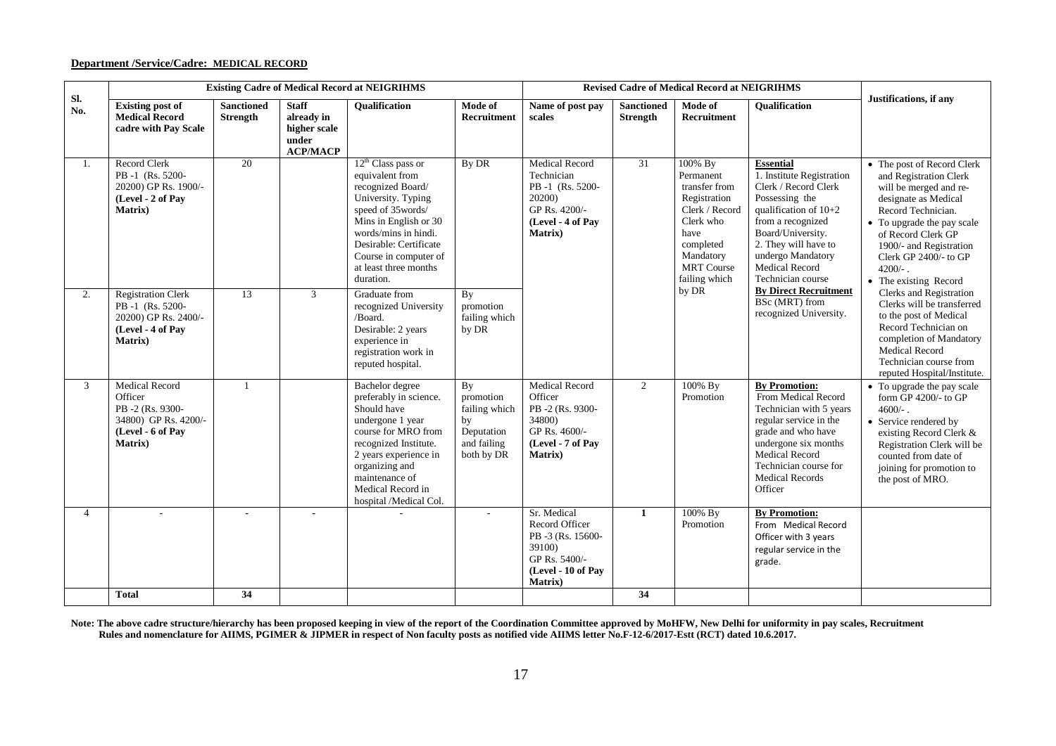**Department /Service/Cadre: MEDICAL RECORD**

| Sl. No. | Existing Cadre of Medical Record at NEIGRIHMS | | | | | Revised Cadre of Medical Record at NEIGRIHMS | | | | Justifications, if any |
|---|---|---|---|---|---|---|---|---|---|---|
| | **Existing post of Medical Record cadre with Pay Scale** | **Sanctioned Strength** | **Staff already in higher scale under ACP/MACP** | **Qualification** | **Mode of Recruitment** | **Name of post pay scales** | **Sanctioned Strength** | **Mode of Recruitment** | **Qualification** | |
| 1. | Record Clerk PB -1 (Rs. 5200-20200) GP Rs. 1900/- **(Level - 2 of Pay Matrix)** | 20 | | 12th Class pass or equivalent from recognized Board/ University. Typing speed of 35words/ Mins in English or 30 words/mins in hindi. Desirable: Certificate Course in computer of at least three months duration. | By DR | Medical Record Technician PB -1 (Rs. 5200-20200) GP Rs. 4200/- **(Level - 4 of Pay Matrix)** | 31 | 100% By Permanent transfer from Registration Clerk / Record Clerk who have completed Mandatory MRT Course failing which by DR | **Essential** 1. Institute Registration Clerk / Record Clerk Possessing the qualification of 10+2 from a recognized Board/University. 2. They will have to undergo Mandatory Medical Record Technician course **By Direct Recruitment** BSc (MRT) from recognized University. | • The post of Record Clerk and Registration Clerk will be merged and re-designate as Medical Record Technician. • To upgrade the pay scale of Record Clerk GP 1900/- and Registration Clerk GP 2400/- to GP 4200/- . • The existing Record Clerks and Registration Clerks will be transferred to the post of Medical Record Technician on completion of Mandatory Medical Record Technician course from reputed Hospital/Institute. |
| 2. | Registration Clerk PB -1 (Rs. 5200-20200) GP Rs. 2400/- **(Level - 4 of Pay Matrix)** | 13 | 3 | Graduate from recognized University /Board. Desirable: 2 years experience in registration work in reputed hospital. | By promotion failing which by DR | | | | | |
| 3 | Medical Record Officer PB -2 (Rs. 9300-34800) GP Rs. 4200/- **(Level - 6 of Pay Matrix)** | 1 | | Bachelor degree preferably in science. Should have undergone 1 year course for MRO from recognized Institute. 2 years experience in organizing and maintenance of Medical Record in hospital /Medical Col. | By promotion failing which by Deputation and failing both by DR | Medical Record Officer PB -2 (Rs. 9300-34800) GP Rs. 4600/- **(Level - 7 of Pay Matrix)** | 2 | 100% By Promotion | **By Promotion:** From Medical Record Technician with 5 years regular service in the grade and who have undergone six months Medical Record Technician course for Medical Records Officer | • To upgrade the pay scale form GP 4200/- to GP 4600/- . • Service rendered by existing Record Clerk & Registration Clerk will be counted from date of joining for promotion to the post of MRO. |
| 4 | - | - | - | - | - | Sr. Medical Record Officer PB -3 (Rs. 15600-39100) GP Rs. 5400/- **(Level - 10 of Pay Matrix)** | **1** | 100% By Promotion | **By Promotion:** From Medical Record Officer with 3 years regular service in the grade. | |
| | **Total** | **34** | | | | | **34** | | | |

**Note: The above cadre structure/hierarchy has been proposed keeping in view of the report of the Coordination Committee approved by MoHFW, New Delhi for uniformity in pay scales, Recruitment Rules and nomenclature for AIIMS, PGIMER & JIPMER in respect of Non faculty posts as notified vide AIIMS letter No.F-12-6/2017-Estt (RCT) dated 10.6.2017.**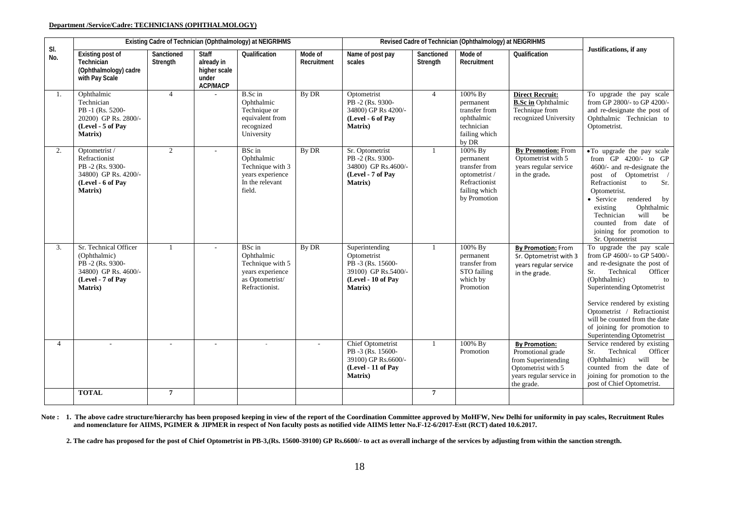**Department /Service/Cadre: TECHNICIANS (OPHTHALMOLOGY)**

| Sl. No. | Existing Cadre of Technician (Ophthalmology) at NEIGRIHMS | | | | | Revised Cadre of Technician (Ophthalmology) at NEIGRIHMS | | | | Justifications, if any |
|---|---|---|---|---|---|---|---|---|---|---|
| | Existing post of Technician (Ophthalmology) cadre with Pay Scale | Sanctioned Strength | Staff already in higher scale under ACP/MACP | Qualification | Mode of Recruitment | Name of post pay scales | Sanctioned Strength | Mode of Recruitment | Qualification | |
| 1. | Ophthalmic Technician PB -1 (Rs. 5200-20200) GP Rs. 2800/- **(Level - 5 of Pay Matrix)** | 4 | - | B.Sc in Ophthalmic Technique or equivalent from recognized University | By DR | Optometrist PB -2 (Rs. 9300-34800) GP Rs 4200/- **(Level - 6 of Pay Matrix)** | 4 | 100% By permanent transfer from ophthalmic technician failing which by DR | **Direct Recruit:** **B.Sc in** Ophthalmic Technique from recognized University | To upgrade the pay scale from GP 2800/- to GP 4200/- and re-designate the post of Ophthalmic Technician to Optometrist. |
| 2. | Optometrist / Refractionist PB -2 (Rs. 9300-34800) GP Rs. 4200/- **(Level - 6 of Pay Matrix)** | 2 | - | BSc in Ophthalmic Technique with 3 years experience In the relevant field. | By DR | Sr. Optometrist PB -2 (Rs. 9300-34800) GP Rs.4600/- **(Level - 7 of Pay Matrix)** | 1 | 100% By permanent transfer from optometrist / Refractionist failing which by Promotion | **By Promotion:** From Optometrist with 5 years regular service in the grade. | • To upgrade the pay scale from GP 4200/- to GP 4600/- and re-designate the post of Optometrist / Refractionist to Sr. Optometrist. • Service rendered by existing Ophthalmic Technician will be counted from date of joining for promotion to Sr. Optometrist |
| 3. | Sr. Technical Officer (Ophthalmic) PB -2 (Rs. 9300-34800) GP Rs. 4600/- **(Level - 7 of Pay Matrix)** | 1 | - | BSc in Ophthalmic Technique with 5 years experience as Optometrist/ Refractionist. | By DR | Superintending Optometrist PB -3 (Rs. 15600-39100) GP Rs.5400/- **(Level - 10 of Pay Matrix)** | 1 | 100% By permanent transfer from STO failing which by Promotion | **By Promotion:** From Sr. Optometrist with 3 years regular service in the grade. | To upgrade the pay scale from GP 4600/- to GP 5400/- and re-designate the post of Sr. Technical Officer (Ophthalmic) to Superintending Optometrist<br><br>Service rendered by existing Optometrist / Refractionist will be counted from the date of joining for promotion to Superintending Optometrist |
| 4 | - | - | - | - | - | Chief Optometrist PB -3 (Rs. 15600-39100) GP Rs.6600/- **(Level - 11 of Pay Matrix)** | 1 | 100% By Promotion | **By Promotion:** Promotional grade from Superintending Optometrist with 5 years regular service in the grade. | Service rendered by existing Sr. Technical Officer (Ophthalmic) will be counted from the date of joining for promotion to the post of Chief Optometrist. |
| | **TOTAL** | **7** | | | | | **7** | | | |

**Note : 1. The above cadre structure/hierarchy has been proposed keeping in view of the report of the Coordination Committee approved by MoHFW, New Delhi for uniformity in pay scales, Recruitment Rules and nomenclature for AIIMS, PGIMER & JIPMER in respect of Non faculty posts as notified vide AIIMS letter No.F-12-6/2017-Estt (RCT) dated 10.6.2017.**

**2. The cadre has proposed for the post of Chief Optometrist in PB-3,(Rs. 15600-39100) GP Rs.6600/- to act as overall incharge of the services by adjusting from within the sanction strength.**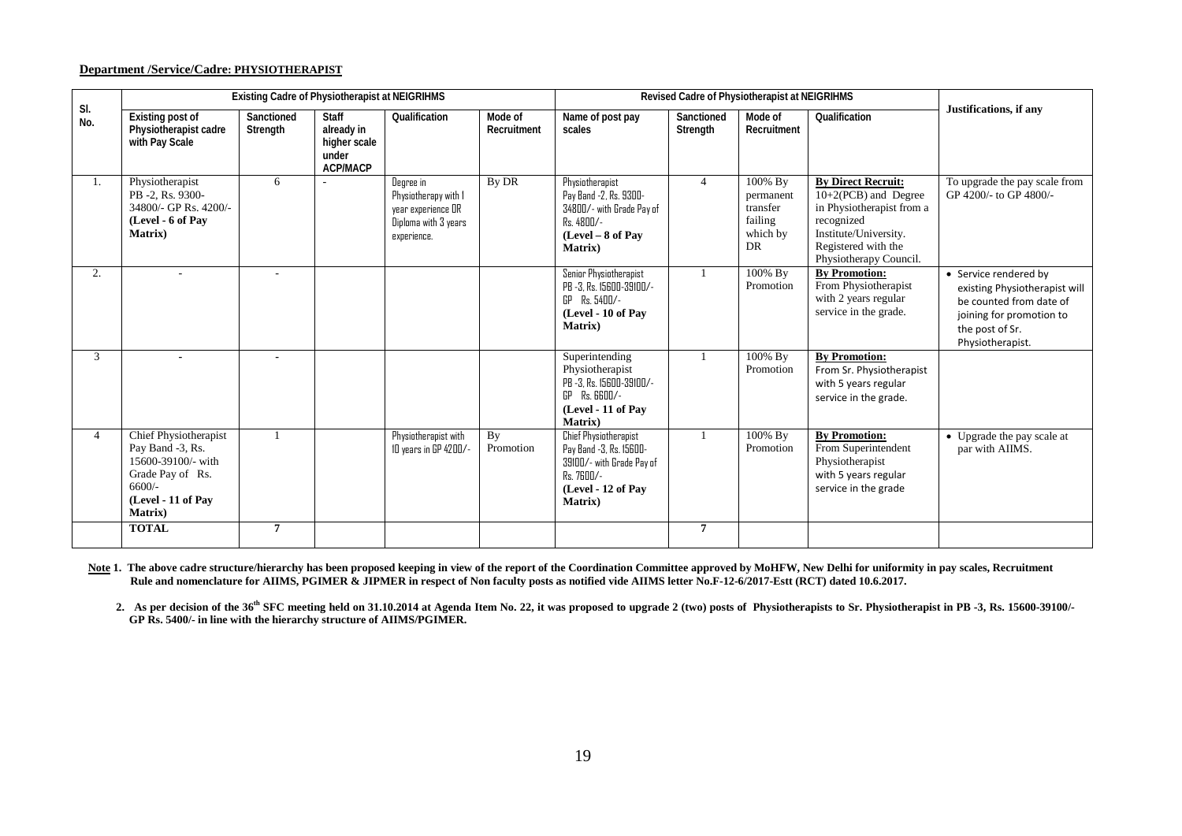**Department /Service/Cadre: PHYSIOTHERAPIST**

| Sl. No. | Existing Cadre of Physiotherapist at NEIGRIHMS | | | | | Revised Cadre of Physiotherapist at NEIGRIHMS | | | | Justifications, if any |
|---|---|---|---|---|---|---|---|---|---|---|
| | Existing post of Physiotherapist cadre with Pay Scale | Sanctioned Strength | Staff already in higher scale under ACP/MACP | Qualification | Mode of Recruitment | Name of post pay scales | Sanctioned Strength | Mode of Recruitment | Qualification | |
| 1. | Physiotherapist PB -2, Rs. 9300-34800/- GP Rs. 4200/- **(Level - 6 of Pay Matrix)** | 6 | - | Degree in Physiotherapy with 1 year experience OR Diploma with 3 years experience. | By DR | Physiotherapist Pay Band -2, Rs. 9300-34800/- with Grade Pay of Rs. 4800/- **(Level – 8 of Pay Matrix)** | 4 | 100% By permanent transfer failing which by DR | **By Direct Recruit:** 10+2(PCB) and Degree in Physiotherapist from a recognized Institute/University. Registered with the Physiotherapy Council. | To upgrade the pay scale from GP 4200/- to GP 4800/- |
| 2. | - | - | | | | Senior Physiotherapist PB -3, Rs. 15600-39100/- GP Rs. 5400/- **(Level - 10 of Pay Matrix)** | 1 | 100% By Promotion | **By Promotion:** From Physiotherapist with 2 years regular service in the grade. | • Service rendered by existing Physiotherapist will be counted from date of joining for promotion to the post of Sr. Physiotherapist. |
| 3 | - | - | | | | Superintending Physiotherapist PB -3, Rs. 15600-39100/- GP Rs. 6600/- **(Level - 11 of Pay Matrix)** | 1 | 100% By Promotion | **By Promotion:** From Sr. Physiotherapist with 5 years regular service in the grade. | |
| 4 | Chief Physiotherapist Pay Band -3, Rs. 15600-39100/- with Grade Pay of Rs. 6600/- **(Level - 11 of Pay Matrix)** | 1 | | Physiotherapist with 10 years in GP 4200/- | By Promotion | Chief Physiotherapist Pay Band -3, Rs. 15600-39100/- with Grade Pay of Rs. 7600/- **(Level - 12 of Pay Matrix)** | 1 | 100% By Promotion | **By Promotion:** From Superintendent Physiotherapist with 5 years regular service in the grade | • Upgrade the pay scale at par with AIIMS. |
| | **TOTAL** | **7** | | | | | **7** | | | |

**Note 1. The above cadre structure/hierarchy has been proposed keeping in view of the report of the Coordination Committee approved by MoHFW, New Delhi for uniformity in pay scales, Recruitment Rule and nomenclature for AIIMS, PGIMER & JIPMER in respect of Non faculty posts as notified vide AIIMS letter No.F-12-6/2017-Estt (RCT) dated 10.6.2017.**

**2. As per decision of the 36th SFC meeting held on 31.10.2014 at Agenda Item No. 22, it was proposed to upgrade 2 (two) posts of Physiotherapists to Sr. Physiotherapist in PB -3, Rs. 15600-39100/- GP Rs. 5400/- in line with the hierarchy structure of AIIMS/PGIMER.**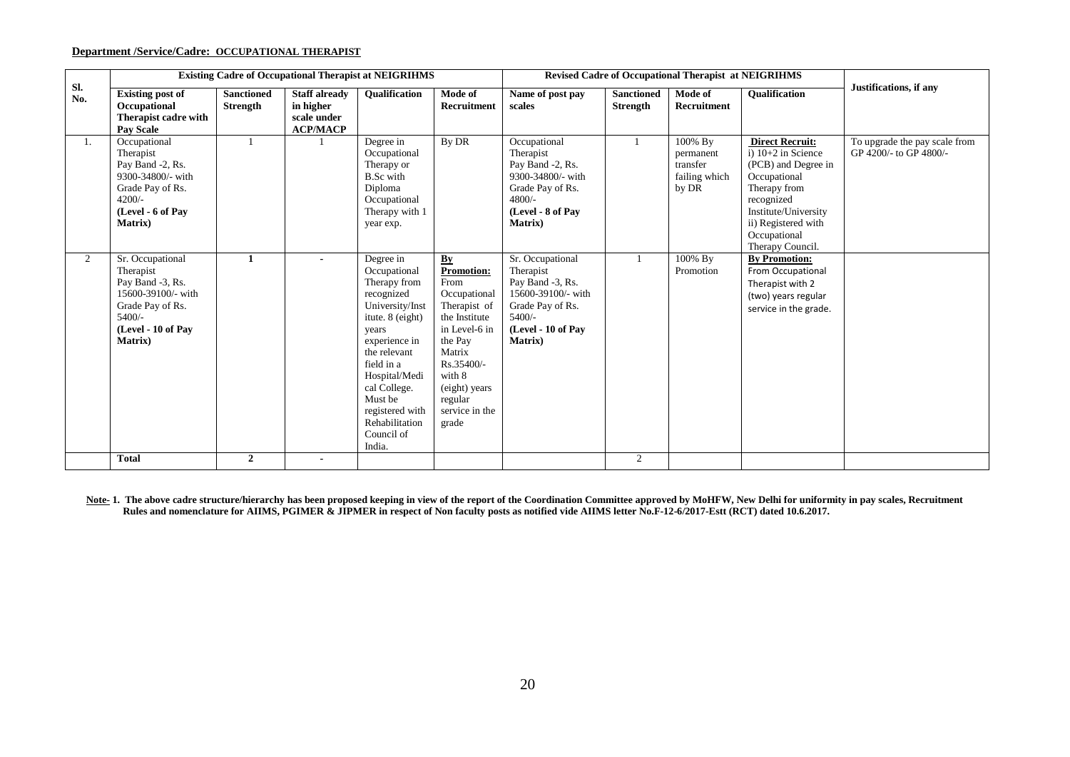**Department /Service/Cadre: OCCUPATIONAL THERAPIST**

| Sl. No. | Existing Cadre of Occupational Therapist at NEIGRIHMS | | | | | Revised Cadre of Occupational Therapist at NEIGRIHMS | | | | Justifications, if any |
|---|---|---|---|---|---|---|---|---|---|---|
| | **Existing post of Occupational Therapist cadre with Pay Scale** | **Sanctioned Strength** | **Staff already in higher scale under ACP/MACP** | **Qualification** | **Mode of Recruitment** | **Name of post pay scales** | **Sanctioned Strength** | **Mode of Recruitment** | **Qualification** | |
| 1. | Occupational Therapist Pay Band -2, Rs. 9300-34800/- with Grade Pay of Rs. 4200/- **(Level - 6 of Pay Matrix)** | 1 | 1 | Degree in Occupational Therapy or B.Sc with Diploma Occupational Therapy with 1 year exp. | By DR | Occupational Therapist Pay Band -2, Rs. 9300-34800/- with Grade Pay of Rs. 4800/- **(Level - 8 of Pay Matrix)** | 1 | 100% By permanent transfer failing which by DR | **Direct Recruit:** i) 10+2 in Science (PCB) and Degree in Occupational Therapy from recognized Institute/University ii) Registered with Occupational Therapy Council. | To upgrade the pay scale from GP 4200/- to GP 4800/- |
| 2 | Sr. Occupational Therapist Pay Band -3, Rs. 15600-39100/- with Grade Pay of Rs. 5400/- **(Level - 10 of Pay Matrix)** | **1** | - | Degree in Occupational Therapy from recognized University/Institute. 8 (eight) years experience in the relevant field in a Hospital/Medical College. Must be registered with Rehabilitation Council of India. | **By Promotion:** From Occupational Therapist of the Institute in Level-6 in the Pay Matrix Rs.35400/- with 8 (eight) years regular service in the grade | Sr. Occupational Therapist Pay Band -3, Rs. 15600-39100/- with Grade Pay of Rs. 5400/- **(Level - 10 of Pay Matrix)** | 1 | 100% By Promotion | **By Promotion:** From Occupational Therapist with 2 (two) years regular service in the grade. | |
| | **Total** | **2** | - | | | | 2 | | | |

**Note- 1. The above cadre structure/hierarchy has been proposed keeping in view of the report of the Coordination Committee approved by MoHFW, New Delhi for uniformity in pay scales, Recruitment Rules and nomenclature for AIIMS, PGIMER & JIPMER in respect of Non faculty posts as notified vide AIIMS letter No.F-12-6/2017-Estt (RCT) dated 10.6.2017.**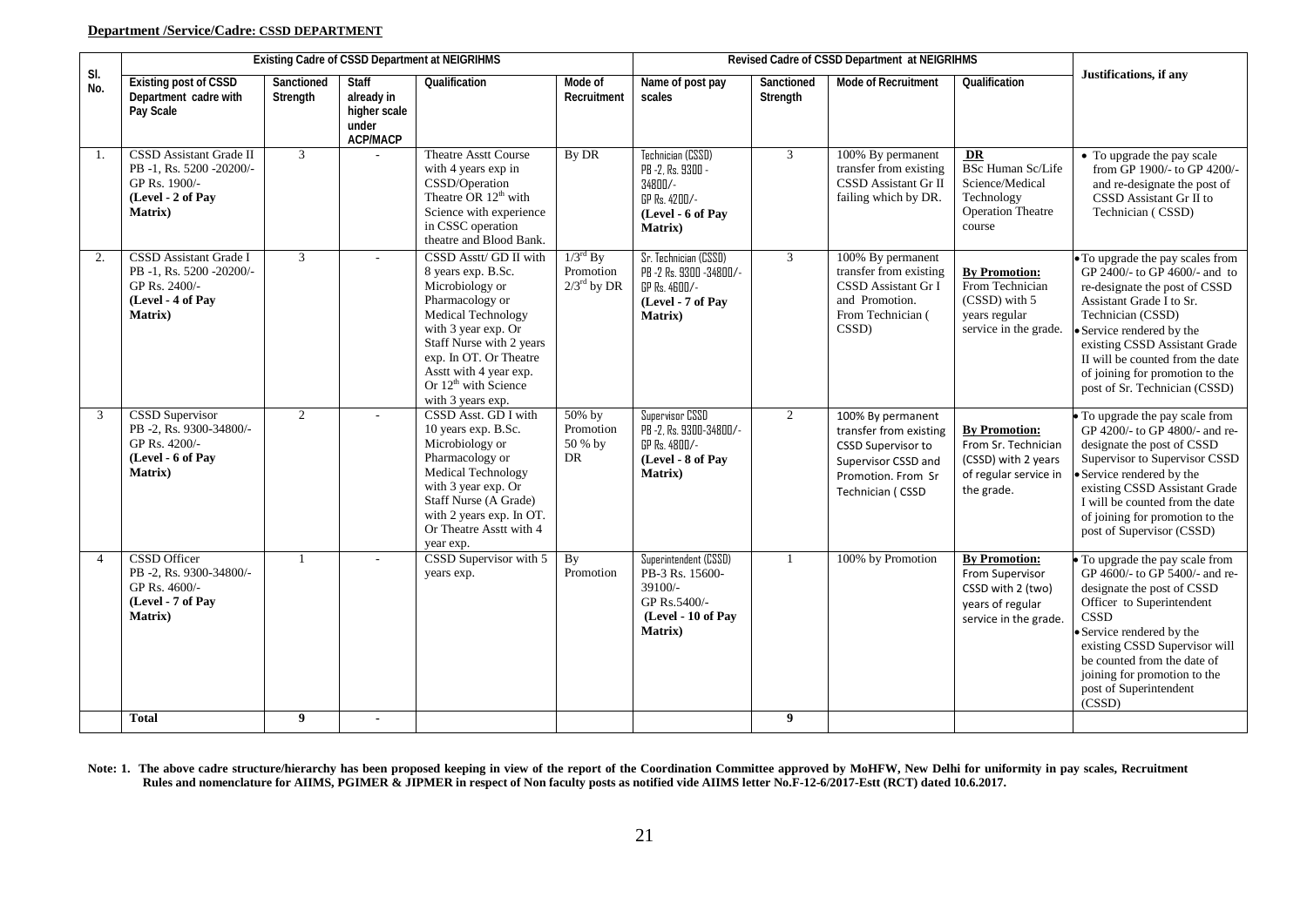**Department /Service/Cadre: CSSD DEPARTMENT**

| Sl. No. | Existing Cadre of CSSD Department at NEIGRIHMS | | | | | Revised Cadre of CSSD Department at NEIGRIHMS | | | | Justifications, if any |
|---|---|---|---|---|---|---|---|---|---|---|
| | Existing post of CSSD Department cadre with Pay Scale | Sanctioned Strength | Staff already in higher scale under ACP/MACP | Qualification | Mode of Recruitment | Name of post pay scales | Sanctioned Strength | Mode of Recruitment | Qualification | |
| 1. | CSSD Assistant Grade II PB -1, Rs. 5200 -20200/- GP Rs. 1900/- **(Level - 2 of Pay Matrix)** | 3 | - | Theatre Asstt Course with 4 years exp in CSSD/Operation Theatre OR 12th with Science with experience in CSSC operation theatre and Blood Bank. | By DR | Technician (CSSD) PB -2, Rs. 9300 - 34800/- GP Rs. 4200/- **(Level - 6 of Pay Matrix)** | 3 | 100% By permanent transfer from existing CSSD Assistant Gr II failing which by DR. | **DR** BSc Human Sc/Life Science/Medical Technology Operation Theatre course | • To upgrade the pay scale from GP 1900/- to GP 4200/- and re-designate the post of CSSD Assistant Gr II to Technician ( CSSD) |
| 2. | CSSD Assistant Grade I PB -1, Rs. 5200 -20200/- GP Rs. 2400/- **(Level - 4 of Pay Matrix)** | 3 | - | CSSD Asstt/ GD II with 8 years exp. B.Sc. Microbiology or Pharmacology or Medical Technology with 3 year exp. Or Staff Nurse with 2 years exp. In OT. Or Theatre Asstt with 4 year exp. Or 12th with Science with 3 years exp. | 1/3rd By Promotion 2/3rd by DR | Sr. Technician (CSSD) PB -2 Rs. 9300 -34800/- GP Rs. 4600/- **(Level - 7 of Pay Matrix)** | 3 | 100% By permanent transfer from existing CSSD Assistant Gr I and Promotion. From Technician ( CSSD) | **By Promotion:** From Technician (CSSD) with 5 years regular service in the grade. | • To upgrade the pay scales from GP 2400/- to GP 4600/- and to re-designate the post of CSSD Assistant Grade I to Sr. Technician (CSSD) • Service rendered by the existing CSSD Assistant Grade II will be counted from the date of joining for promotion to the post of Sr. Technician (CSSD) |
| 3 | CSSD Supervisor PB -2, Rs. 9300-34800/- GP Rs. 4200/- **(Level - 6 of Pay Matrix)** | 2 | - | CSSD Asst. GD I with 10 years exp. B.Sc. Microbiology or Pharmacology or Medical Technology with 3 year exp. Or Staff Nurse (A Grade) with 2 years exp. In OT. Or Theatre Asstt with 4 year exp. | 50% by Promotion 50 % by DR | Supervisor CSSD PB -2, Rs. 9300-34800/- GP Rs. 4800/- **(Level - 8 of Pay Matrix)** | 2 | 100% By permanent transfer from existing CSSD Supervisor to Supervisor CSSD and Promotion. From Sr Technician ( CSSD | **By Promotion:** From Sr. Technician (CSSD) with 2 years of regular service in the grade. | • To upgrade the pay scale from GP 4200/- to GP 4800/- and re-designate the post of CSSD Supervisor to Supervisor CSSD • Service rendered by the existing CSSD Assistant Grade I will be counted from the date of joining for promotion to the post of Supervisor (CSSD) |
| 4 | CSSD Officer PB -2, Rs. 9300-34800/- GP Rs. 4600/- **(Level - 7 of Pay Matrix)** | 1 | - | CSSD Supervisor with 5 years exp. | By Promotion | Superintendent (CSSD) PB-3 Rs. 15600-39100/- GP Rs.5400/- **(Level - 10 of Pay Matrix)** | 1 | 100% by Promotion | **By Promotion:** From Supervisor CSSD with 2 (two) years of regular service in the grade. | • To upgrade the pay scale from GP 4600/- to GP 5400/- and re-designate the post of CSSD Officer to Superintendent CSSD • Service rendered by the existing CSSD Supervisor will be counted from the date of joining for promotion to the post of Superintendent (CSSD) |
| | **Total** | **9** | **-** | | | | **9** | | | |

**Note: 1. The above cadre structure/hierarchy has been proposed keeping in view of the report of the Coordination Committee approved by MoHFW, New Delhi for uniformity in pay scales, Recruitment Rules and nomenclature for AIIMS, PGIMER & JIPMER in respect of Non faculty posts as notified vide AIIMS letter No.F-12-6/2017-Estt (RCT) dated 10.6.2017.**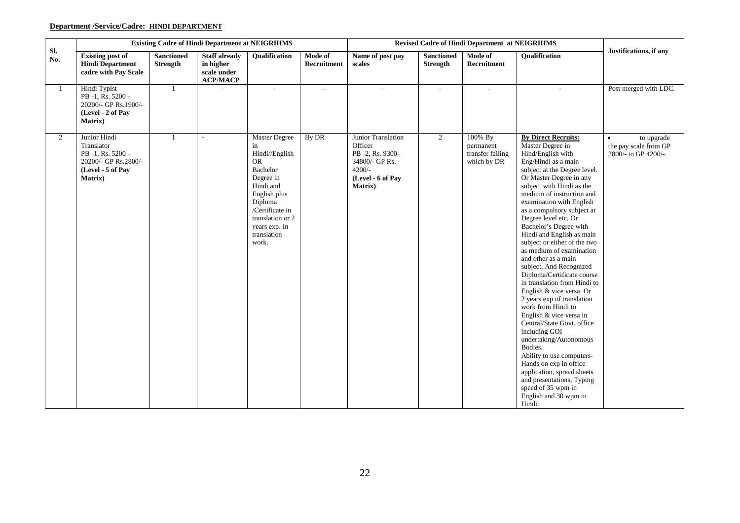**Department /Service/Cadre: HINDI DEPARTMENT**

| Sl. No. | Existing Cadre of Hindi Department at NEIGRIHMS | | | | | Revised Cadre of Hindi Department at NEIGRIHMS | | | | Justifications, if any |
|---|---|---|---|---|---|---|---|---|---|---|
| | **Existing post of Hindi Department cadre with Pay Scale** | **Sanctioned Strength** | **Staff already in higher scale under ACP/MACP** | **Qualification** | **Mode of Recruitment** | **Name of post pay scales** | **Sanctioned Strength** | **Mode of Recruitment** | **Qualification** | |
| 1 | Hindi Typist PB -1, Rs. 5200 - 20200/- GP Rs.1900/- **(Level - 2 of Pay Matrix)** | 1 | - | - | - | - | - | - | - | Post merged with LDC. |
| 2 | Junior Hindi Translator PB -1, Rs. 5200 - 20200/- GP Rs.2800/- **(Level - 5 of Pay Matrix)** | 1 | - | Master Degree in Hindi//English OR Bachelor Degree in Hindi and English plus Diploma /Certificate in translation or 2 years exp. In translation work. | By DR | Junior Translation Officer PB -2, Rs. 9300-34800/- GP Rs. 4200/- **(Level - 6 of Pay Matrix)** | 2 | 100% By permanent transfer failing which by DR | **By Direct Recruits:** Master Degree in Hind/English with Eng/Hindi as a main subject at the Degree level. Or Master Degree in any subject with Hindi as the medium of instruction and examination with English as a compulsory subject at Degree level etc. Or Bachelor's Degree with Hindi and English as main subject or either of the two as medium of examination and other as a main subject. And Recognized Diploma/Certificate course in translation from Hindi to English & vice versa. Or 2 years exp of translation work from Hindi to English & vice versa in Central/State Govt. office including GOI undertaking/Autonomous Bodies. Ability to use computers- Hands on exp in office application, spread sheets and presentations, Typing speed of 35 wpm in English and 30 wpm in Hindi. | • to upgrade the pay scale from GP 2800/- to GP 4200/-. |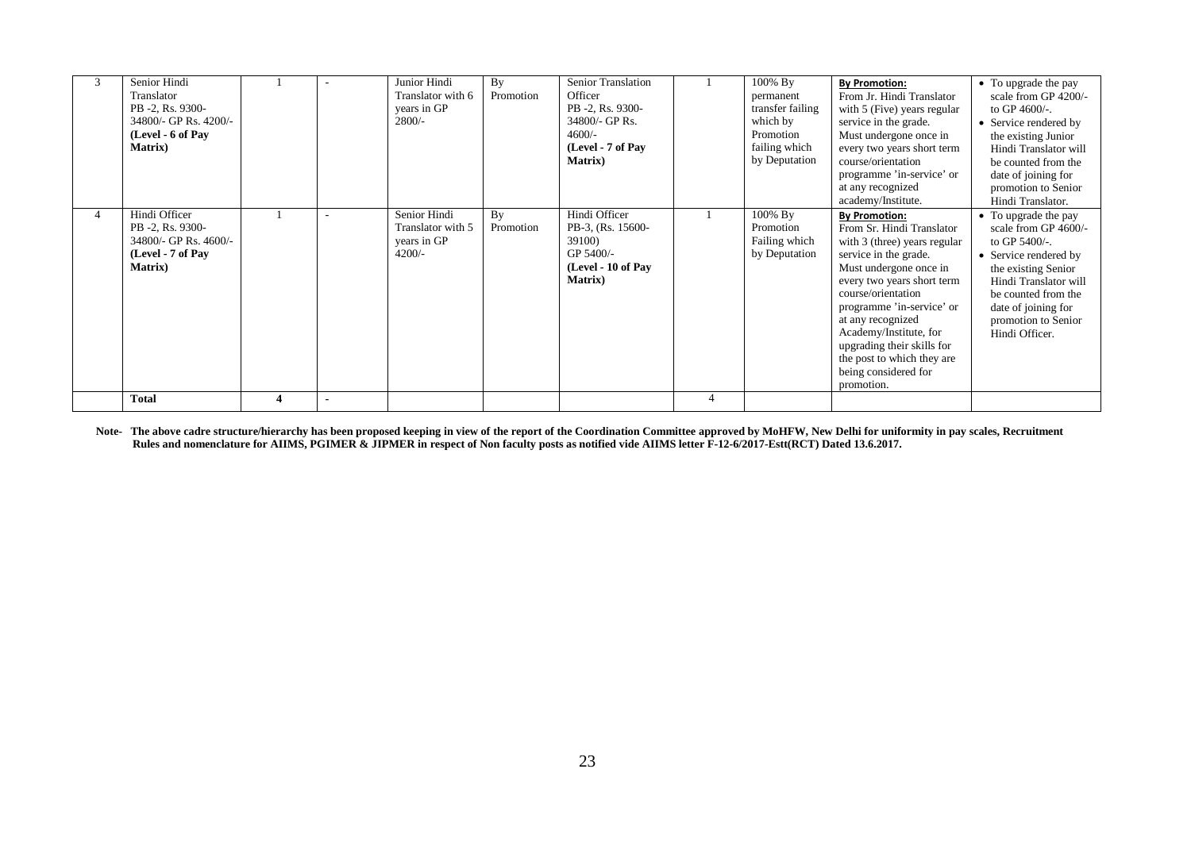| 3 | Senior Hindi Translator PB -2, Rs. 9300-34800/- GP Rs. 4200/- **(Level - 6 of Pay Matrix)** | 1 | - | Junior Hindi Translator with 6 years in GP 2800/- | By Promotion | Senior Translation Officer PB -2, Rs. 9300-34800/- GP Rs. 4600/- **(Level - 7 of Pay Matrix)** | 1 | 100% By permanent transfer failing which by Promotion failing which by Deputation | **By Promotion:** From Jr. Hindi Translator with 5 (Five) years regular service in the grade. Must undergone once in every two years short term course/orientation programme 'in-service' or at any recognized academy/Institute. | • To upgrade the pay scale from GP 4200/- to GP 4600/-. • Service rendered by the existing Junior Hindi Translator will be counted from the date of joining for promotion to Senior Hindi Translator. |
|---|---|---|---|---|---|---|---|---|---|---|
| 4 | Hindi Officer PB -2, Rs. 9300-34800/- GP Rs. 4600/- **(Level - 7 of Pay Matrix)** | 1 | - | Senior Hindi Translator with 5 years in GP 4200/- | By Promotion | Hindi Officer PB-3, (Rs. 15600-39100) GP 5400/- **(Level - 10 of Pay Matrix)** | 1 | 100% By Promotion Failing which by Deputation | **By Promotion:** From Sr. Hindi Translator with 3 (three) years regular service in the grade. Must undergone once in every two years short term course/orientation programme 'in-service' or at any recognized Academy/Institute, for upgrading their skills for the post to which they are being considered for promotion. | • To upgrade the pay scale from GP 4600/- to GP 5400/-. • Service rendered by the existing Senior Hindi Translator will be counted from the date of joining for promotion to Senior Hindi Officer. |
| | **Total** | **4** | **-** | | | | 4 | | | |

**Note- The above cadre structure/hierarchy has been proposed keeping in view of the report of the Coordination Committee approved by MoHFW, New Delhi for uniformity in pay scales, Recruitment Rules and nomenclature for AIIMS, PGIMER & JIPMER in respect of Non faculty posts as notified vide AIIMS letter F-12-6/2017-Estt(RCT) Dated 13.6.2017.**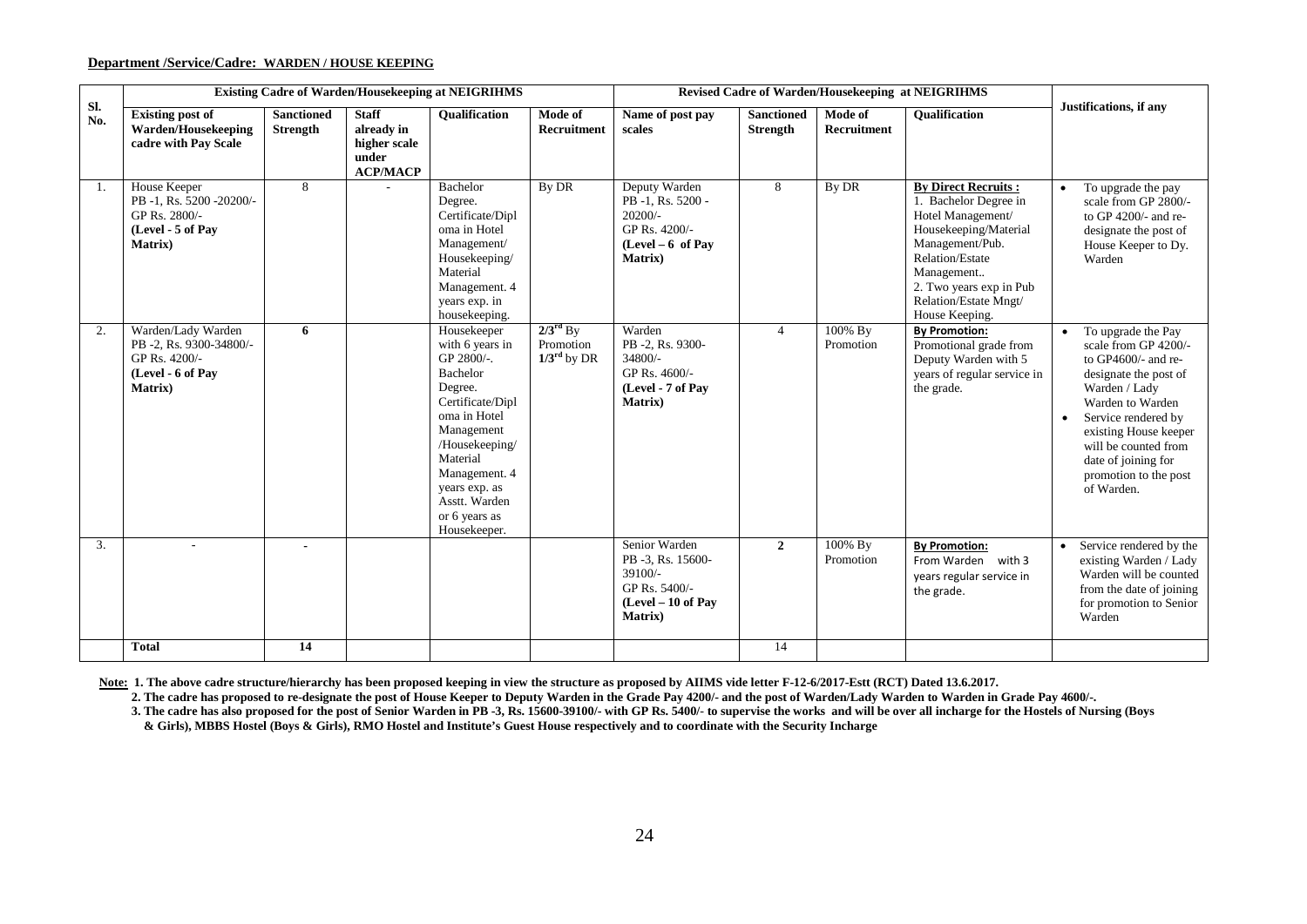**Department /Service/Cadre: WARDEN / HOUSE KEEPING**

| Sl. No. | Existing Cadre of Warden/Housekeeping at NEIGRIHMS | | | | | Revised Cadre of Warden/Housekeeping at NEIGRIHMS | | | | Justifications, if any |
|---|---|---|---|---|---|---|---|---|---|---|
| | **Existing post of Warden/Housekeeping cadre with Pay Scale** | **Sanctioned Strength** | **Staff already in higher scale under ACP/MACP** | **Qualification** | **Mode of Recruitment** | **Name of post pay scales** | **Sanctioned Strength** | **Mode of Recruitment** | **Qualification** | |
| 1. | House Keeper PB -1, Rs. 5200 -20200/- GP Rs. 2800/- **(Level - 5 of Pay Matrix)** | 8 | - | Bachelor Degree. Certificate/Diploma in Hotel Management/ Housekeeping/ Material Management. 4 years exp. in housekeeping. | By DR | Deputy Warden PB -1, Rs. 5200 - 20200/- GP Rs. 4200/- **(Level – 6 of Pay Matrix)** | 8 | By DR | **By Direct Recruits :** 1. Bachelor Degree in Hotel Management/ Housekeeping/Material Management/Pub. Relation/Estate Management.. 2. Two years exp in Pub Relation/Estate Mngt/ House Keeping. | • To upgrade the pay scale from GP 2800/- to GP 4200/- and re-designate the post of House Keeper to Dy. Warden |
| 2. | Warden/Lady Warden PB -2, Rs. 9300-34800/- GP Rs. 4200/- **(Level - 6 of Pay Matrix)** | **6** | | Housekeeper with 6 years in GP 2800/-. Bachelor Degree. Certificate/Diploma in Hotel Management /Housekeeping/ Material Management. 4 years exp. as Asstt. Warden or 6 years as Housekeeper. | **2/3rd** By Promotion **1/3rd** by DR | Warden PB -2, Rs. 9300-34800/- GP Rs. 4600/- **(Level - 7 of Pay Matrix)** | 4 | 100% By Promotion | **By Promotion:** Promotional grade from Deputy Warden with 5 years of regular service in the grade. | • To upgrade the Pay scale from GP 4200/- to GP4600/- and re-designate the post of Warden / Lady Warden to Warden • Service rendered by existing House keeper will be counted from date of joining for promotion to the post of Warden. |
| 3. | - | **-** | | | | Senior Warden PB -3, Rs. 15600-39100/- GP Rs. 5400/- **(Level – 10 of Pay Matrix)** | **2** | 100% By Promotion | **By Promotion:** From Warden with 3 years regular service in the grade. | • Service rendered by the existing Warden / Lady Warden will be counted from the date of joining for promotion to Senior Warden |
| | **Total** | **14** | | | | | 14 | | | |

**Note: 1. The above cadre structure/hierarchy has been proposed keeping in view the structure as proposed by AIIMS vide letter F-12-6/2017-Estt (RCT) Dated 13.6.2017.**

**2. The cadre has proposed to re-designate the post of House Keeper to Deputy Warden in the Grade Pay 4200/- and the post of Warden/Lady Warden to Warden in Grade Pay 4600/-.**

**3. The cadre has also proposed for the post of Senior Warden in PB -3, Rs. 15600-39100/- with GP Rs. 5400/- to supervise the works and will be over all incharge for the Hostels of Nursing (Boys & Girls), MBBS Hostel (Boys & Girls), RMO Hostel and Institute's Guest House respectively and to coordinate with the Security Incharge**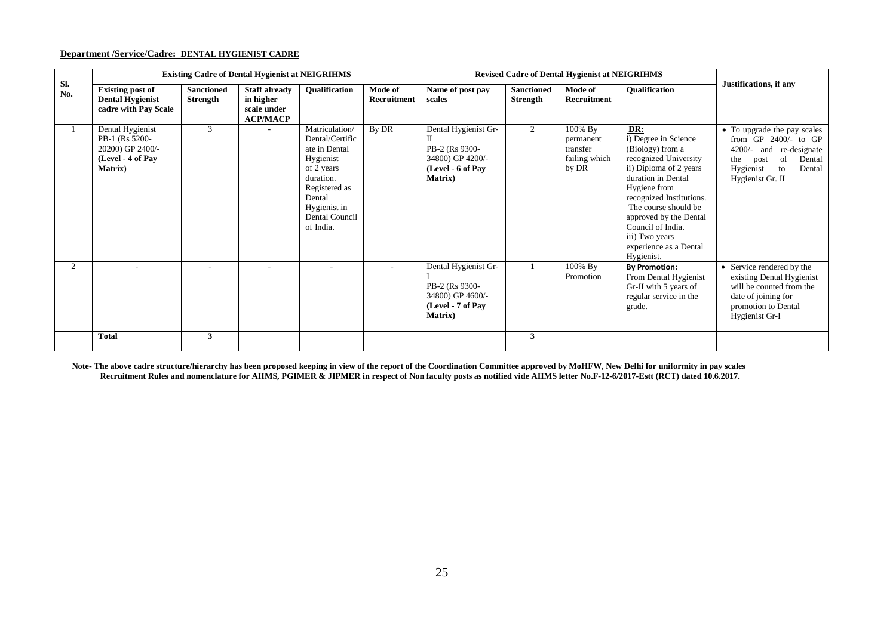**Department /Service/Cadre: DENTAL HYGIENIST CADRE**

| Sl. No. | Existing Cadre of Dental Hygienist at NEIGRIHMS | | | | | Revised Cadre of Dental Hygienist at NEIGRIHMS | | | | Justifications, if any |
|---|---|---|---|---|---|---|---|---|---|---|
| | **Existing post of Dental Hygienist cadre with Pay Scale** | **Sanctioned Strength** | **Staff already in higher scale under ACP/MACP** | **Qualification** | **Mode of Recruitment** | **Name of post pay scales** | **Sanctioned Strength** | **Mode of Recruitment** | **Qualification** | |
| 1 | Dental Hygienist PB-1 (Rs 5200-20200) GP 2400/- **(Level - 4 of Pay Matrix)** | 3 | - | Matriculation/ Dental/Certificate in Dental Hygienist of 2 years duration. Registered as Dental Hygienist in Dental Council of India. | By DR | Dental Hygienist Gr-II PB-2 (Rs 9300-34800) GP 4200/- **(Level - 6 of Pay Matrix)** | 2 | 100% By permanent transfer failing which by DR | **DR:** i) Degree in Science (Biology) from a recognized University ii) Diploma of 2 years duration in Dental Hygiene from recognized Institutions. The course should be approved by the Dental Council of India. iii) Two years experience as a Dental Hygienist. | • To upgrade the pay scales from GP 2400/- to GP 4200/- and re-designate the post of Dental Hygienist to Dental Hygienist Gr. II |
| 2 | - | - | - | - | - | Dental Hygienist Gr-I PB-2 (Rs 9300-34800) GP 4600/- **(Level - 7 of Pay Matrix)** | 1 | 100% By Promotion | **By Promotion:** From Dental Hygienist Gr-II with 5 years of regular service in the grade. | • Service rendered by the existing Dental Hygienist will be counted from the date of joining for promotion to Dental Hygienist Gr-I |
| | **Total** | **3** | | | | | **3** | | | |

**Note- The above cadre structure/hierarchy has been proposed keeping in view of the report of the Coordination Committee approved by MoHFW, New Delhi for uniformity in pay scales Recruitment Rules and nomenclature for AIIMS, PGIMER & JIPMER in respect of Non faculty posts as notified vide AIIMS letter No.F-12-6/2017-Estt (RCT) dated 10.6.2017.**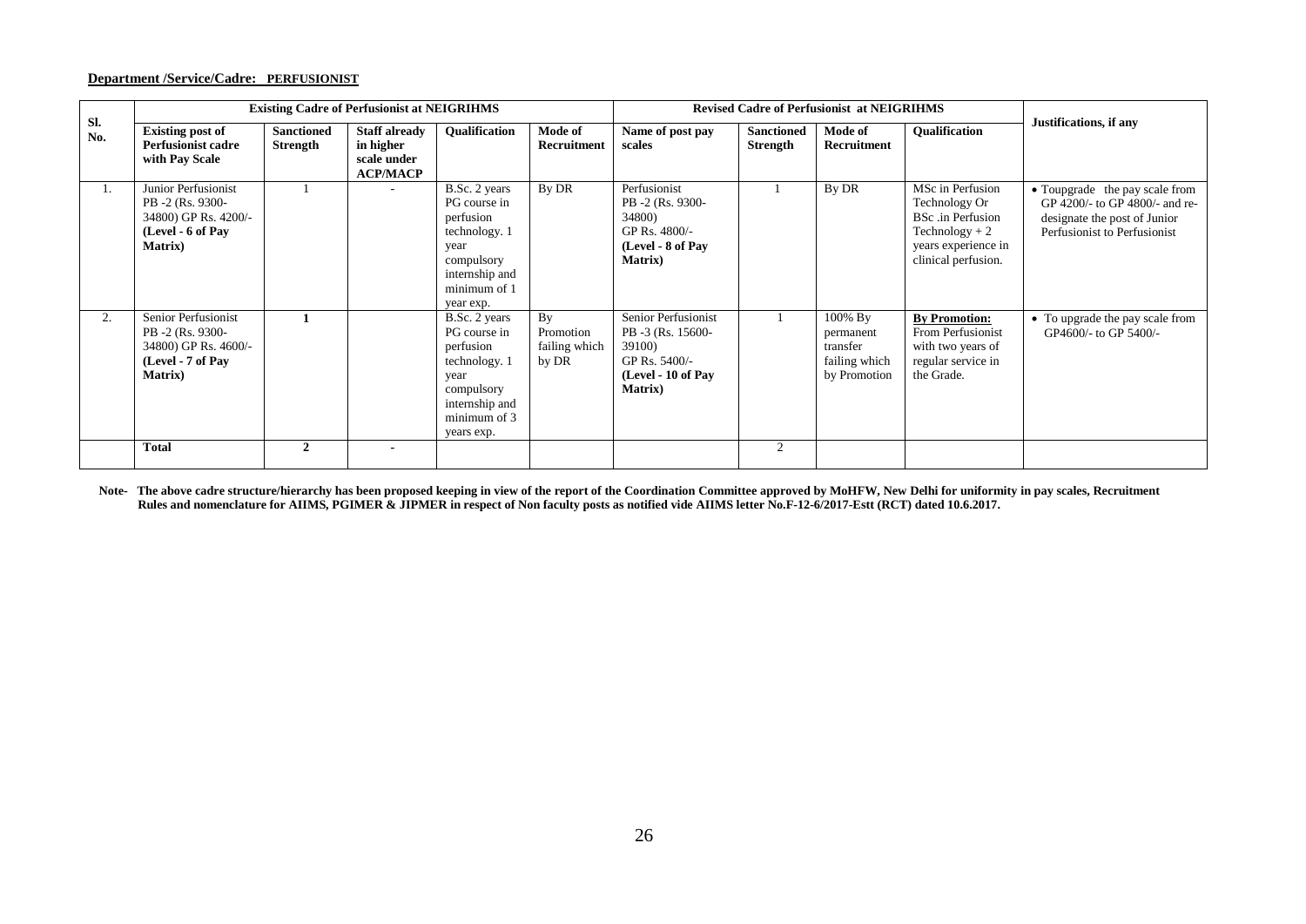**Department /Service/Cadre: PERFUSIONIST**

| Sl. No. | Existing Cadre of Perfusionist at NEIGRIHMS | | | | | Revised Cadre of Perfusionist at NEIGRIHMS | | | | Justifications, if any |
|---|---|---|---|---|---|---|---|---|---|---|
| | **Existing post of Perfusionist cadre with Pay Scale** | **Sanctioned Strength** | **Staff already in higher scale under ACP/MACP** | **Qualification** | **Mode of Recruitment** | **Name of post pay scales** | **Sanctioned Strength** | **Mode of Recruitment** | **Qualification** | |
| 1. | Junior Perfusionist PB -2 (Rs. 9300-34800) GP Rs. 4200/- **(Level - 6 of Pay Matrix)** | 1 | - | B.Sc. 2 years PG course in perfusion technology. 1 year compulsory internship and minimum of 1 year exp. | By DR | Perfusionist PB -2 (Rs. 9300-34800) GP Rs. 4800/- **(Level - 8 of Pay Matrix)** | 1 | By DR | MSc in Perfusion Technology Or BSc .in Perfusion Technology + 2 years experience in clinical perfusion. | • Toupgrade the pay scale from GP 4200/- to GP 4800/- and re-designate the post of Junior Perfusionist to Perfusionist |
| 2. | Senior Perfusionist PB -2 (Rs. 9300-34800) GP Rs. 4600/- **(Level - 7 of Pay Matrix)** | **1** | | B.Sc. 2 years PG course in perfusion technology. 1 year compulsory internship and minimum of 3 years exp. | By Promotion failing which by DR | Senior Perfusionist PB -3 (Rs. 15600-39100) GP Rs. 5400/- **(Level - 10 of Pay Matrix)** | 1 | 100% By permanent transfer failing which by Promotion | **By Promotion:** From Perfusionist with two years of regular service in the Grade. | • To upgrade the pay scale from GP4600/- to GP 5400/- |
| | **Total** | **2** | **-** | | | | 2 | | | |

**Note- The above cadre structure/hierarchy has been proposed keeping in view of the report of the Coordination Committee approved by MoHFW, New Delhi for uniformity in pay scales, Recruitment Rules and nomenclature for AIIMS, PGIMER & JIPMER in respect of Non faculty posts as notified vide AIIMS letter No.F-12-6/2017-Estt (RCT) dated 10.6.2017.**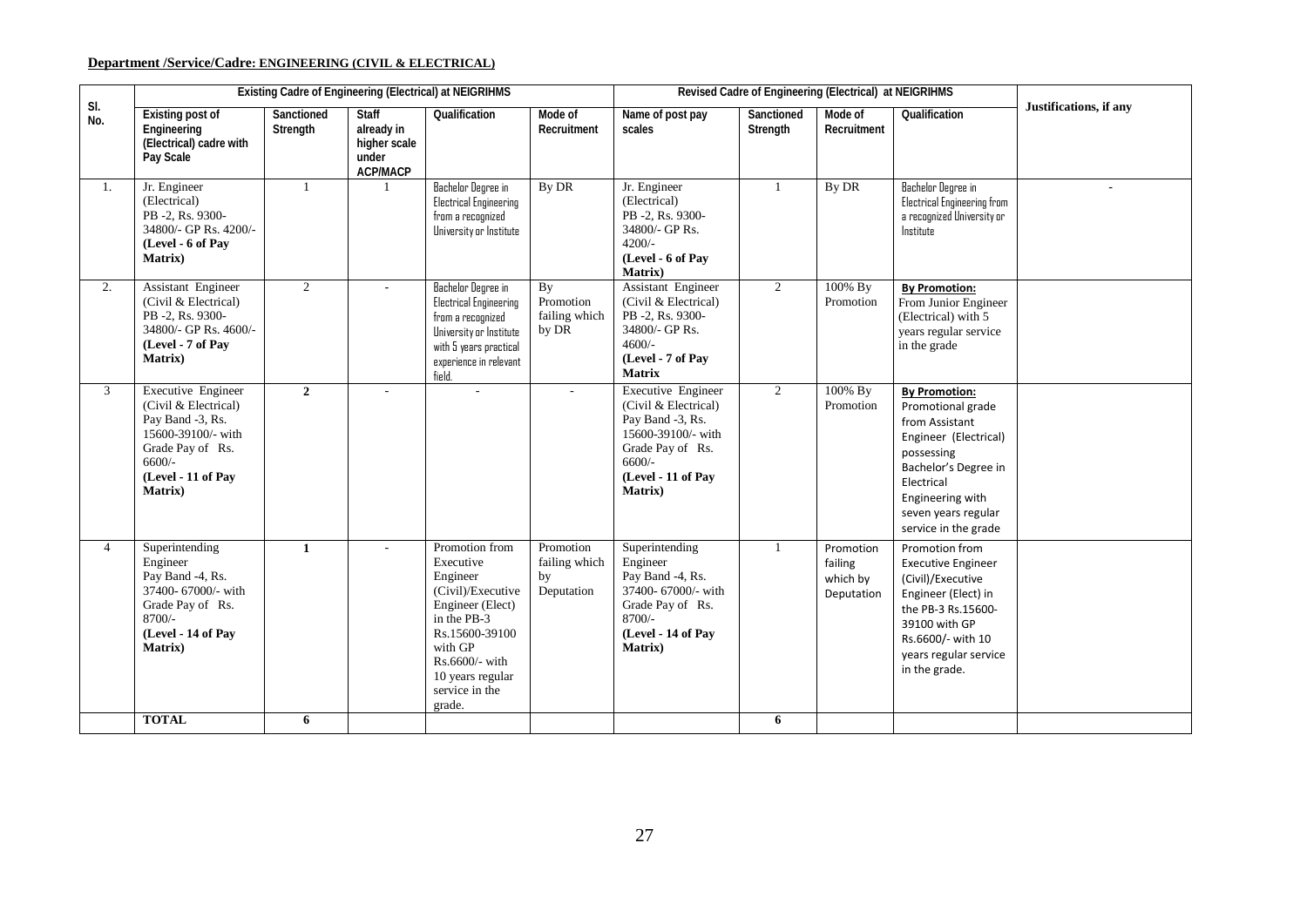**Department /Service/Cadre: ENGINEERING (CIVIL & ELECTRICAL)**

| Sl. No. | Existing Cadre of Engineering (Electrical) at NEIGRIHMS | | | | | Revised Cadre of Engineering (Electrical) at NEIGRIHMS | | | | Justifications, if any |
|---|---|---|---|---|---|---|---|---|---|---|
| | Existing post of Engineering (Electrical) cadre with Pay Scale | Sanctioned Strength | Staff already in higher scale under ACP/MACP | Qualification | Mode of Recruitment | Name of post pay scales | Sanctioned Strength | Mode of Recruitment | Qualification | |
| 1. | Jr. Engineer (Electrical) PB -2, Rs. 9300-34800/- GP Rs. 4200/- **(Level - 6 of Pay Matrix)** | 1 | 1 | Bachelor Degree in Electrical Engineering from a recognized University or Institute | By DR | Jr. Engineer (Electrical) PB -2, Rs. 9300-34800/- GP Rs. 4200/- **(Level - 6 of Pay Matrix)** | 1 | By DR | Bachelor Degree in Electrical Engineering from a recognized University or Institute | - |
| 2. | Assistant Engineer (Civil & Electrical) PB -2, Rs. 9300-34800/- GP Rs. 4600/- **(Level - 7 of Pay Matrix)** | 2 | - | Bachelor Degree in Electrical Engineering from a recognized University or Institute with 5 years practical experience in relevant field. | By Promotion failing which by DR | Assistant Engineer (Civil & Electrical) PB -2, Rs. 9300-34800/- GP Rs. 4600/- **(Level - 7 of Pay Matrix** | 2 | 100% By Promotion | **By Promotion:** From Junior Engineer (Electrical) with 5 years regular service in the grade | |
| 3 | Executive Engineer (Civil & Electrical) Pay Band -3, Rs. 15600-39100/- with Grade Pay of Rs. 6600/- **(Level - 11 of Pay Matrix)** | **2** | - | - | - | Executive Engineer (Civil & Electrical) Pay Band -3, Rs. 15600-39100/- with Grade Pay of Rs. 6600/- **(Level - 11 of Pay Matrix)** | 2 | 100% By Promotion | **By Promotion:** Promotional grade from Assistant Engineer (Electrical) possessing Bachelor's Degree in Electrical Engineering with seven years regular service in the grade | |
| 4 | Superintending Engineer Pay Band -4, Rs. 37400- 67000/- with Grade Pay of Rs. 8700/- **(Level - 14 of Pay Matrix)** | **1** | - | Promotion from Executive Engineer (Civil)/Executive Engineer (Elect) in the PB-3 Rs.15600-39100 with GP Rs.6600/- with 10 years regular service in the grade. | Promotion failing which by Deputation | Superintending Engineer Pay Band -4, Rs. 37400- 67000/- with Grade Pay of Rs. 8700/- **(Level - 14 of Pay Matrix)** | 1 | Promotion failing which by Deputation | Promotion from Executive Engineer (Civil)/Executive Engineer (Elect) in the PB-3 Rs.15600-39100 with GP Rs.6600/- with 10 years regular service in the grade. | |
| | **TOTAL** | **6** | | | | | **6** | | | |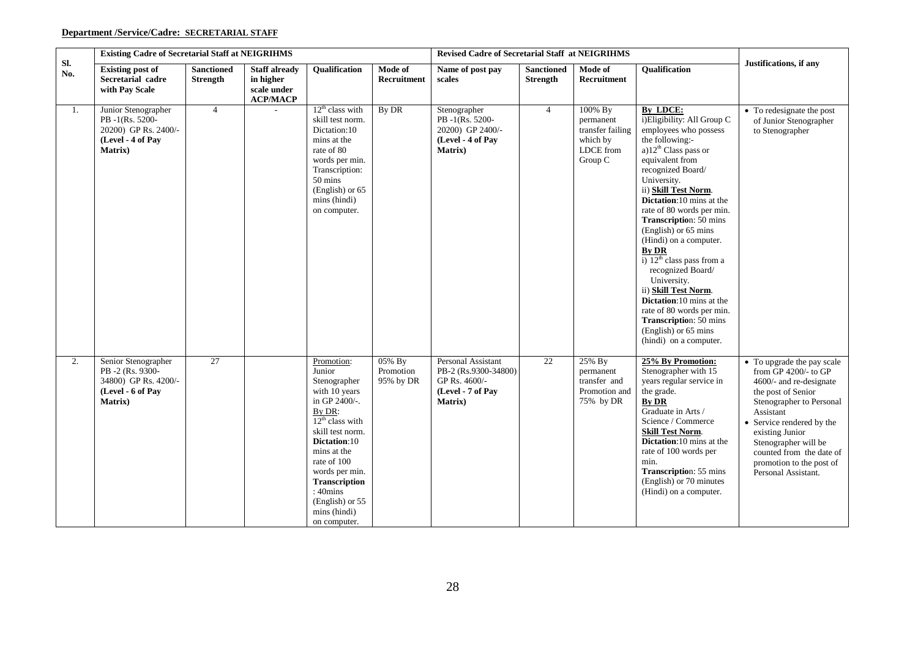**Department /Service/Cadre: SECRETARIAL STAFF**

| Sl. No. | Existing Cadre of Secretarial Staff at NEIGRIHMS | | | | | Revised Cadre of Secretarial Staff at NEIGRIHMS | | | | Justifications, if any |
|---|---|---|---|---|---|---|---|---|---|---|
| | **Existing post of Secretarial cadre with Pay Scale** | **Sanctioned Strength** | **Staff already in higher scale under ACP/MACP** | **Qualification** | **Mode of Recruitment** | **Name of post pay scales** | **Sanctioned Strength** | **Mode of Recruitment** | **Qualification** | |
| 1. | Junior Stenographer PB -1(Rs. 5200-20200) GP Rs. 2400/- **(Level - 4 of Pay Matrix)** | 4 | - | 12th class with skill test norm. Dictation:10 mins at the rate of 80 words per min. Transcription: 50 mins (English) or 65 mins (hindi) on computer. | By DR | Stenographer PB -1(Rs. 5200-20200) GP 2400/- **(Level - 4 of Pay Matrix)** | 4 | 100% By permanent transfer failing which by LDCE from Group C | **By LDCE:** i)Eligibility: All Group C employees who possess the following:- a)12th Class pass or equivalent from recognized Board/ University. ii) **Skill Test Norm**. **Dictation**:10 mins at the rate of 80 words per min. **Transcription**: 50 mins (English) or 65 mins (Hindi) on a computer. **By DR** i) 12th class pass from a recognized Board/ University. ii) **Skill Test Norm**. **Dictation**:10 mins at the rate of 80 words per min. **Transcription**: 50 mins (English) or 65 mins (hindi) on a computer. | • To redesignate the post of Junior Stenographer to Stenographer |
| 2. | Senior Stenographer PB -2 (Rs. 9300-34800) GP Rs. 4200/- **(Level - 6 of Pay Matrix)** | 27 | | Promotion: Junior Stenographer with 10 years in GP 2400/-. By DR: 12th class with skill test norm. **Dictation**:10 mins at the rate of 100 words per min. **Transcription**: 40mins (English) or 55 mins (hindi) on computer. | 05% By Promotion 95% by DR | Personal Assistant PB-2 (Rs.9300-34800) GP Rs. 4600/- **(Level - 7 of Pay Matrix)** | 22 | 25% By permanent transfer and Promotion and 75% by DR | **25% By Promotion:** Stenographer with 15 years regular service in the grade. **By DR** Graduate in Arts / Science / Commerce **Skill Test Norm**. **Dictation**:10 mins at the rate of 100 words per min. **Transcription**: 55 mins (English) or 70 minutes (Hindi) on a computer. | • To upgrade the pay scale from GP 4200/- to GP 4600/- and re-designate the post of Senior Stenographer to Personal Assistant • Service rendered by the existing Junior Stenographer will be counted from the date of promotion to the post of Personal Assistant. |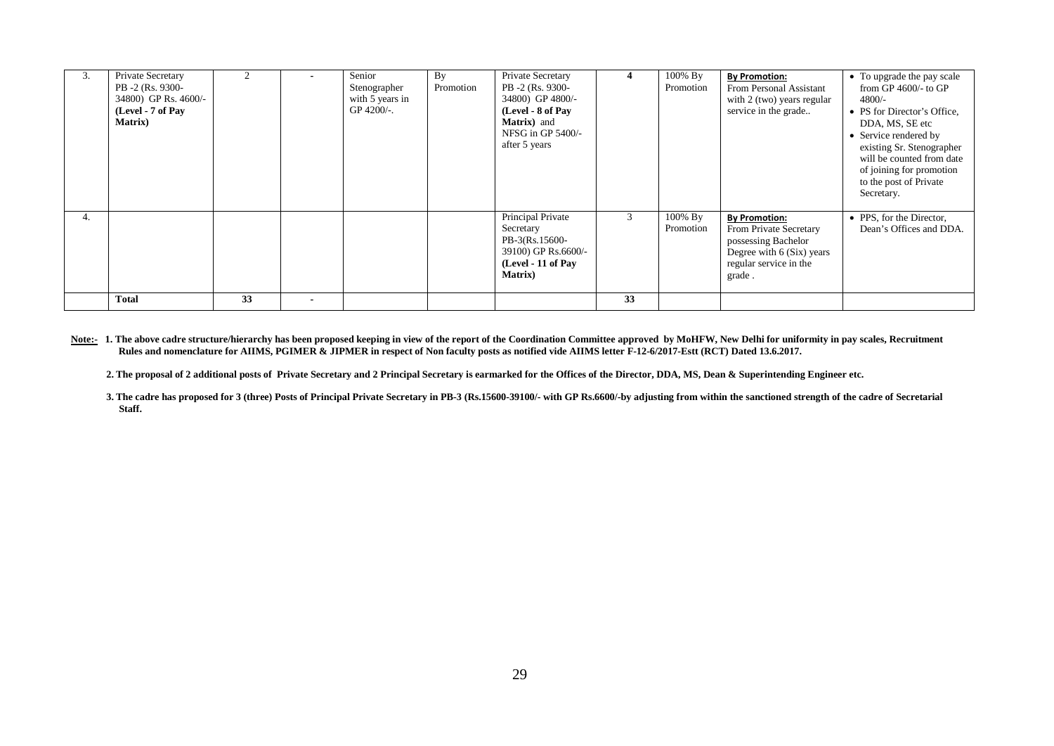| | | | | | | | | | | |
|---|---|---|---|---|---|---|---|---|---|---|
| 3. | Private Secretary PB -2 (Rs. 9300-34800) GP Rs. 4600/- **(Level - 7 of Pay Matrix)** | 2 | - | Senior Stenographer with 5 years in GP 4200/-. | By Promotion | Private Secretary PB -2 (Rs. 9300-34800) GP 4800/- **(Level - 8 of Pay Matrix)** and NFSG in GP 5400/- after 5 years | **4** | 100% By Promotion | **By Promotion:** From Personal Assistant with 2 (two) years regular service in the grade.. | • To upgrade the pay scale from GP 4600/- to GP 4800/-<br>• PS for Director's Office, DDA, MS, SE etc<br>• Service rendered by existing Sr. Stenographer will be counted from date of joining for promotion to the post of Private Secretary. |
| 4. | | | | | | Principal Private Secretary PB-3(Rs.15600-39100) GP Rs.6600/- **(Level - 11 of Pay Matrix)** | 3 | 100% By Promotion | **By Promotion:** From Private Secretary possessing Bachelor Degree with 6 (Six) years regular service in the grade . | • PPS, for the Director, Dean's Offices and DDA. |
| | **Total** | **33** | **-** | | | | **33** | | | |

**Note:- 1. The above cadre structure/hierarchy has been proposed keeping in view of the report of the Coordination Committee approved by MoHFW, New Delhi for uniformity in pay scales, Recruitment Rules and nomenclature for AIIMS, PGIMER & JIPMER in respect of Non faculty posts as notified vide AIIMS letter F-12-6/2017-Estt (RCT) Dated 13.6.2017.**

**2. The proposal of 2 additional posts of Private Secretary and 2 Principal Secretary is earmarked for the Offices of the Director, DDA, MS, Dean & Superintending Engineer etc.**

**3. The cadre has proposed for 3 (three) Posts of Principal Private Secretary in PB-3 (Rs.15600-39100/- with GP Rs.6600/-by adjusting from within the sanctioned strength of the cadre of Secretarial Staff.**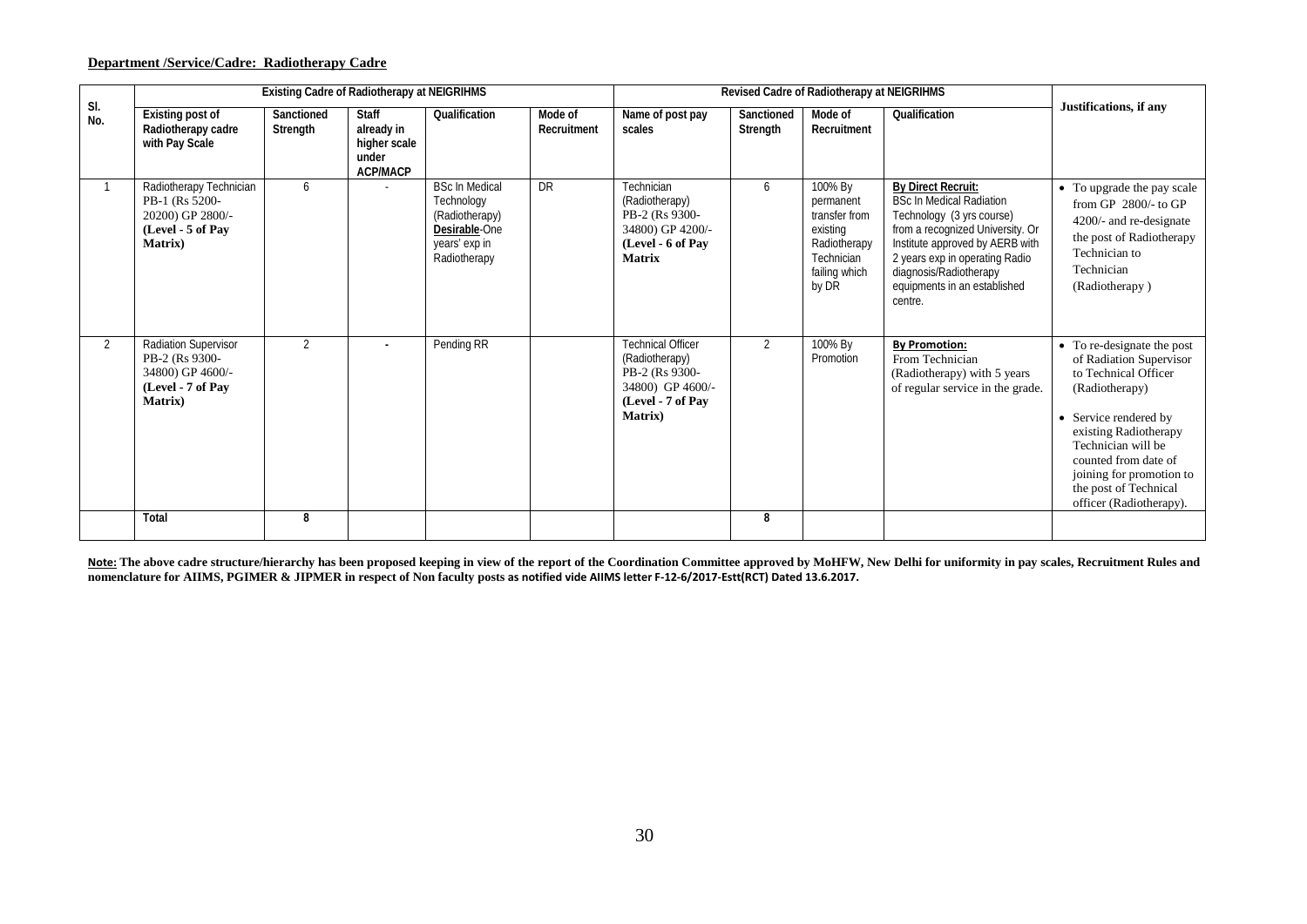**Department /Service/Cadre: Radiotherapy Cadre**

| Sl. No. | Existing Cadre of Radiotherapy at NEIGRIHMS | | | | | Revised Cadre of Radiotherapy at NEIGRIHMS | | | | Justifications, if any |
|---|---|---|---|---|---|---|---|---|---|---|
| | Existing post of Radiotherapy cadre with Pay Scale | Sanctioned Strength | Staff already in higher scale under ACP/MACP | Qualification | Mode of Recruitment | Name of post pay scales | Sanctioned Strength | Mode of Recruitment | Qualification | |
| 1 | Radiotherapy Technician PB-1 (Rs 5200-20200) GP 2800/- **(Level - 5 of Pay Matrix)** | 6 | - | BSc In Medical Technology (Radiotherapy) Desirable-One years' exp in Radiotherapy | DR | Technician (Radiotherapy) PB-2 (Rs 9300-34800) GP 4200/- **(Level - 6 of Pay Matrix** | 6 | 100% By permanent transfer from existing Radiotherapy Technician failing which by DR | **By Direct Recruit:** BSc In Medical Radiation Technology (3 yrs course) from a recognized University. Or Institute approved by AERB with 2 years exp in operating Radio diagnosis/Radiotherapy equipments in an established centre. | • To upgrade the pay scale from GP 2800/- to GP 4200/- and re-designate the post of Radiotherapy Technician to Technician (Radiotherapy ) |
| 2 | Radiation Supervisor PB-2 (Rs 9300-34800) GP 4600/- **(Level - 7 of Pay Matrix)** | 2 | - | Pending RR | | Technical Officer (Radiotherapy) PB-2 (Rs 9300-34800) GP 4600/- **(Level - 7 of Pay Matrix)** | 2 | 100% By Promotion | **By Promotion:** From Technician (Radiotherapy) with 5 years of regular service in the grade. | • To re-designate the post of Radiation Supervisor to Technical Officer (Radiotherapy) • Service rendered by existing Radiotherapy Technician will be counted from date of joining for promotion to the post of Technical officer (Radiotherapy). |
| | Total | 8 | | | | | 8 | | | |

**Note: The above cadre structure/hierarchy has been proposed keeping in view of the report of the Coordination Committee approved by MoHFW, New Delhi for uniformity in pay scales, Recruitment Rules and nomenclature for AIIMS, PGIMER & JIPMER in respect of Non faculty posts as notified vide AIIMS letter F-12-6/2017-Estt(RCT) Dated 13.6.2017.**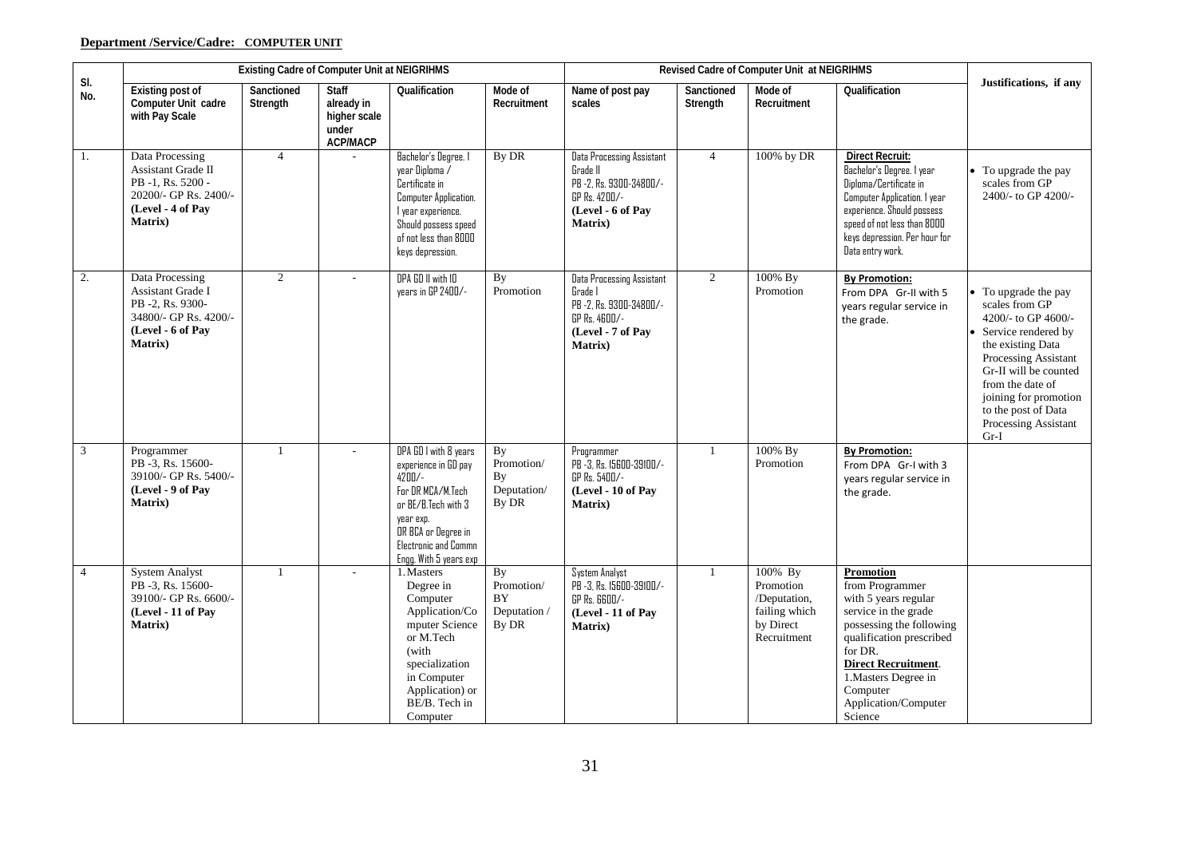**Department /Service/Cadre: COMPUTER UNIT**

| Sl. No. | Existing Cadre of Computer Unit at NEIGRIHMS | | | | | Revised Cadre of Computer Unit at NEIGRIHMS | | | | Justifications, if any |
|---|---|---|---|---|---|---|---|---|---|---|
| | Existing post of Computer Unit cadre with Pay Scale | Sanctioned Strength | Staff already in higher scale under ACP/MACP | Qualification | Mode of Recruitment | Name of post pay scales | Sanctioned Strength | Mode of Recruitment | Qualification | |
| 1. | Data Processing Assistant Grade II PB -1, Rs. 5200 - 20200/- GP Rs. 2400/- **(Level - 4 of Pay Matrix)** | 4 | - | Bachelor's Degree. 1 year Diploma / Certificate in Computer Application. 1 year experience. Should possess speed of not less than 8000 keys depression. | By DR | Data Processing Assistant Grade II PB -2, Rs. 9300-34800/- GP Rs. 4200/- **(Level - 6 of Pay Matrix)** | 4 | 100% by DR | **Direct Recruit:** Bachelor's Degree. 1 year Diploma/Certificate in Computer Application. 1 year experience. Should possess speed of not less than 8000 keys depression. Per hour for Data entry work. | • To upgrade the pay scales from GP 2400/- to GP 4200/- |
| 2. | Data Processing Assistant Grade I PB -2, Rs. 9300-34800/- GP Rs. 4200/- **(Level - 6 of Pay Matrix)** | 2 | - | DPA GD II with 10 years in GP 2400/- | By Promotion | Data Processing Assistant Grade I PB -2, Rs. 9300-34800/- GP Rs. 4600/- **(Level - 7 of Pay Matrix)** | 2 | 100% By Promotion | **By Promotion:** From DPA Gr-II with 5 years regular service in the grade. | • To upgrade the pay scales from GP 4200/- to GP 4600/- • Service rendered by the existing Data Processing Assistant Gr-II will be counted from the date of joining for promotion to the post of Data Processing Assistant Gr-I |
| 3 | Programmer PB -3, Rs. 15600-39100/- GP Rs. 5400/- **(Level - 9 of Pay Matrix)** | 1 | - | DPA GD I with 8 years experience in GD pay 4200/- For DR MCA/M.Tech or BE/B.Tech with 3 year exp. OR BCA or Degree in Electronic and Commn Engg. With 5 years exp | By Promotion/ By Deputation/ By DR | Programmer PB -3, Rs. 15600-39100/- GP Rs. 5400/- **(Level - 10 of Pay Matrix)** | 1 | 100% By Promotion | **By Promotion:** From DPA Gr-I with 3 years regular service in the grade. | |
| 4 | System Analyst PB -3, Rs. 15600-39100/- GP Rs. 6600/- **(Level - 11 of Pay Matrix)** | 1 | - | 1. Masters Degree in Computer Application/Computer Science or M.Tech (with specialization in Computer Application) or BE/B. Tech in Computer | By Promotion/ BY Deputation / By DR | System Analyst PB -3, Rs. 15600-39100/- GP Rs. 6600/- **(Level - 11 of Pay Matrix)** | 1 | 100% By Promotion /Deputation, failing which by Direct Recruitment | **Promotion** from Programmer with 5 years regular service in the grade possessing the following qualification prescribed for DR. **Direct Recruitment**. 1.Masters Degree in Computer Application/Computer Science | |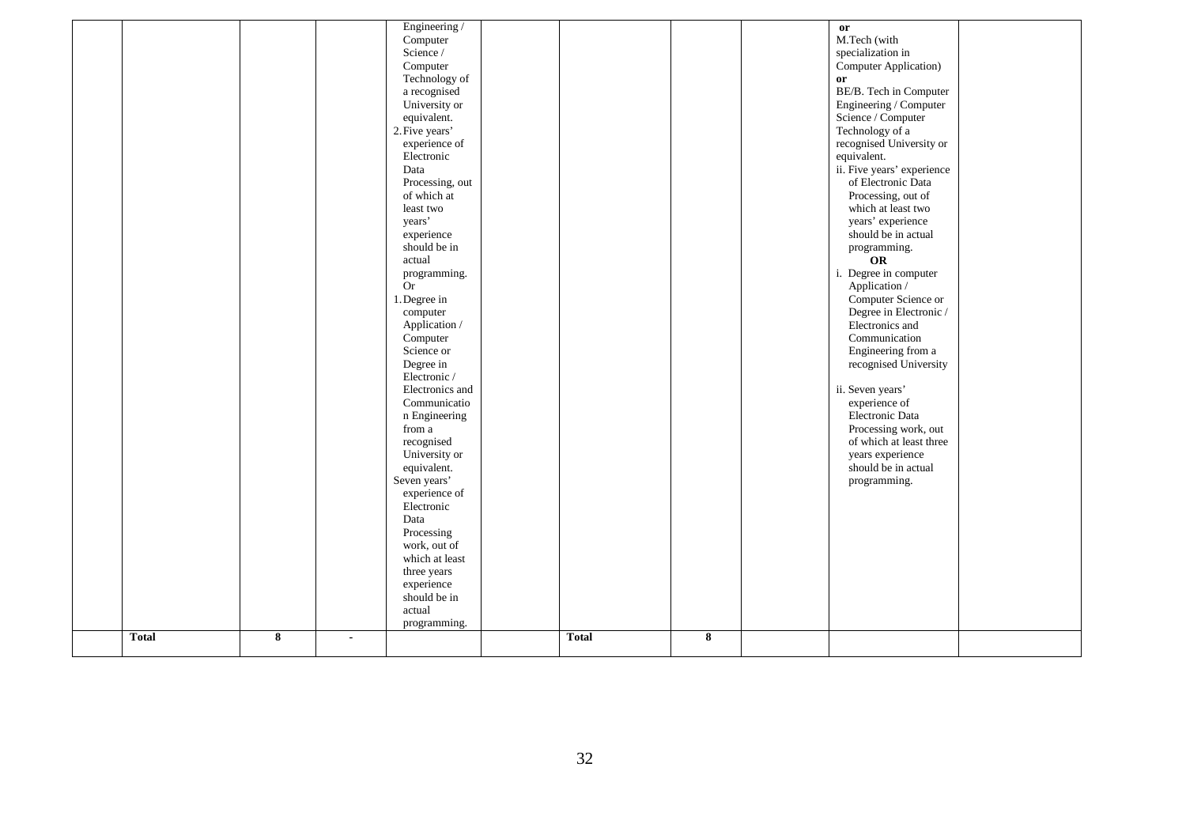| | | | | | | | | | |
|---|---|---|---|---|---|---|---|---|---|
| | | | Engineering / Computer Science / Computer Technology of a recognised University or equivalent.<br>2. Five years' experience of Electronic Data Processing, out of which at least two years' experience should be in actual programming.<br>Or<br>1. Degree in computer Application / Computer Science or Degree in Electronic / Electronics and Communication Engineering from a recognised University or equivalent.<br>Seven years' experience of Electronic Data Processing work, out of which at least three years experience should be in actual programming. | | | | | **or**<br>M.Tech (with specialization in Computer Application)<br>**or**<br>BE/B. Tech in Computer Engineering / Computer Science / Computer Technology of a recognised University or equivalent.<br>ii. Five years' experience of Electronic Data Processing, out of which at least two years' experience should be in actual programming.<br>**OR**<br>i. Degree in computer Application / Computer Science or Degree in Electronic / Electronics and Communication Engineering from a recognised University<br>ii. Seven years' experience of Electronic Data Processing work, out of which at least three years experience should be in actual programming. | |
| | **Total** | **8** | - | | | **Total** | **8** | | | |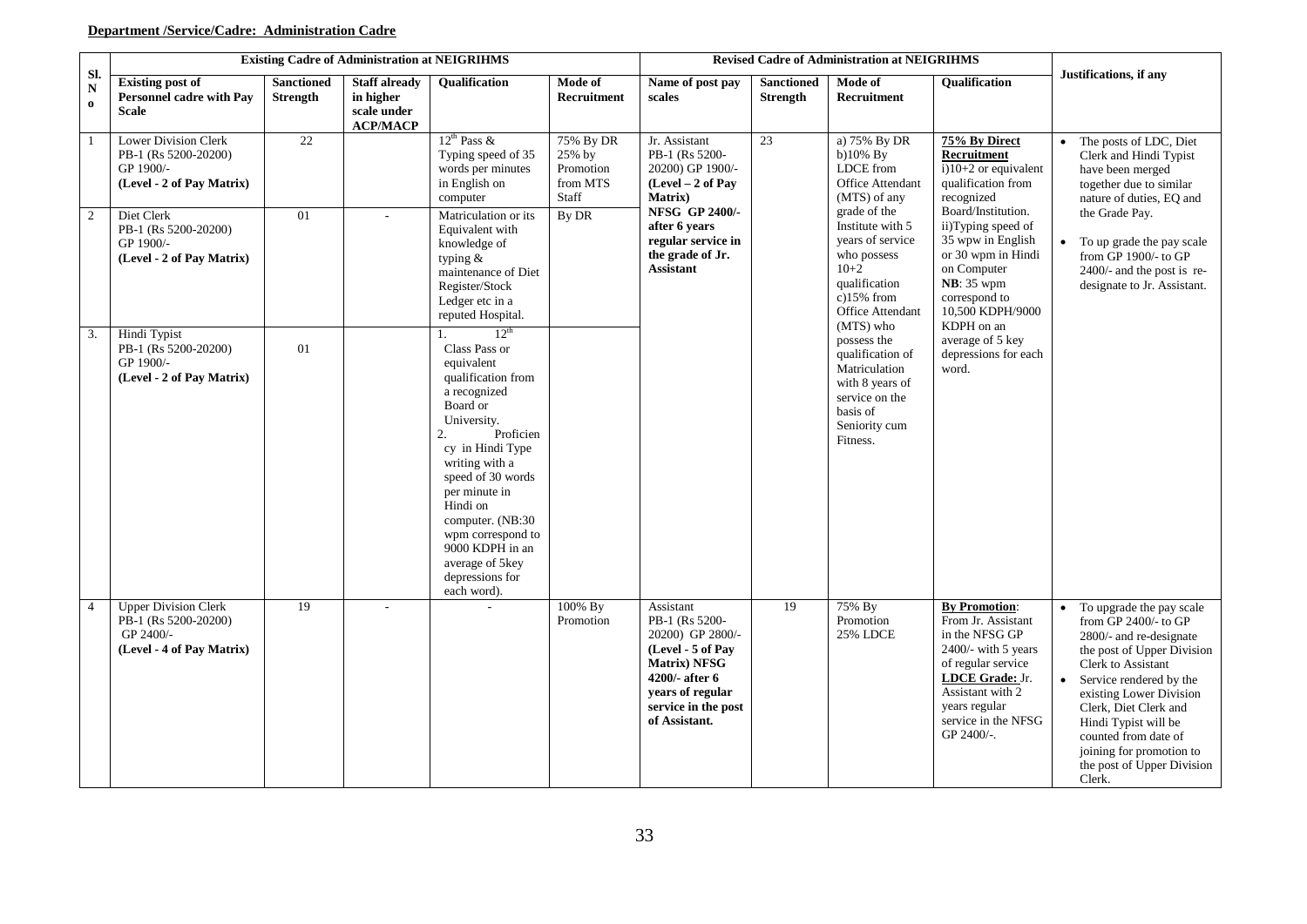**Department /Service/Cadre: Administration Cadre**

| Sl. No | Existing Cadre of Administration at NEIGRIHMS | | | | | Revised Cadre of Administration at NEIGRIHMS | | | | Justifications, if any |
|---|---|---|---|---|---|---|---|---|---|---|
| | **Existing post of Personnel cadre with Pay Scale** | **Sanctioned Strength** | **Staff already in higher scale under ACP/MACP** | **Qualification** | **Mode of Recruitment** | **Name of post pay scales** | **Sanctioned Strength** | **Mode of Recruitment** | **Qualification** | |
| 1 | Lower Division Clerk PB-1 (Rs 5200-20200) GP 1900/- **(Level - 2 of Pay Matrix)** | 22 | | $12^{th}$ Pass & Typing speed of 35 words per minutes in English on computer | 75% By DR 25% by Promotion from MTS Staff | Jr. Assistant PB-1 (Rs 5200-20200) GP 1900/- **(Level – 2 of Pay Matrix)** **NFSG GP 2400/- after 6 years regular service in the grade of Jr. Assistant** | 23 | a) 75% By DR b)10% By LDCE from Office Attendant (MTS) of any grade of the Institute with 5 years of service who possess 10+2 qualification c)15% from Office Attendant (MTS) who possess the qualification of Matriculation with 8 years of service on the basis of Seniority cum Fitness. | **75% By Direct Recruitment** i)10+2 or equivalent qualification from recognized Board/Institution. ii)Typing speed of 35 wpw in English or 30 wpm in Hindi on Computer **NB**: 35 wpm correspond to 10,500 KDPH/9000 KDPH on an average of 5 key depressions for each word. | • The posts of LDC, Diet Clerk and Hindi Typist have been merged together due to similar nature of duties, EQ and the Grade Pay. • To up grade the pay scale from GP 1900/- to GP 2400/- and the post is re-designate to Jr. Assistant. |
| 2 | Diet Clerk PB-1 (Rs 5200-20200) GP 1900/- **(Level - 2 of Pay Matrix)** | 01 | - | Matriculation or its Equivalent with knowledge of typing & maintenance of Diet Register/Stock Ledger etc in a reputed Hospital. | By DR | | | | | |
| 3. | Hindi Typist PB-1 (Rs 5200-20200) GP 1900/- **(Level - 2 of Pay Matrix)** | 01 | | 1. $12^{th}$ Class Pass or equivalent qualification from a recognized Board or University. 2. Proficiency in Hindi Type writing with a speed of 30 words per minute in Hindi on computer. (NB:30 wpm correspond to 9000 KDPH in an average of 5key depressions for each word). | | | | | | |
| 4 | Upper Division Clerk PB-1 (Rs 5200-20200) GP 2400/- **(Level - 4 of Pay Matrix)** | 19 | - | - | 100% By Promotion | Assistant PB-1 (Rs 5200-20200) GP 2800/- **(Level - 5 of Pay Matrix) NFSG 4200/- after 6 years of regular service in the post of Assistant.** | 19 | 75% By Promotion 25% LDCE | **By Promotion**: From Jr. Assistant in the NFSG GP 2400/- with 5 years of regular service **LDCE Grade:** Jr. Assistant with 2 years regular service in the NFSG GP 2400/-. | • To upgrade the pay scale from GP 2400/- to GP 2800/- and re-designate the post of Upper Division Clerk to Assistant • Service rendered by the existing Lower Division Clerk, Diet Clerk and Hindi Typist will be counted from date of joining for promotion to the post of Upper Division Clerk. |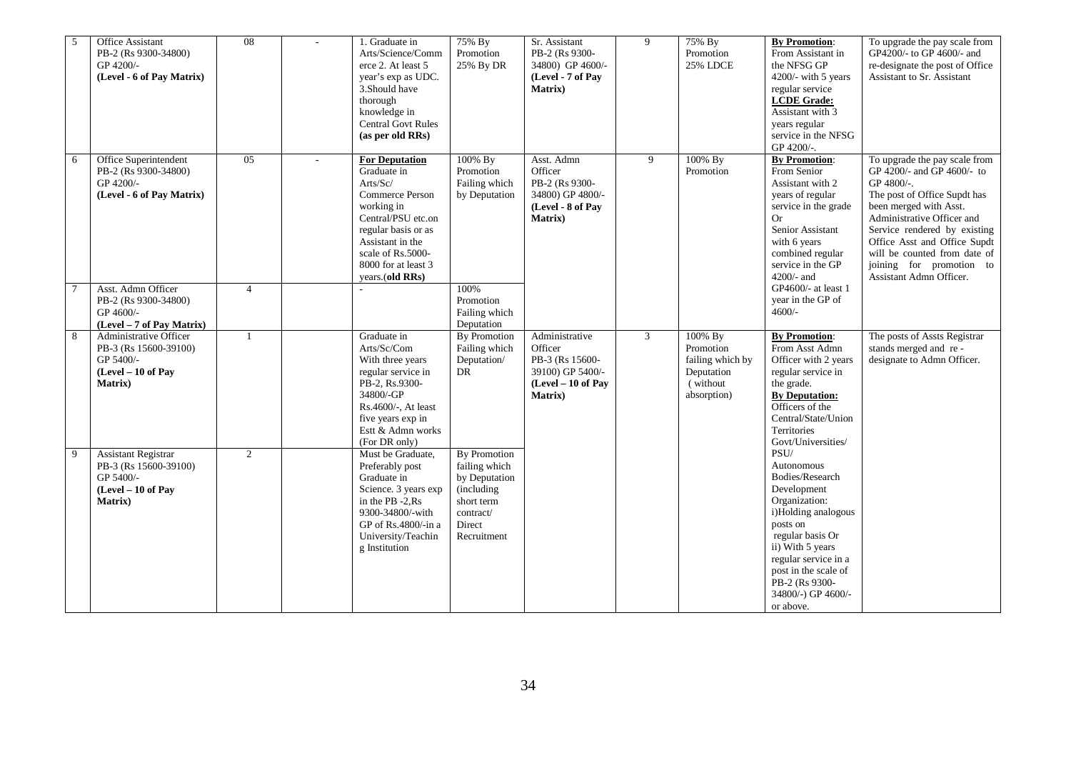| 5 | Office Assistant PB-2 (Rs 9300-34800) GP 4200/- **(Level - 6 of Pay Matrix)** | 08 | - | 1. Graduate in Arts/Science/Commerce 2. At least 5 year's exp as UDC. 3.Should have thorough knowledge in Central Govt Rules **(as per old RRs)** | 75% By Promotion 25% By DR | Sr. Assistant PB-2 (Rs 9300-34800) GP 4600/- **(Level - 7 of Pay Matrix)** | 9 | 75% By Promotion 25% LDCE | **By Promotion**: From Assistant in the NFSG GP 4200/- with 5 years regular service **LCDE Grade:** Assistant with 3 years regular service in the NFSG GP 4200/-. | To upgrade the pay scale from GP4200/- to GP 4600/- and re-designate the post of Office Assistant to Sr. Assistant |
|---|---|---|---|---|---|---|---|---|---|---|
| 6 | Office Superintendent PB-2 (Rs 9300-34800) GP 4200/- **(Level - 6 of Pay Matrix)** | 05 | - | **For Deputation** Graduate in Arts/Sc/ Commerce Person working in Central/PSU etc.on regular basis or as Assistant in the scale of Rs.5000-8000 for at least 3 years.(**old RRs)** | 100% By Promotion Failing which by Deputation | Asst. Admn Officer PB-2 (Rs 9300-34800) GP 4800/- **(Level - 8 of Pay Matrix)** | 9 | 100% By Promotion | **By Promotion**: From Senior Assistant with 2 years of regular service in the grade Or Senior Assistant with 6 years combined regular service in the GP 4200/- and GP4600/- at least 1 year in the GP of 4600/- | To upgrade the pay scale from GP 4200/- and GP 4600/- to GP 4800/-. The post of Office Supdt has been merged with Asst. Administrative Officer and Service rendered by existing Office Asst and Office Supdt will be counted from date of joining for promotion to Assistant Admn Officer. |
| 7 | Asst. Admn Officer PB-2 (Rs 9300-34800) GP 4600/- **(Level – 7 of Pay Matrix)** | 4 | | - | 100% Promotion Failing which Deputation | | | | | |
| 8 | Administrative Officer PB-3 (Rs 15600-39100) GP 5400/- **(Level – 10 of Pay Matrix)** | 1 | | Graduate in Arts/Sc/Com With three years regular service in PB-2, Rs.9300-34800/-GP Rs.4600/-, At least five years exp in Estt & Admn works (For DR only) | By Promotion Failing which Deputation/ DR | Administrative Officer PB-3 (Rs 15600-39100) GP 5400/- **(Level – 10 of Pay Matrix)** | 3 | 100% By Promotion failing which by Deputation ( without absorption) | **By Promotion**: From Asst Admn Officer with 2 years regular service in the grade. **By Deputation:** Officers of the Central/State/Union Territories Govt/Universities/ PSU/ Autonomous Bodies/Research Development Organization: i)Holding analogous posts on regular basis Or ii) With 5 years regular service in a post in the scale of PB-2 (Rs 9300-34800/-) GP 4600/- or above. | The posts of Assts Registrar stands merged and re - designate to Admn Officer. |
| 9 | Assistant Registrar PB-3 (Rs 15600-39100) GP 5400/- **(Level – 10 of Pay Matrix)** | 2 | | Must be Graduate, Preferably post Graduate in Science. 3 years exp in the PB -2,Rs 9300-34800/-with GP of Rs.4800/-in a University/Teaching Institution | By Promotion failing which by Deputation (including short term contract/ Direct Recruitment | | | | | |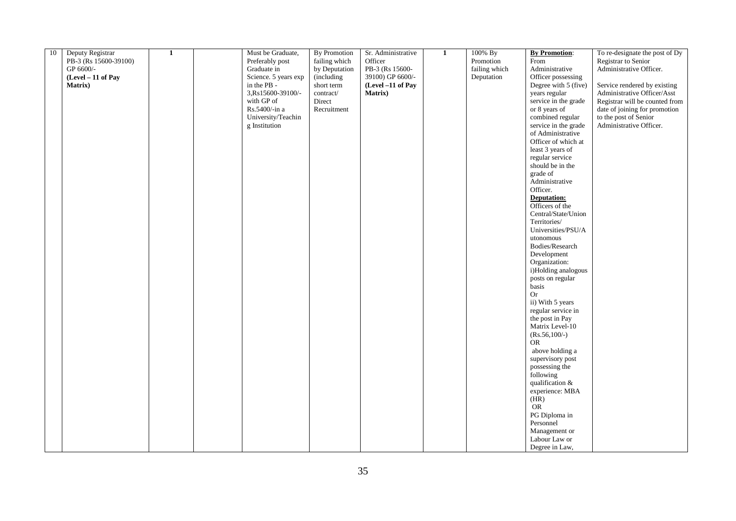| 10 | Deputy Registrar PB-3 (Rs 15600-39100) GP 6600/- **(Level – 11 of Pay Matrix)** | **1** | | Must be Graduate, Preferably post Graduate in Science. 5 years exp in the PB - 3,Rs15600-39100/- with GP of Rs.5400/-in a University/Teaching Institution | By Promotion failing which by Deputation (including short term contract/ Direct Recruitment | Sr. Administrative Officer PB-3 (Rs 15600-39100) GP 6600/- **(Level –11 of Pay Matrix)** | **1** | 100% By Promotion failing which Deputation | **By Promotion**: From Administrative Officer possessing Degree with 5 (five) years regular service in the grade or 8 years of combined regular service in the grade of Administrative Officer of which at least 3 years of regular service should be in the grade of Administrative Officer. **Deputation:** Officers of the Central/State/Union Territories/ Universities/PSU/Autonomous Bodies/Research Development Organization: i)Holding analogous posts on regular basis Or ii) With 5 years regular service in the post in Pay Matrix Level-10 (Rs.56,100/-) OR above holding a supervisory post possessing the following qualification & experience: MBA (HR) OR PG Diploma in Personnel Management or Labour Law or Degree in Law, | To re-designate the post of Dy Registrar to Senior Administrative Officer. Service rendered by existing Administrative Officer/Asst Registrar will be counted from date of joining for promotion to the post of Senior Administrative Officer. |
|---|---|---|---|---|---|---|---|---|---|---|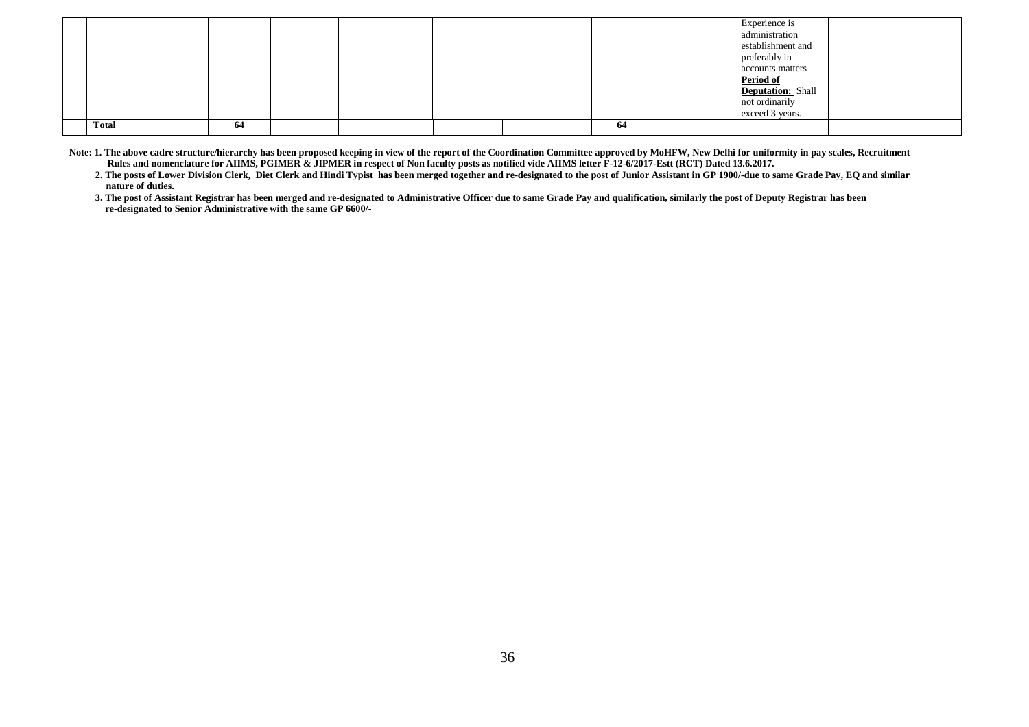| | | | | | | | | | | |
|---|---|---|---|---|---|---|---|---|---|---|
| | | | | | | | | | Experience is administration establishment and preferably in accounts matters **Period of Deputation:** Shall not ordinarily exceed 3 years. | |
| | **Total** | **64** | | | | | **64** | | | |

**Note: 1. The above cadre structure/hierarchy has been proposed keeping in view of the report of the Coordination Committee approved by MoHFW, New Delhi for uniformity in pay scales, Recruitment Rules and nomenclature for AIIMS, PGIMER & JIPMER in respect of Non faculty posts as notified vide AIIMS letter F-12-6/2017-Estt (RCT) Dated 13.6.2017.**

**2. The posts of Lower Division Clerk, Diet Clerk and Hindi Typist has been merged together and re-designated to the post of Junior Assistant in GP 1900/-due to same Grade Pay, EQ and similar nature of duties.**

**3. The post of Assistant Registrar has been merged and re-designated to Administrative Officer due to same Grade Pay and qualification, similarly the post of Deputy Registrar has been re-designated to Senior Administrative with the same GP 6600/-**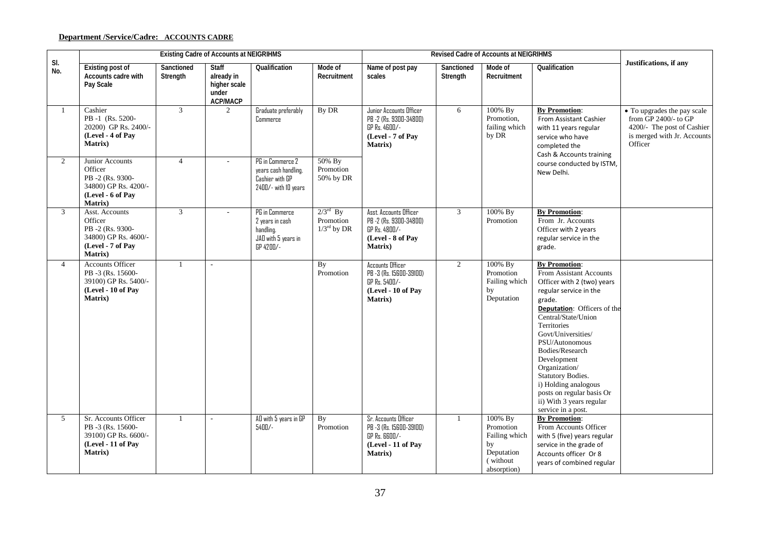**Department /Service/Cadre: ACCOUNTS CADRE**

| Sl. No. | Existing Cadre of Accounts at NEIGRIHMS | | | | | Revised Cadre of Accounts at NEIGRIHMS | | | | Justifications, if any |
|---|---|---|---|---|---|---|---|---|---|---|
| | Existing post of Accounts cadre with Pay Scale | Sanctioned Strength | Staff already in higher scale under ACP/MACP | Qualification | Mode of Recruitment | Name of post pay scales | Sanctioned Strength | Mode of Recruitment | Qualification | |
| 1 | Cashier PB -1 (Rs. 5200-20200) GP Rs. 2400/- **(Level - 4 of Pay Matrix)** | 3 | 2 | Graduate preferably Commerce | By DR | Junior Accounts Officer PB -2 (Rs. 9300-34800) GP Rs. 4600/- **(Level - 7 of Pay Matrix)** | 6 | 100% By Promotion, failing which by DR | **By Promotion**: From Assistant Cashier with 11 years regular service who have completed the Cash & Accounts training course conducted by ISTM, New Delhi. | • To upgrades the pay scale from GP 2400/- to GP 4200/- The post of Cashier is merged with Jr. Accounts Officer |
| 2 | Junior Accounts Officer PB -2 (Rs. 9300-34800) GP Rs. 4200/- **(Level - 6 of Pay Matrix)** | 4 | - | PG in Commerce 2 years cash handling. Cashier with GP 2400/- with 10 years | 50% By Promotion 50% by DR | | | | | |
| 3 | Asst. Accounts Officer PB -2 (Rs. 9300-34800) GP Rs. 4600/- **(Level - 7 of Pay Matrix)** | 3 | - | PG in Commerce 2 years in cash handling. JAO with 5 years in GP 4200/- | $2/3^{rd}$ By Promotion $1/3^{rd}$ by DR | Asst. Accounts Officer PB -2 (Rs. 9300-34800) GP Rs. 4800/- **(Level - 8 of Pay Matrix)** | 3 | 100% By Promotion | **By Promotion**: From Jr. Accounts Officer with 2 years regular service in the grade. | |
| 4 | Accounts Officer PB -3 (Rs. 15600-39100) GP Rs. 5400/- **(Level - 10 of Pay Matrix)** | 1 | - | | By Promotion | Accounts Officer PB -3 (Rs. 15600-39100) GP Rs. 5400/- **(Level - 10 of Pay Matrix)** | 2 | 100% By Promotion Failing which by Deputation | **By Promotion**: From Assistant Accounts Officer with 2 (two) years regular service in the grade. **Deputation**: Officers of the Central/State/Union Territories Govt/Universities/ PSU/Autonomous Bodies/Research Development Organization/ Statutory Bodies. i) Holding analogous posts on regular basis Or ii) With 3 years regular service in a post. | |
| 5 | Sr. Accounts Officer PB -3 (Rs. 15600-39100) GP Rs. 6600/- **(Level - 11 of Pay Matrix)** | 1 | - | AO with 5 years in GP 5400/- | By Promotion | Sr. Accounts Officer PB -3 (Rs. 15600-39100) GP Rs. 6600/- **(Level - 11 of Pay Matrix)** | 1 | 100% By Promotion Failing which by Deputation ( without absorption) | **By Promotion**: From Accounts Officer with 5 (five) years regular service in the grade of Accounts officer Or 8 years of combined regular | |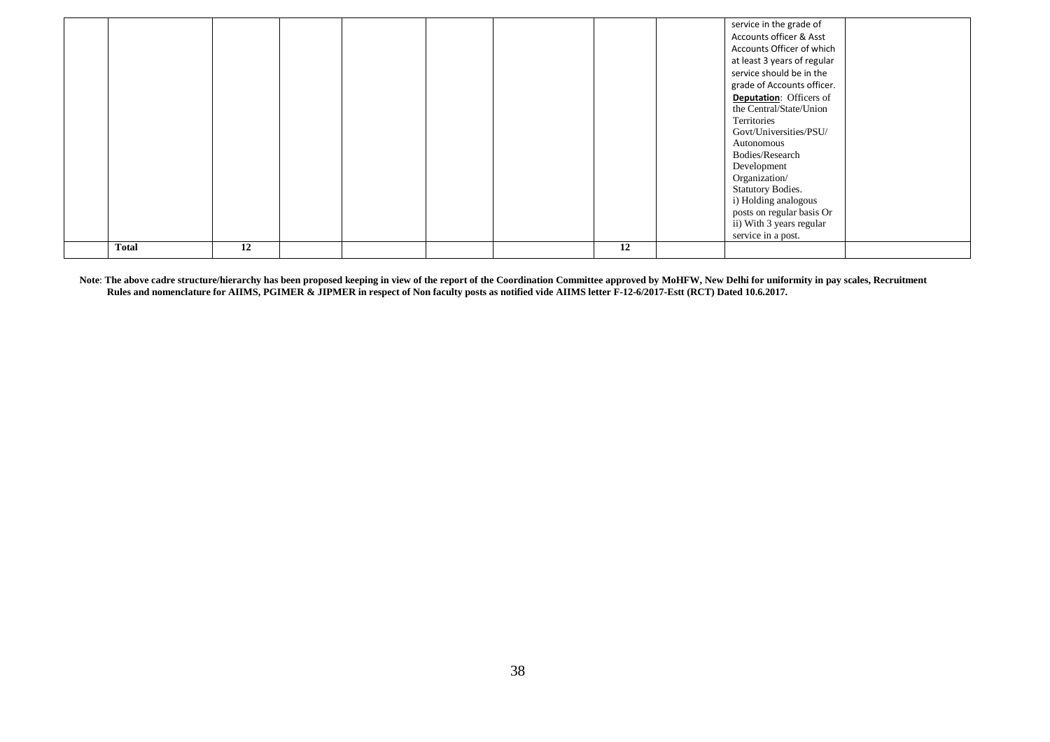| | | | | | | | | | | |
|---|---|---|---|---|---|---|---|---|---|---|
| | | | | | | | | | service in the grade of Accounts officer & Asst Accounts Officer of which at least 3 years of regular service should be in the grade of Accounts officer. **Deputation**: Officers of the Central/State/Union Territories Govt/Universities/PSU/ Autonomous Bodies/Research Development Organization/ Statutory Bodies. i) Holding analogous posts on regular basis Or ii) With 3 years regular service in a post. | |
| | **Total** | **12** | | | | | **12** | | | |

**Note**: **The above cadre structure/hierarchy has been proposed keeping in view of the report of the Coordination Committee approved by MoHFW, New Delhi for uniformity in pay scales, Recruitment Rules and nomenclature for AIIMS, PGIMER & JIPMER in respect of Non faculty posts as notified vide AIIMS letter F-12-6/2017-Estt (RCT) Dated 10.6.2017.**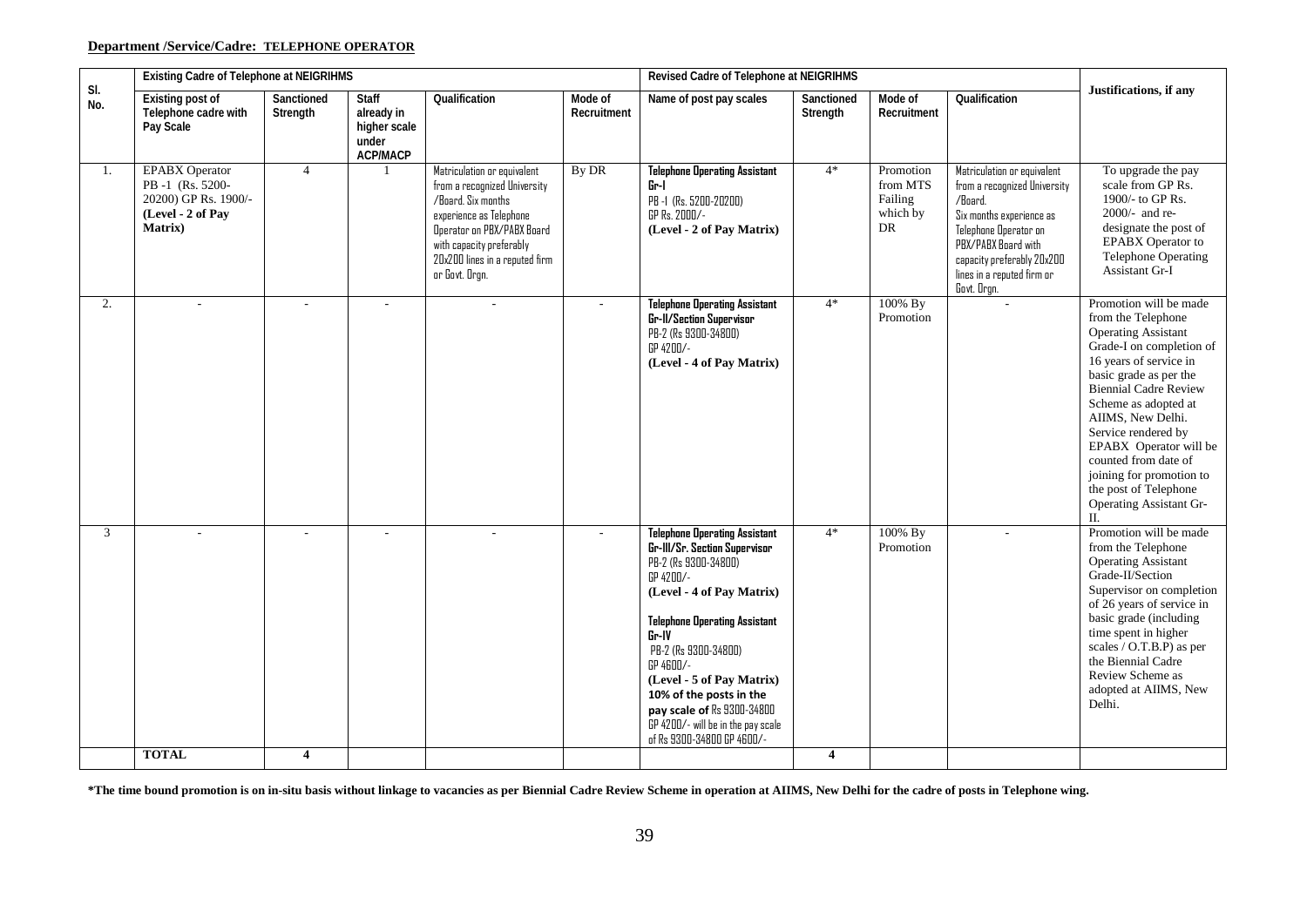**Department /Service/Cadre: TELEPHONE OPERATOR**

| Sl. No. | Existing Cadre of Telephone at NEIGRIHMS | | | | | Revised Cadre of Telephone at NEIGRIHMS | | | | Justifications, if any |
|---|---|---|---|---|---|---|---|---|---|---|
| | Existing post of Telephone cadre with Pay Scale | Sanctioned Strength | Staff already in higher scale under ACP/MACP | Qualification | Mode of Recruitment | Name of post pay scales | Sanctioned Strength | Mode of Recruitment | Qualification | |
| 1. | EPABX Operator PB -1 (Rs. 5200-20200) GP Rs. 1900/- **(Level - 2 of Pay Matrix)** | 4 | 1 | Matriculation or equivalent from a recognized University /Board. Six months experience as Telephone Operator on PBX/PABX Board with capacity preferably 20x200 lines in a reputed firm or Govt. Orgn. | By DR | **Telephone Operating Assistant Gr-I** PB -I (Rs. 5200-20200) GP Rs. 2000/- **(Level - 2 of Pay Matrix)** | 4* | Promotion from MTS Failing which by DR | Matriculation or equivalent from a recognized University /Board. Six months experience as Telephone Operator on PBX/PABX Board with capacity preferably 20x200 lines in a reputed firm or Govt. Orgn. | To upgrade the pay scale from GP Rs. 1900/- to GP Rs. 2000/- and re-designate the post of EPABX Operator to Telephone Operating Assistant Gr-I |
| 2. | - | - | - | - | - | **Telephone Operating Assistant Gr-II/Section Supervisor** PB-2 (Rs 9300-34800) GP 4200/- **(Level - 4 of Pay Matrix)** | 4* | 100% By Promotion | - | Promotion will be made from the Telephone Operating Assistant Grade-I on completion of 16 years of service in basic grade as per the Biennial Cadre Review Scheme as adopted at AIIMS, New Delhi. Service rendered by EPABX Operator will be counted from date of joining for promotion to the post of Telephone Operating Assistant Gr-II. |
| 3 | - | - | - | - | - | **Telephone Operating Assistant Gr-III/Sr. Section Supervisor** PB-2 (Rs 9300-34800) GP 4200/- **(Level - 4 of Pay Matrix)** **Telephone Operating Assistant Gr-IV** PB-2 (Rs 9300-34800) GP 4600/- **(Level - 5 of Pay Matrix)** **10% of the posts in the pay scale of** Rs 9300-34800 GP 4200/- will be in the pay scale of Rs 9300-34800 GP 4600/- | 4* | 100% By Promotion | - | Promotion will be made from the Telephone Operating Assistant Grade-II/Section Supervisor on completion of 26 years of service in basic grade (including time spent in higher scales / O.T.B.P) as per the Biennial Cadre Review Scheme as adopted at AIIMS, New Delhi. |
| | **TOTAL** | **4** | | | | | **4** | | | |

**\*The time bound promotion is on in-situ basis without linkage to vacancies as per Biennial Cadre Review Scheme in operation at AIIMS, New Delhi for the cadre of posts in Telephone wing.**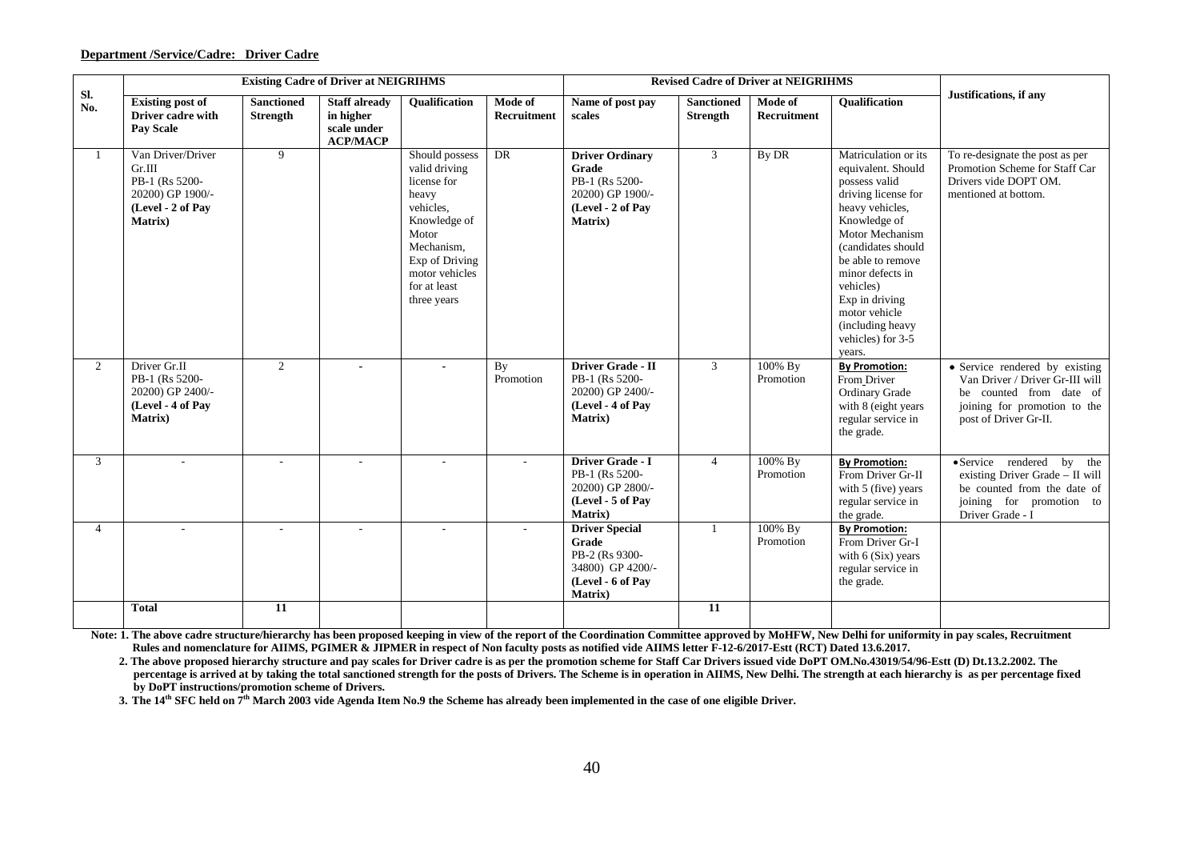**Department /Service/Cadre: Driver Cadre**

| Sl. No. | Existing Cadre of Driver at NEIGRIHMS | | | | | Revised Cadre of Driver at NEIGRIHMS | | | | Justifications, if any |
|---|---|---|---|---|---|---|---|---|---|---|
| | **Existing post of Driver cadre with Pay Scale** | **Sanctioned Strength** | **Staff already in higher scale under ACP/MACP** | **Qualification** | **Mode of Recruitment** | **Name of post pay scales** | **Sanctioned Strength** | **Mode of Recruitment** | **Qualification** | |
| 1 | Van Driver/Driver Gr.III PB-1 (Rs 5200-20200) GP 1900/- **(Level - 2 of Pay Matrix)** | 9 | | Should possess valid driving license for heavy vehicles, Knowledge of Motor Mechanism, Exp of Driving motor vehicles for at least three years | DR | **Driver Ordinary Grade** PB-1 (Rs 5200-20200) GP 1900/- **(Level - 2 of Pay Matrix)** | 3 | By DR | Matriculation or its equivalent. Should possess valid driving license for heavy vehicles, Knowledge of Motor Mechanism (candidates should be able to remove minor defects in vehicles) Exp in driving motor vehicle (including heavy vehicles) for 3-5 years. | To re-designate the post as per Promotion Scheme for Staff Car Drivers vide DOPT OM. mentioned at bottom. |
| 2 | Driver Gr.II PB-1 (Rs 5200-20200) GP 2400/- **(Level - 4 of Pay Matrix)** | 2 | - | - | By Promotion | **Driver Grade - II** PB-1 (Rs 5200-20200) GP 2400/- **(Level - 4 of Pay Matrix)** | 3 | 100% By Promotion | **By Promotion:** From Driver Ordinary Grade with 8 (eight years regular service in the grade. | • Service rendered by existing Van Driver / Driver Gr-III will be counted from date of joining for promotion to the post of Driver Gr-II. |
| 3 | - | - | - | - | - | **Driver Grade - I** PB-1 (Rs 5200-20200) GP 2800/- **(Level - 5 of Pay Matrix)** | 4 | 100% By Promotion | **By Promotion:** From Driver Gr-II with 5 (five) years regular service in the grade. | • Service rendered by the existing Driver Grade – II will be counted from the date of joining for promotion to Driver Grade - I |
| 4 | - | - | - | - | - | **Driver Special Grade** PB-2 (Rs 9300-34800) GP 4200/- **(Level - 6 of Pay Matrix)** | 1 | 100% By Promotion | **By Promotion:** From Driver Gr-I with 6 (Six) years regular service in the grade. | |
| | **Total** | **11** | | | | | **11** | | | |

**Note: 1. The above cadre structure/hierarchy has been proposed keeping in view of the report of the Coordination Committee approved by MoHFW, New Delhi for uniformity in pay scales, Recruitment Rules and nomenclature for AIIMS, PGIMER & JIPMER in respect of Non faculty posts as notified vide AIIMS letter F-12-6/2017-Estt (RCT) Dated 13.6.2017.**

**2. The above proposed hierarchy structure and pay scales for Driver cadre is as per the promotion scheme for Staff Car Drivers issued vide DoPT OM.No.43019/54/96-Estt (D) Dt.13.2.2002. The percentage is arrived at by taking the total sanctioned strength for the posts of Drivers. The Scheme is in operation in AIIMS, New Delhi. The strength at each hierarchy is as per percentage fixed by DoPT instructions/promotion scheme of Drivers.**

**3. The 14th SFC held on 7th March 2003 vide Agenda Item No.9 the Scheme has already been implemented in the case of one eligible Driver.**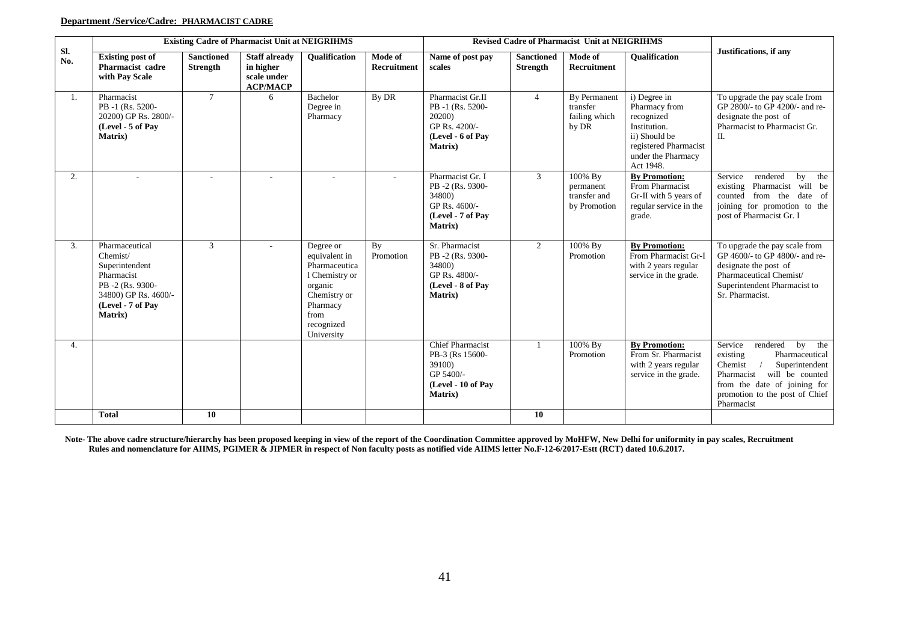**Department /Service/Cadre: PHARMACIST CADRE**

| Sl. No. | Existing Cadre of Pharmacist Unit at NEIGRIHMS | | | | | Revised Cadre of Pharmacist Unit at NEIGRIHMS | | | | Justifications, if any |
|---|---|---|---|---|---|---|---|---|---|---|
| | **Existing post of Pharmacist cadre with Pay Scale** | **Sanctioned Strength** | **Staff already in higher scale under ACP/MACP** | **Qualification** | **Mode of Recruitment** | **Name of post pay scales** | **Sanctioned Strength** | **Mode of Recruitment** | **Qualification** | |
| 1. | Pharmacist PB -1 (Rs. 5200-20200) GP Rs. 2800/- **(Level - 5 of Pay Matrix)** | 7 | 6 | Bachelor Degree in Pharmacy | By DR | Pharmacist Gr.II PB -1 (Rs. 5200-20200) GP Rs. 4200/- **(Level - 6 of Pay Matrix)** | 4 | By Permanent transfer failing which by DR | i) Degree in Pharmacy from recognized Institution. ii) Should be registered Pharmacist under the Pharmacy Act 1948. | To upgrade the pay scale from GP 2800/- to GP 4200/- and re-designate the post of Pharmacist to Pharmacist Gr. II. |
| 2. | - | - | - | - | - | Pharmacist Gr. I PB -2 (Rs. 9300-34800) GP Rs. 4600/- **(Level - 7 of Pay Matrix)** | 3 | 100% By permanent transfer and by Promotion | **By Promotion:** From Pharmacist Gr-II with 5 years of regular service in the grade. | Service rendered by the existing Pharmacist will be counted from the date of joining for promotion to the post of Pharmacist Gr. I |
| 3. | Pharmaceutical Chemist/ Superintendent Pharmacist PB -2 (Rs. 9300-34800) GP Rs. 4600/- **(Level - 7 of Pay Matrix)** | 3 | - | Degree or equivalent in Pharmaceutical Chemistry or organic Chemistry or Pharmacy from recognized University | By Promotion | Sr. Pharmacist PB -2 (Rs. 9300-34800) GP Rs. 4800/- **(Level - 8 of Pay Matrix)** | 2 | 100% By Promotion | **By Promotion:** From Pharmacist Gr-I with 2 years regular service in the grade. | To upgrade the pay scale from GP 4600/- to GP 4800/- and re-designate the post of Pharmaceutical Chemist/ Superintendent Pharmacist to Sr. Pharmacist. |
| 4. | | | | | | Chief Pharmacist PB-3 (Rs 15600-39100) GP 5400/- **(Level - 10 of Pay Matrix)** | 1 | 100% By Promotion | **By Promotion:** From Sr. Pharmacist with 2 years regular service in the grade. | Service rendered by the existing Pharmaceutical Chemist / Superintendent Pharmacist will be counted from the date of joining for promotion to the post of Chief Pharmacist |
| | **Total** | **10** | | | | | **10** | | | |

**Note- The above cadre structure/hierarchy has been proposed keeping in view of the report of the Coordination Committee approved by MoHFW, New Delhi for uniformity in pay scales, Recruitment Rules and nomenclature for AIIMS, PGIMER & JIPMER in respect of Non faculty posts as notified vide AIIMS letter No.F-12-6/2017-Estt (RCT) dated 10.6.2017.**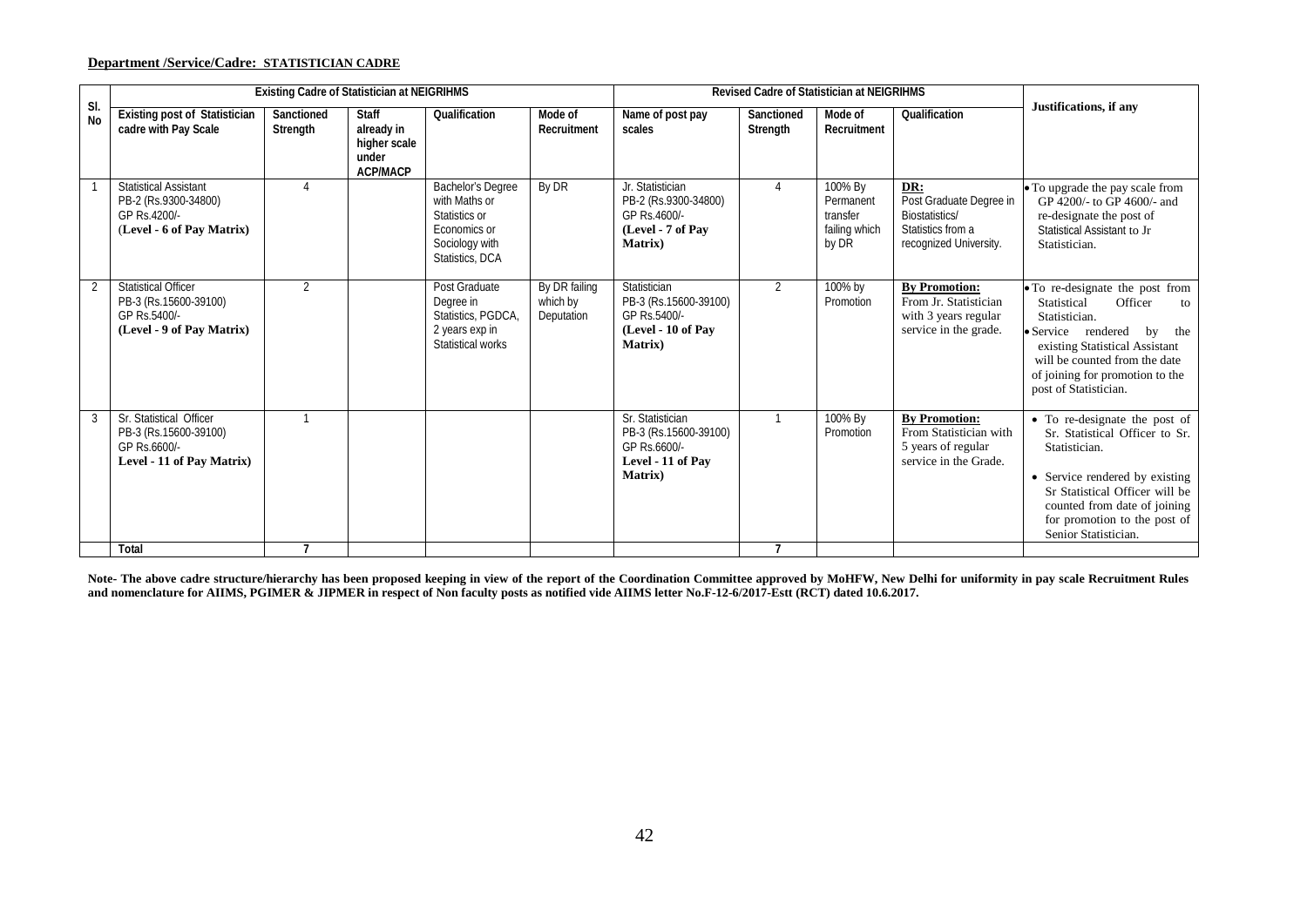**Department /Service/Cadre: STATISTICIAN CADRE**

| Sl. No | Existing Cadre of Statistician at NEIGRIHMS | | | | | Revised Cadre of Statistician at NEIGRIHMS | | | | Justifications, if any |
|---|---|---|---|---|---|---|---|---|---|---|
| | Existing post of Statistician cadre with Pay Scale | Sanctioned Strength | Staff already in higher scale under ACP/MACP | Qualification | Mode of Recruitment | Name of post pay scales | Sanctioned Strength | Mode of Recruitment | Qualification | |
| 1 | Statistical Assistant PB-2 (Rs.9300-34800) GP Rs.4200/- **(Level - 6 of Pay Matrix)** | 4 | | Bachelor's Degree with Maths or Statistics or Economics or Sociology with Statistics, DCA | By DR | Jr. Statistician PB-2 (Rs.9300-34800) GP Rs.4600/- **(Level - 7 of Pay Matrix)** | 4 | 100% By Permanent transfer failing which by DR | **DR:** Post Graduate Degree in Biostatistics/ Statistics from a recognized University. | • To upgrade the pay scale from GP 4200/- to GP 4600/- and re-designate the post of Statistical Assistant to Jr Statistician. |
| 2 | Statistical Officer PB-3 (Rs.15600-39100) GP Rs.5400/- **(Level - 9 of Pay Matrix)** | 2 | | Post Graduate Degree in Statistics, PGDCA, 2 years exp in Statistical works | By DR failing which by Deputation | Statistician PB-3 (Rs.15600-39100) GP Rs.5400/- **(Level - 10 of Pay Matrix)** | 2 | 100% by Promotion | **By Promotion:** From Jr. Statistician with 3 years regular service in the grade. | • To re-designate the post from Statistical Officer to Statistician. • Service rendered by the existing Statistical Assistant will be counted from the date of joining for promotion to the post of Statistician. |
| 3 | Sr. Statistical Officer PB-3 (Rs.15600-39100) GP Rs.6600/- **Level - 11 of Pay Matrix)** | 1 | | | | Sr. Statistician PB-3 (Rs.15600-39100) GP Rs.6600/- **Level - 11 of Pay Matrix)** | 1 | 100% By Promotion | **By Promotion:** From Statistician with 5 years of regular service in the Grade. | • To re-designate the post of Sr. Statistical Officer to Sr. Statistician. • Service rendered by existing Sr Statistical Officer will be counted from date of joining for promotion to the post of Senior Statistician. |
| | **Total** | **7** | | | | | **7** | | | |

**Note- The above cadre structure/hierarchy has been proposed keeping in view of the report of the Coordination Committee approved by MoHFW, New Delhi for uniformity in pay scale Recruitment Rules and nomenclature for AIIMS, PGIMER & JIPMER in respect of Non faculty posts as notified vide AIIMS letter No.F-12-6/2017-Estt (RCT) dated 10.6.2017.**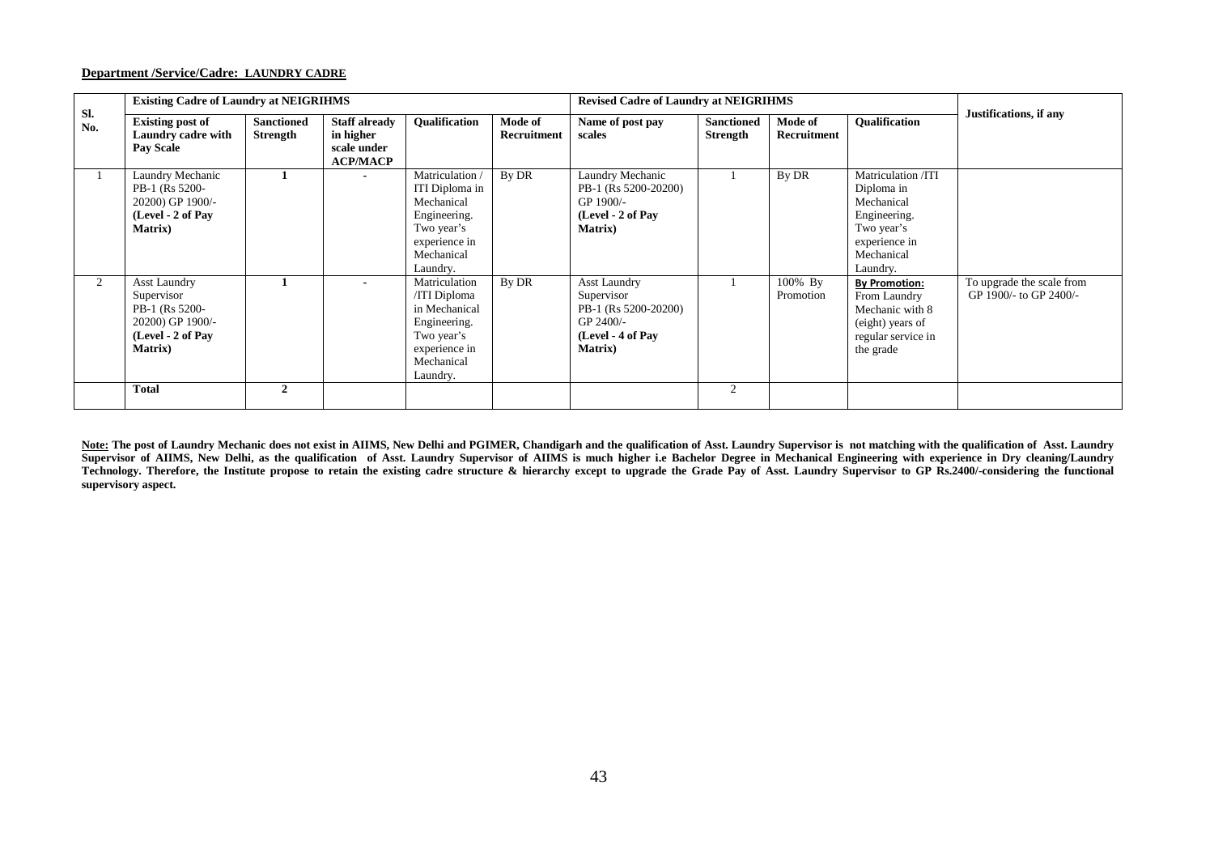**Department /Service/Cadre: LAUNDRY CADRE**

| Sl. No. | Existing Cadre of Laundry at NEIGRIHMS | | | | | Revised Cadre of Laundry at NEIGRIHMS | | | | Justifications, if any |
|---|---|---|---|---|---|---|---|---|---|---|
| | **Existing post of Laundry cadre with Pay Scale** | **Sanctioned Strength** | **Staff already in higher scale under ACP/MACP** | **Qualification** | **Mode of Recruitment** | **Name of post pay scales** | **Sanctioned Strength** | **Mode of Recruitment** | **Qualification** | |
| 1 | Laundry Mechanic PB-1 (Rs 5200-20200) GP 1900/- **(Level - 2 of Pay Matrix)** | **1** | - | Matriculation / ITI Diploma in Mechanical Engineering. Two year's experience in Mechanical Laundry. | By DR | Laundry Mechanic PB-1 (Rs 5200-20200) GP 1900/- **(Level - 2 of Pay Matrix)** | 1 | By DR | Matriculation /ITI Diploma in Mechanical Engineering. Two year's experience in Mechanical Laundry. | |
| 2 | Asst Laundry Supervisor PB-1 (Rs 5200-20200) GP 1900/- **(Level - 2 of Pay Matrix)** | **1** | - | Matriculation /ITI Diploma in Mechanical Engineering. Two year's experience in Mechanical Laundry. | By DR | Asst Laundry Supervisor PB-1 (Rs 5200-20200) GP 2400/- **(Level - 4 of Pay Matrix)** | 1 | 100% By Promotion | **By Promotion:** From Laundry Mechanic with 8 (eight) years of regular service in the grade | To upgrade the scale from GP 1900/- to GP 2400/- |
| | **Total** | **2** | | | | | 2 | | | |

**Note: The post of Laundry Mechanic does not exist in AIIMS, New Delhi and PGIMER, Chandigarh and the qualification of Asst. Laundry Supervisor is not matching with the qualification of Asst. Laundry Supervisor of AIIMS, New Delhi, as the qualification of Asst. Laundry Supervisor of AIIMS is much higher i.e Bachelor Degree in Mechanical Engineering with experience in Dry cleaning/Laundry Technology. Therefore, the Institute propose to retain the existing cadre structure & hierarchy except to upgrade the Grade Pay of Asst. Laundry Supervisor to GP Rs.2400/-considering the functional supervisory aspect.**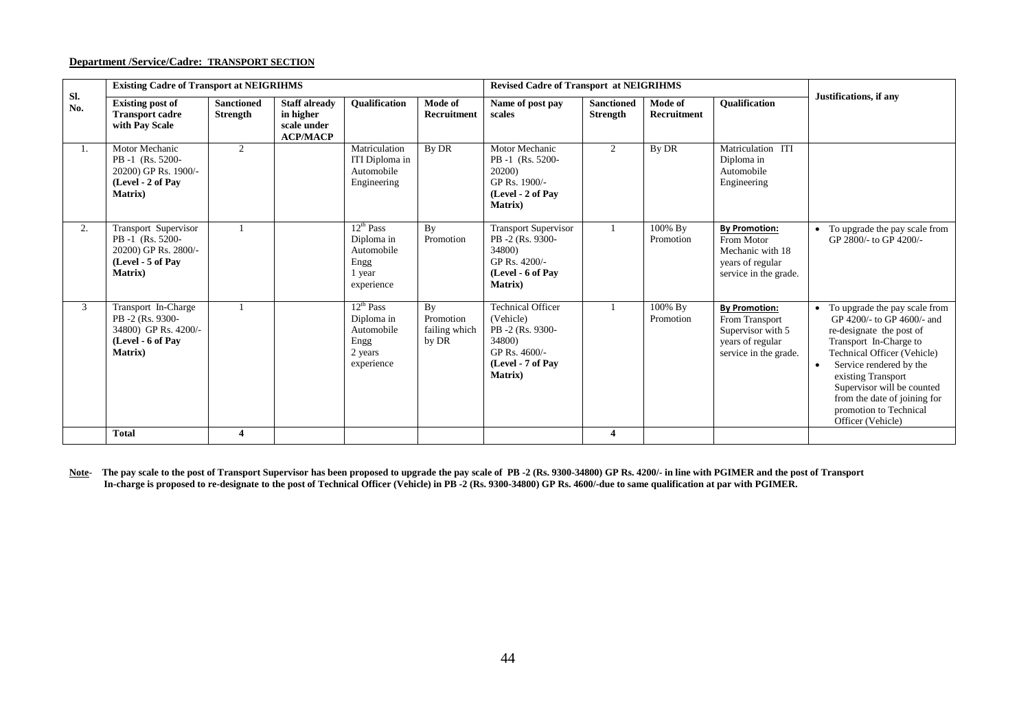**Department /Service/Cadre: TRANSPORT SECTION**

| Sl. No. | Existing Cadre of Transport at NEIGRIHMS | | | | | Revised Cadre of Transport at NEIGRIHMS | | | | Justifications, if any |
|---|---|---|---|---|---|---|---|---|---|---|
| | **Existing post of Transport cadre with Pay Scale** | **Sanctioned Strength** | **Staff already in higher scale under ACP/MACP** | **Qualification** | **Mode of Recruitment** | **Name of post pay scales** | **Sanctioned Strength** | **Mode of Recruitment** | **Qualification** | |
| 1. | Motor Mechanic PB -1 (Rs. 5200-20200) GP Rs. 1900/- **(Level - 2 of Pay Matrix)** | 2 | | Matriculation ITI Diploma in Automobile Engineering | By DR | Motor Mechanic PB -1 (Rs. 5200-20200) GP Rs. 1900/- **(Level - 2 of Pay Matrix)** | 2 | By DR | Matriculation ITI Diploma in Automobile Engineering | |
| 2. | Transport Supervisor PB -1 (Rs. 5200-20200) GP Rs. 2800/- **(Level - 5 of Pay Matrix)** | 1 | | 12th Pass Diploma in Automobile Engg 1 year experience | By Promotion | Transport Supervisor PB -2 (Rs. 9300-34800) GP Rs. 4200/- **(Level - 6 of Pay Matrix)** | 1 | 100% By Promotion | **By Promotion:** From Motor Mechanic with 18 years of regular service in the grade. | • To upgrade the pay scale from GP 2800/- to GP 4200/- |
| 3 | Transport In-Charge PB -2 (Rs. 9300-34800) GP Rs. 4200/- **(Level - 6 of Pay Matrix)** | 1 | | 12th Pass Diploma in Automobile Engg 2 years experience | By Promotion failing which by DR | Technical Officer (Vehicle) PB -2 (Rs. 9300-34800) GP Rs. 4600/- **(Level - 7 of Pay Matrix)** | 1 | 100% By Promotion | **By Promotion:** From Transport Supervisor with 5 years of regular service in the grade. | • To upgrade the pay scale from GP 4200/- to GP 4600/- and re-designate the post of Transport In-Charge to Technical Officer (Vehicle) • Service rendered by the existing Transport Supervisor will be counted from the date of joining for promotion to Technical Officer (Vehicle) |
| | **Total** | **4** | | | | | **4** | | | |

**Note- The pay scale to the post of Transport Supervisor has been proposed to upgrade the pay scale of PB -2 (Rs. 9300-34800) GP Rs. 4200/- in line with PGIMER and the post of Transport In-charge is proposed to re-designate to the post of Technical Officer (Vehicle) in PB -2 (Rs. 9300-34800) GP Rs. 4600/-due to same qualification at par with PGIMER.**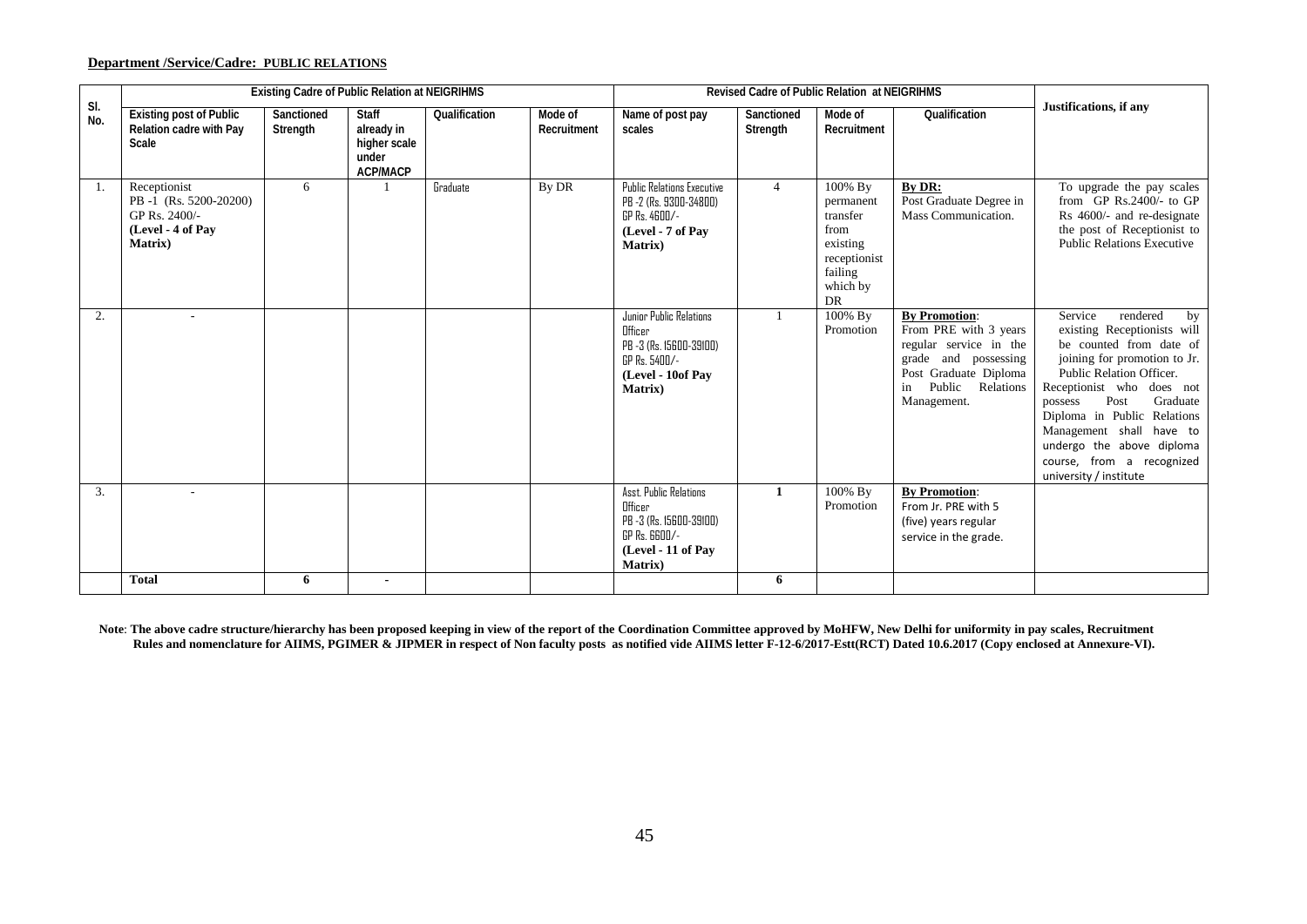**Department /Service/Cadre: PUBLIC RELATIONS**

| Sl. No. | Existing Cadre of Public Relation at NEIGRIHMS | | | | | Revised Cadre of Public Relation at NEIGRIHMS | | | | Justifications, if any |
|---|---|---|---|---|---|---|---|---|---|---|
| | Existing post of Public Relation cadre with Pay Scale | Sanctioned Strength | Staff already in higher scale under ACP/MACP | Qualification | Mode of Recruitment | Name of post pay scales | Sanctioned Strength | Mode of Recruitment | Qualification | |
| 1. | Receptionist PB -1 (Rs. 5200-20200) GP Rs. 2400/- **(Level - 4 of Pay Matrix)** | 6 | 1 | Graduate | By DR | Public Relations Executive PB -2 (Rs. 9300-34800) GP Rs. 4600/- **(Level - 7 of Pay Matrix)** | 4 | 100% By permanent transfer from existing receptionist failing which by DR | **By DR:** Post Graduate Degree in Mass Communication. | To upgrade the pay scales from GP Rs.2400/- to GP Rs 4600/- and re-designate the post of Receptionist to Public Relations Executive |
| 2. | - | | | | | Junior Public Relations Officer PB -3 (Rs. 15600-39100) GP Rs. 5400/- **(Level - 10of Pay Matrix)** | 1 | 100% By Promotion | **By Promotion**: From PRE with 3 years regular service in the grade and possessing Post Graduate Diploma in Public Relations Management. | Service rendered by existing Receptionists will be counted from date of joining for promotion to Jr. Public Relation Officer. Receptionist who does not possess Post Graduate Diploma in Public Relations Management shall have to undergo the above diploma course, from a recognized university / institute |
| 3. | - | | | | | Asst. Public Relations Officer PB -3 (Rs. 15600-39100) GP Rs. 6600/- **(Level - 11 of Pay Matrix)** | **1** | 100% By Promotion | **By Promotion**: From Jr. PRE with 5 (five) years regular service in the grade. | |
| | **Total** | **6** | **-** | | | | **6** | | | |

**Note**: **The above cadre structure/hierarchy has been proposed keeping in view of the report of the Coordination Committee approved by MoHFW, New Delhi for uniformity in pay scales, Recruitment Rules and nomenclature for AIIMS, PGIMER & JIPMER in respect of Non faculty posts as notified vide AIIMS letter F-12-6/2017-Estt(RCT) Dated 10.6.2017 (Copy enclosed at Annexure-VI).**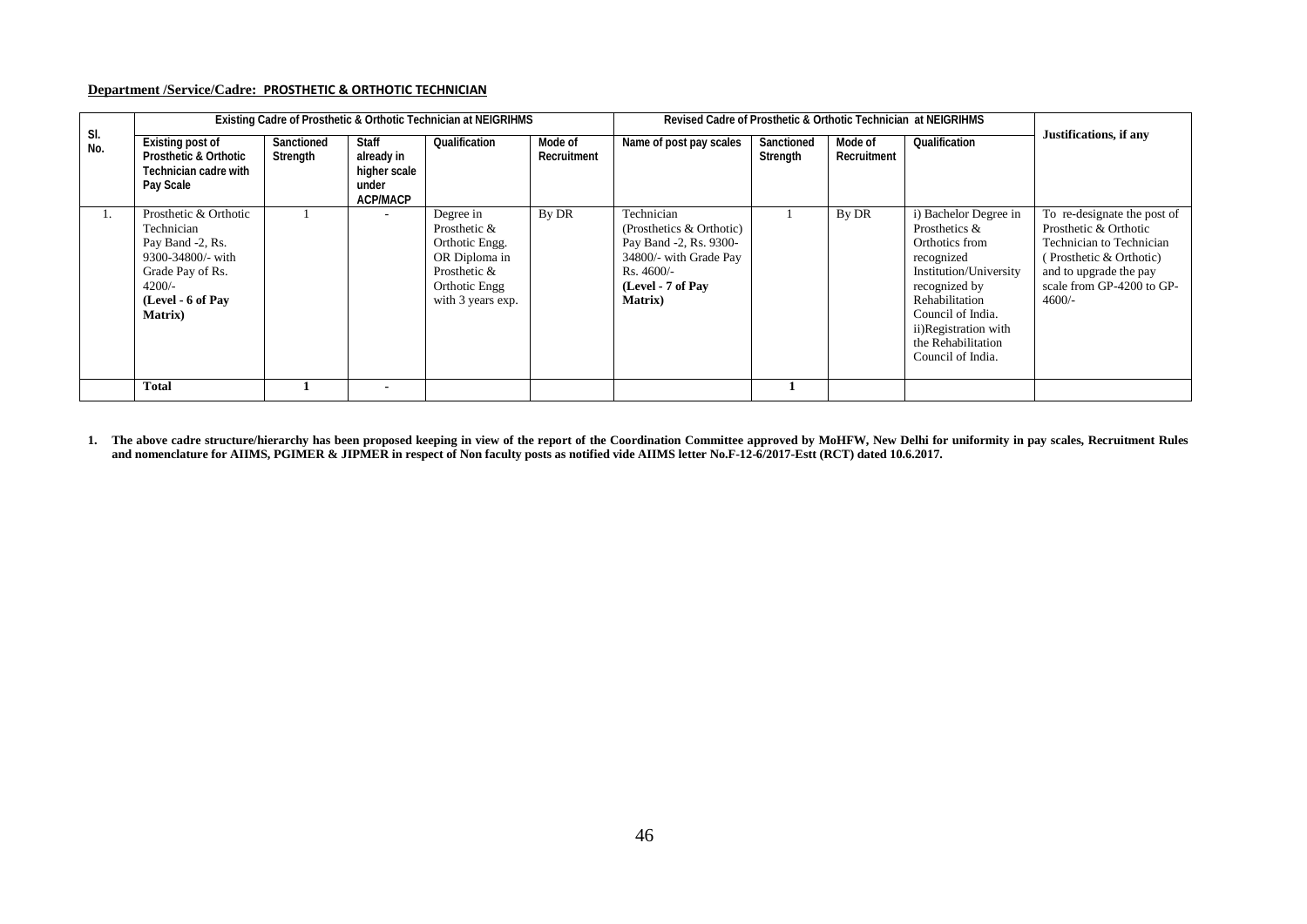**Department /Service/Cadre: PROSTHETIC & ORTHOTIC TECHNICIAN**

| Sl. No. | Existing Cadre of Prosthetic & Orthotic Technician at NEIGRIHMS | | | | | Revised Cadre of Prosthetic & Orthotic Technician at NEIGRIHMS | | | | Justifications, if any |
|---|---|---|---|---|---|---|---|---|---|---|
| | Existing post of Prosthetic & Orthotic Technician cadre with Pay Scale | Sanctioned Strength | Staff already in higher scale under ACP/MACP | Qualification | Mode of Recruitment | Name of post pay scales | Sanctioned Strength | Mode of Recruitment | Qualification | |
| 1. | Prosthetic & Orthotic Technician Pay Band -2, Rs. 9300-34800/- with Grade Pay of Rs. 4200/- **(Level - 6 of Pay Matrix)** | 1 | - | Degree in Prosthetic & Orthotic Engg. OR Diploma in Prosthetic & Orthotic Engg with 3 years exp. | By DR | Technician (Prosthetics & Orthotic) Pay Band -2, Rs. 9300-34800/- with Grade Pay Rs. 4600/- **(Level - 7 of Pay Matrix)** | 1 | By DR | i) Bachelor Degree in Prosthetics & Orthotics from recognized Institution/University recognized by Rehabilitation Council of India. ii)Registration with the Rehabilitation Council of India. | To re-designate the post of Prosthetic & Orthotic Technician to Technician ( Prosthetic & Orthotic) and to upgrade the pay scale from GP-4200 to GP-4600/- |
| | **Total** | **1** | **-** | | | | **1** | | | |

**1. The above cadre structure/hierarchy has been proposed keeping in view of the report of the Coordination Committee approved by MoHFW, New Delhi for uniformity in pay scales, Recruitment Rules and nomenclature for AIIMS, PGIMER & JIPMER in respect of Non faculty posts as notified vide AIIMS letter No.F-12-6/2017-Estt (RCT) dated 10.6.2017.**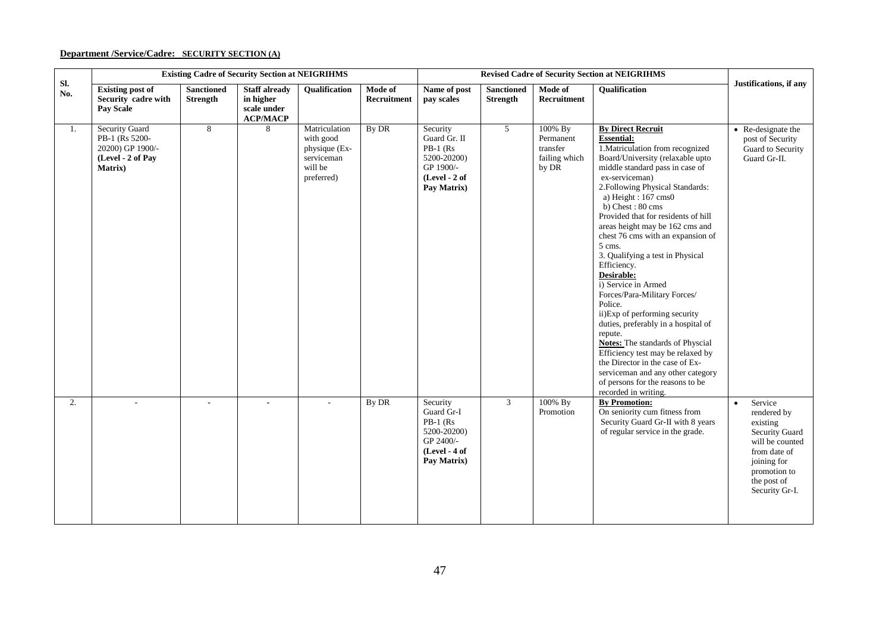**Department /Service/Cadre: SECURITY SECTION (A)**

| Sl. No. | Existing Cadre of Security Section at NEIGRIHMS | | | | | Revised Cadre of Security Section at NEIGRIHMS | | | | Justifications, if any |
|---|---|---|---|---|---|---|---|---|---|---|
| | **Existing post of Security cadre with Pay Scale** | **Sanctioned Strength** | **Staff already in higher scale under ACP/MACP** | **Qualification** | **Mode of Recruitment** | **Name of post pay scales** | **Sanctioned Strength** | **Mode of Recruitment** | **Qualification** | |
| 1. | Security Guard PB-1 (Rs 5200-20200) GP 1900/- **(Level - 2 of Pay Matrix)** | 8 | 8 | Matriculation with good physique (Ex-serviceman will be preferred) | By DR | Security Guard Gr. II PB-1 (Rs 5200-20200) GP 1900/- **(Level - 2 of Pay Matrix)** | 5 | 100% By Permanent transfer failing which by DR | **By Direct Recruit** <br> **Essential:** <br> 1.Matriculation from recognized Board/University (relaxable upto middle standard pass in case of ex-serviceman) <br> 2.Following Physical Standards: <br> a) Height : 167 cms0 <br> b) Chest : 80 cms <br> Provided that for residents of hill areas height may be 162 cms and chest 76 cms with an expansion of 5 cms. <br> 3. Qualifying a test in Physical Efficiency. <br> **Desirable:** <br> i) Service in Armed Forces/Para-Military Forces/ Police. <br> ii)Exp of performing security duties, preferably in a hospital of repute. <br> **Notes:** The standards of Physcial Efficiency test may be relaxed by the Director in the case of Ex-serviceman and any other category of persons for the reasons to be recorded in writing. | • Re-designate the post of Security Guard to Security Guard Gr-II. |
| 2. | - | - | - | - | By DR | Security Guard Gr-I PB-1 (Rs 5200-20200) GP 2400/- **(Level - 4 of Pay Matrix)** | 3 | 100% By Promotion | **By Promotion:** <br> On seniority cum fitness from Security Guard Gr-II with 8 years of regular service in the grade. | • Service rendered by existing Security Guard will be counted from date of joining for promotion to the post of Security Gr-I. |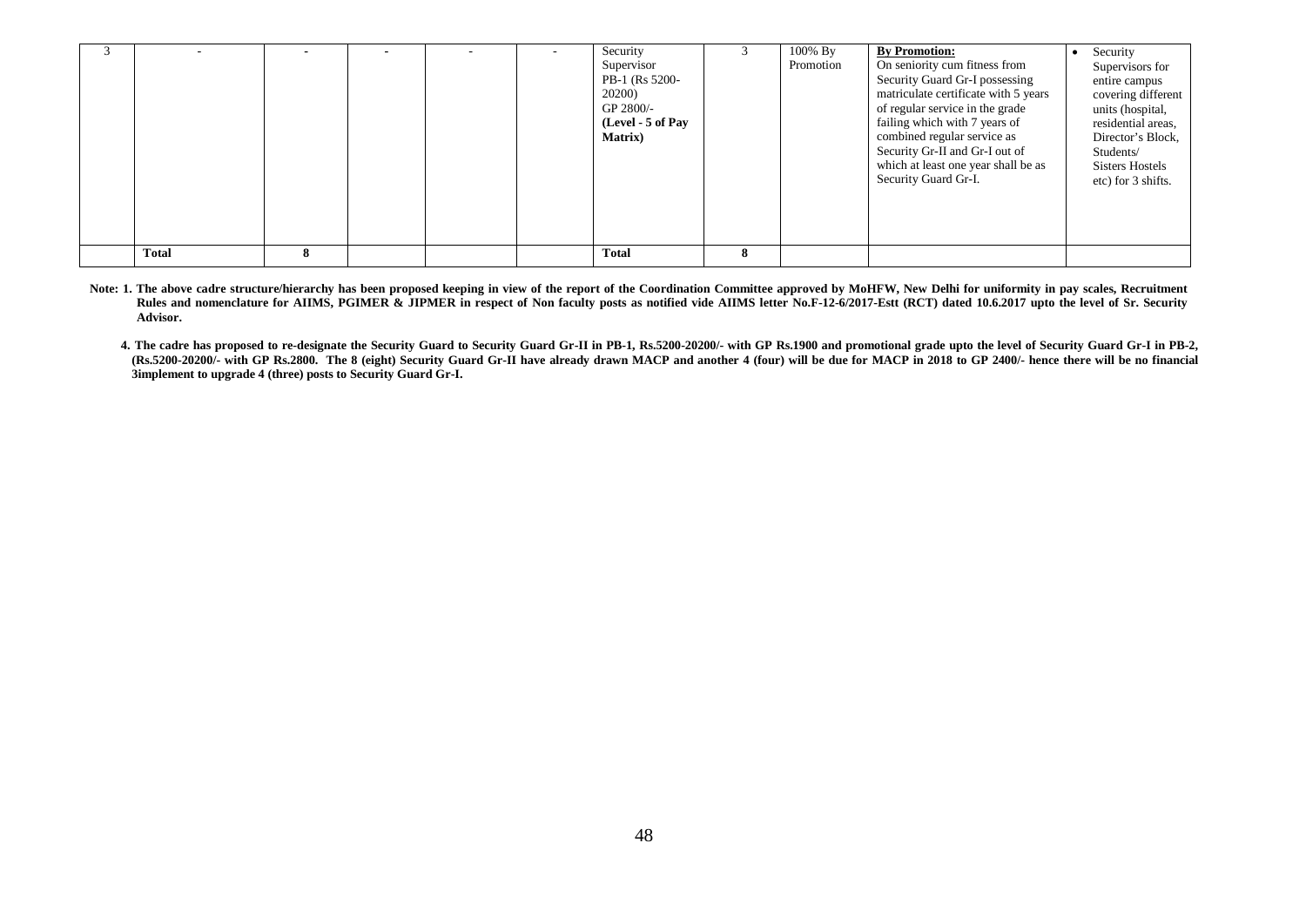| 3 | - | - | - | - | - | Security Supervisor PB-1 (Rs 5200-20200) GP 2800/- **(Level - 5 of Pay Matrix)** | 3 | 100% By Promotion | **By Promotion:** On seniority cum fitness from Security Guard Gr-I possessing matriculate certificate with 5 years of regular service in the grade failing which with 7 years of combined regular service as Security Gr-II and Gr-I out of which at least one year shall be as Security Guard Gr-I. | • Security Supervisors for entire campus covering different units (hospital, residential areas, Director's Block, Students/ Sisters Hostels etc) for 3 shifts. |
|---|---|---|---|---|---|---|---|---|---|---|
| | **Total** | **8** | | | | **Total** | **8** | | | |

**Note: 1. The above cadre structure/hierarchy has been proposed keeping in view of the report of the Coordination Committee approved by MoHFW, New Delhi for uniformity in pay scales, Recruitment Rules and nomenclature for AIIMS, PGIMER & JIPMER in respect of Non faculty posts as notified vide AIIMS letter No.F-12-6/2017-Estt (RCT) dated 10.6.2017 upto the level of Sr. Security Advisor.**

**4. The cadre has proposed to re-designate the Security Guard to Security Guard Gr-II in PB-1, Rs.5200-20200/- with GP Rs.1900 and promotional grade upto the level of Security Guard Gr-I in PB-2, (Rs.5200-20200/- with GP Rs.2800. The 8 (eight) Security Guard Gr-II have already drawn MACP and another 4 (four) will be due for MACP in 2018 to GP 2400/- hence there will be no financial 3implement to upgrade 4 (three) posts to Security Guard Gr-I.**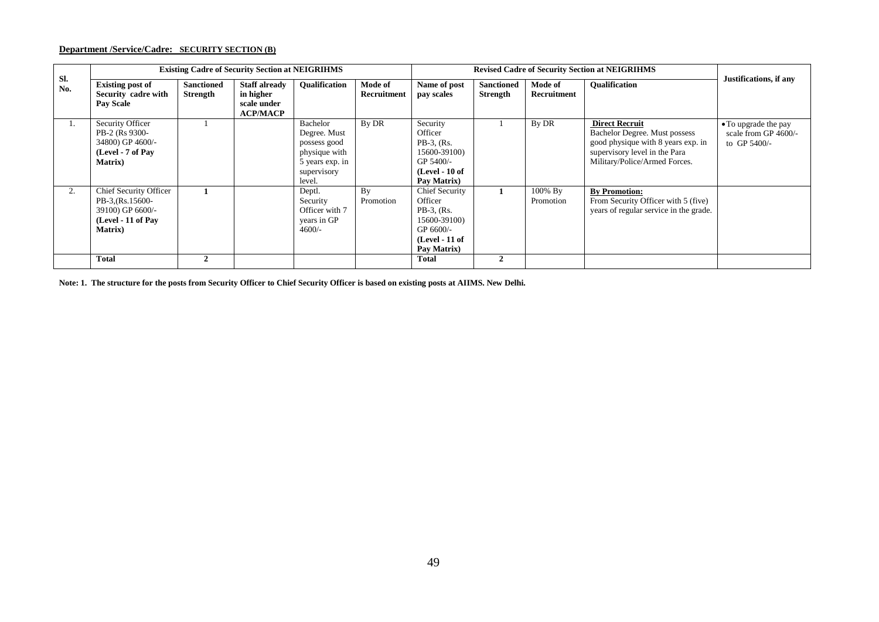**Department /Service/Cadre: SECURITY SECTION (B)**

| Sl. No. | Existing Cadre of Security Section at NEIGRIHMS | | | | | Revised Cadre of Security Section at NEIGRIHMS | | | | Justifications, if any |
|---|---|---|---|---|---|---|---|---|---|---|
| | **Existing post of Security cadre with Pay Scale** | **Sanctioned Strength** | **Staff already in higher scale under ACP/MACP** | **Qualification** | **Mode of Recruitment** | **Name of post pay scales** | **Sanctioned Strength** | **Mode of Recruitment** | **Qualification** | |
| 1. | Security Officer PB-2 (Rs 9300-34800) GP 4600/- **(Level - 7 of Pay Matrix)** | 1 | | Bachelor Degree. Must possess good physique with 5 years exp. in supervisory level. | By DR | Security Officer PB-3, (Rs. 15600-39100) GP 5400/- **(Level - 10 of Pay Matrix)** | 1 | By DR | **Direct Recruit** Bachelor Degree. Must possess good physique with 8 years exp. in supervisory level in the Para Military/Police/Armed Forces. | • To upgrade the pay scale from GP 4600/- to GP 5400/- |
| 2. | Chief Security Officer PB-3,(Rs.15600-39100) GP 6600/- **(Level - 11 of Pay Matrix)** | **1** | | Deptl. Security Officer with 7 years in GP 4600/- | By Promotion | Chief Security Officer PB-3, (Rs. 15600-39100) GP 6600/- **(Level - 11 of Pay Matrix)** | **1** | 100% By Promotion | **By Promotion:** From Security Officer with 5 (five) years of regular service in the grade. | |
| | **Total** | **2** | | | | **Total** | **2** | | | |

**Note: 1. The structure for the posts from Security Officer to Chief Security Officer is based on existing posts at AIIMS. New Delhi.**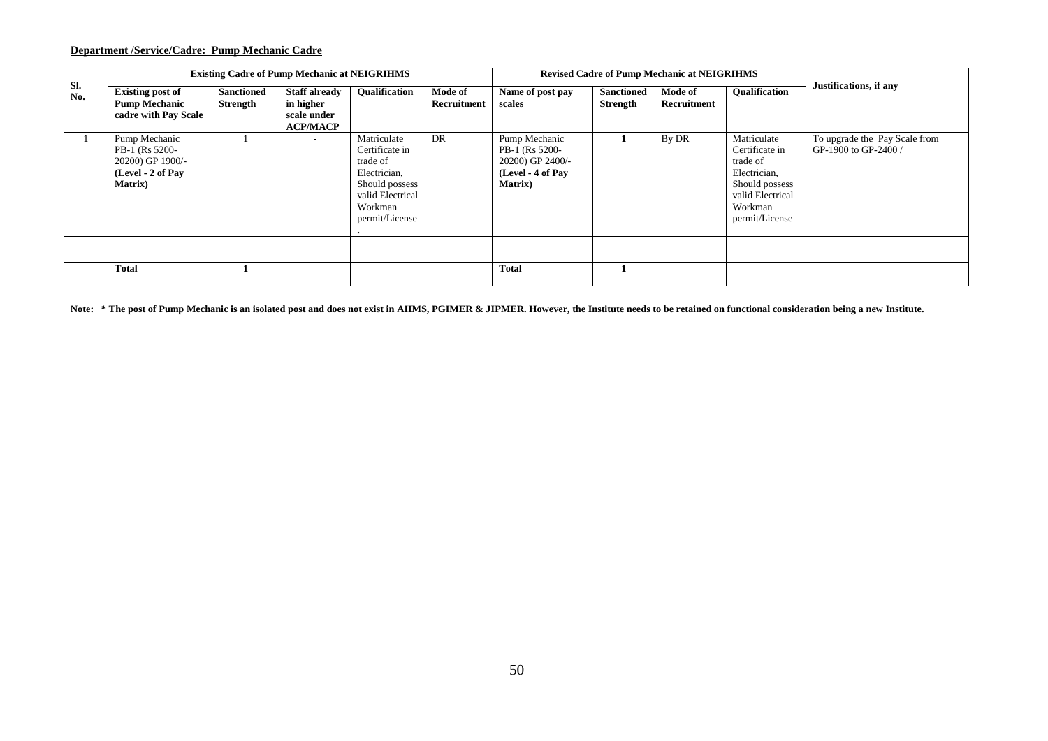**Department /Service/Cadre: Pump Mechanic Cadre**

| Sl. No. | Existing Cadre of Pump Mechanic at NEIGRIHMS | | | | | Revised Cadre of Pump Mechanic at NEIGRIHMS | | | | Justifications, if any |
|---|---|---|---|---|---|---|---|---|---|---|
| | **Existing post of Pump Mechanic cadre with Pay Scale** | **Sanctioned Strength** | **Staff already in higher scale under ACP/MACP** | **Qualification** | **Mode of Recruitment** | **Name of post pay scales** | **Sanctioned Strength** | **Mode of Recruitment** | **Qualification** | |
| 1 | Pump Mechanic PB-1 (Rs 5200-20200) GP 1900/- **(Level - 2 of Pay Matrix)** | 1 | - | Matriculate Certificate in trade of Electrician, Should possess valid Electrical Workman permit/License . | DR | Pump Mechanic PB-1 (Rs 5200-20200) GP 2400/- **(Level - 4 of Pay Matrix)** | **1** | By DR | Matriculate Certificate in trade of Electrician, Should possess valid Electrical Workman permit/License | To upgrade the Pay Scale from GP-1900 to GP-2400 / |
| | | | | | | | | | | |
| | **Total** | **1** | | | | **Total** | **1** | | | |

**<u>Note:</u> * The post of Pump Mechanic is an isolated post and does not exist in AIIMS, PGIMER & JIPMER. However, the Institute needs to be retained on functional consideration being a new Institute.**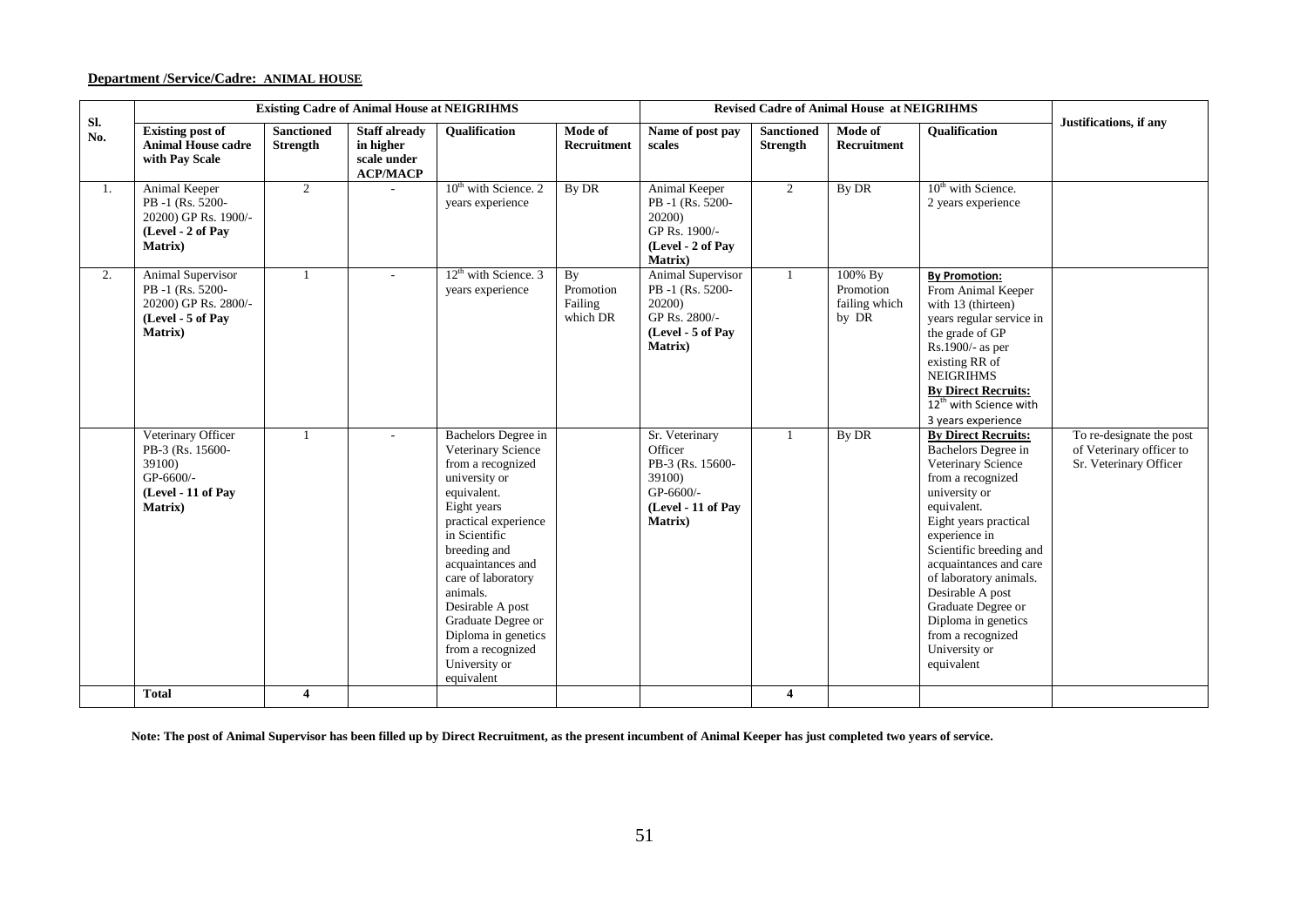**Department /Service/Cadre: ANIMAL HOUSE**

| Sl. No. | Existing Cadre of Animal House at NEIGRIHMS | | | | | Revised Cadre of Animal House at NEIGRIHMS | | | | Justifications, if any |
|---|---|---|---|---|---|---|---|---|---|---|
| | **Existing post of Animal House cadre with Pay Scale** | **Sanctioned Strength** | **Staff already in higher scale under ACP/MACP** | **Qualification** | **Mode of Recruitment** | **Name of post pay scales** | **Sanctioned Strength** | **Mode of Recruitment** | **Qualification** | |
| 1. | Animal Keeper PB -1 (Rs. 5200-20200) GP Rs. 1900/- **(Level - 2 of Pay Matrix)** | 2 | - | 10th with Science. 2 years experience | By DR | Animal Keeper PB -1 (Rs. 5200-20200) GP Rs. 1900/- **(Level - 2 of Pay Matrix)** | 2 | By DR | 10th with Science. 2 years experience | |
| 2. | Animal Supervisor PB -1 (Rs. 5200-20200) GP Rs. 2800/- **(Level - 5 of Pay Matrix)** | 1 | - | 12th with Science. 3 years experience | By Promotion Failing which DR | Animal Supervisor PB -1 (Rs. 5200-20200) GP Rs. 2800/- **(Level - 5 of Pay Matrix)** | 1 | 100% By Promotion failing which by DR | **By Promotion:** From Animal Keeper with 13 (thirteen) years regular service in the grade of GP Rs.1900/- as per existing RR of NEIGRIHMS **By Direct Recruits:** 12th with Science with 3 years experience | |
| | Veterinary Officer PB-3 (Rs. 15600-39100) GP-6600/- **(Level - 11 of Pay Matrix)** | 1 | - | Bachelors Degree in Veterinary Science from a recognized university or equivalent. Eight years practical experience in Scientific breeding and acquaintances and care of laboratory animals. Desirable A post Graduate Degree or Diploma in genetics from a recognized University or equivalent | | Sr. Veterinary Officer PB-3 (Rs. 15600-39100) GP-6600/- **(Level - 11 of Pay Matrix)** | 1 | By DR | **By Direct Recruits:** Bachelors Degree in Veterinary Science from a recognized university or equivalent. Eight years practical experience in Scientific breeding and acquaintances and care of laboratory animals. Desirable A post Graduate Degree or Diploma in genetics from a recognized University or equivalent | To re-designate the post of Veterinary officer to Sr. Veterinary Officer |
| | **Total** | **4** | | | | | **4** | | | |

**Note: The post of Animal Supervisor has been filled up by Direct Recruitment, as the present incumbent of Animal Keeper has just completed two years of service.**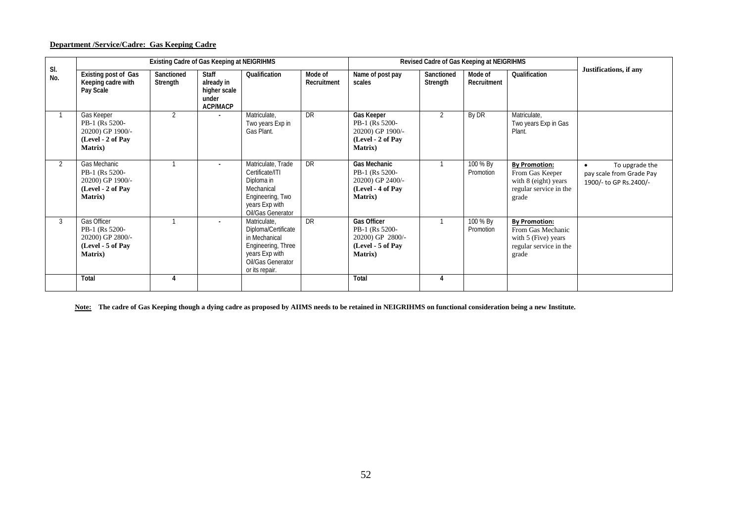**Department /Service/Cadre: Gas Keeping Cadre**

| Sl. No. | Existing Cadre of Gas Keeping at NEIGRIHMS | | | | | Revised Cadre of Gas Keeping at NEIGRIHMS | | | | Justifications, if any |
|---|---|---|---|---|---|---|---|---|---|---|
| | Existing post of Gas Keeping cadre with Pay Scale | Sanctioned Strength | Staff already in higher scale under ACP/MACP | Qualification | Mode of Recruitment | Name of post pay scales | Sanctioned Strength | Mode of Recruitment | Qualification | |
| 1 | Gas Keeper PB-1 (Rs 5200-20200) GP 1900/- **(Level - 2 of Pay Matrix)** | 2 | - | Matriculate, Two years Exp in Gas Plant. | DR | **Gas Keeper** PB-1 (Rs 5200-20200) GP 1900/- **(Level - 2 of Pay Matrix)** | 2 | By DR | Matriculate, Two years Exp in Gas Plant. | |
| 2 | Gas Mechanic PB-1 (Rs 5200-20200) GP 1900/- **(Level - 2 of Pay Matrix)** | 1 | - | Matriculate, Trade Certificate/ITI Diploma in Mechanical Engineering, Two years Exp with Oil/Gas Generator | DR | **Gas Mechanic** PB-1 (Rs 5200-20200) GP 2400/- **(Level - 4 of Pay Matrix)** | 1 | 100 % By Promotion | **By Promotion:** From Gas Keeper with 8 (eight) years regular service in the grade | • To upgrade the pay scale from Grade Pay 1900/- to GP Rs.2400/- |
| 3 | Gas Officer PB-1 (Rs 5200-20200) GP 2800/- **(Level - 5 of Pay Matrix)** | 1 | - | Matriculate, Diploma/Certificate in Mechanical Engineering, Three years Exp with Oil/Gas Generator or its repair. | DR | **Gas Officer** PB-1 (Rs 5200-20200) GP 2800/- **(Level - 5 of Pay Matrix)** | 1 | 100 % By Promotion | **By Promotion:** From Gas Mechanic with 5 (Five) years regular service in the grade | |
| | **Total** | **4** | | | | **Total** | **4** | | | |

**Note: The cadre of Gas Keeping though a dying cadre as proposed by AIIMS needs to be retained in NEIGRIHMS on functional consideration being a new Institute.**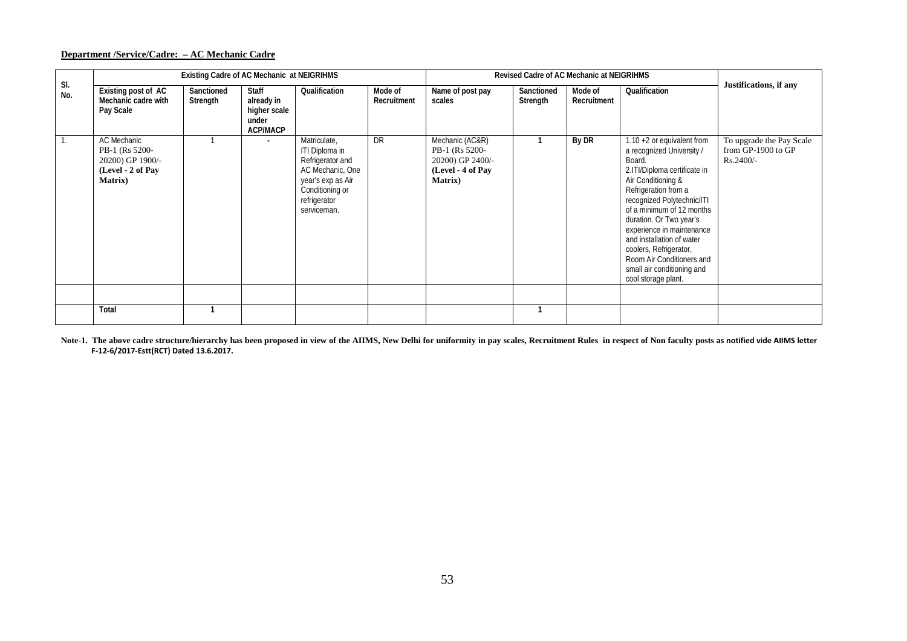**Department /Service/Cadre: – AC Mechanic Cadre**

| Sl. No. | Existing Cadre of AC Mechanic at NEIGRIHMS | | | | | Revised Cadre of AC Mechanic at NEIGRIHMS | | | | Justifications, if any |
|---|---|---|---|---|---|---|---|---|---|---|
| | Existing post of AC Mechanic cadre with Pay Scale | Sanctioned Strength | Staff already in higher scale under ACP/MACP | Qualification | Mode of Recruitment | Name of post pay scales | Sanctioned Strength | Mode of Recruitment | Qualification | |
| 1. | AC Mechanic PB-1 (Rs 5200-20200) GP 1900/- **(Level - 2 of Pay Matrix)** | 1 | - | Matriculate, ITI Diploma in Refrigerator and AC Mechanic, One year's exp as Air Conditioning or refrigerator serviceman. | DR | Mechanic (AC&R) PB-1 (Rs 5200-20200) GP 2400/- **(Level - 4 of Pay Matrix)** | 1 | By DR | 1.10 +2 or equivalent from a recognized University / Board. 2.ITI/Diploma certificate in Air Conditioning & Refrigeration from a recognized Polytechnic/ITI of a minimum of 12 months duration. Or Two year's experience in maintenance and installation of water coolers, Refrigerator, Room Air Conditioners and small air conditioning and cool storage plant. | To upgrade the Pay Scale from GP-1900 to GP Rs.2400/- |
| | | | | | | | | | | |
| | Total | 1 | | | | | 1 | | | |

**Note-1. The above cadre structure/hierarchy has been proposed in view of the AIIMS, New Delhi for uniformity in pay scales, Recruitment Rules in respect of Non faculty posts as notified vide AIIMS letter F-12-6/2017-Estt(RCT) Dated 13.6.2017.**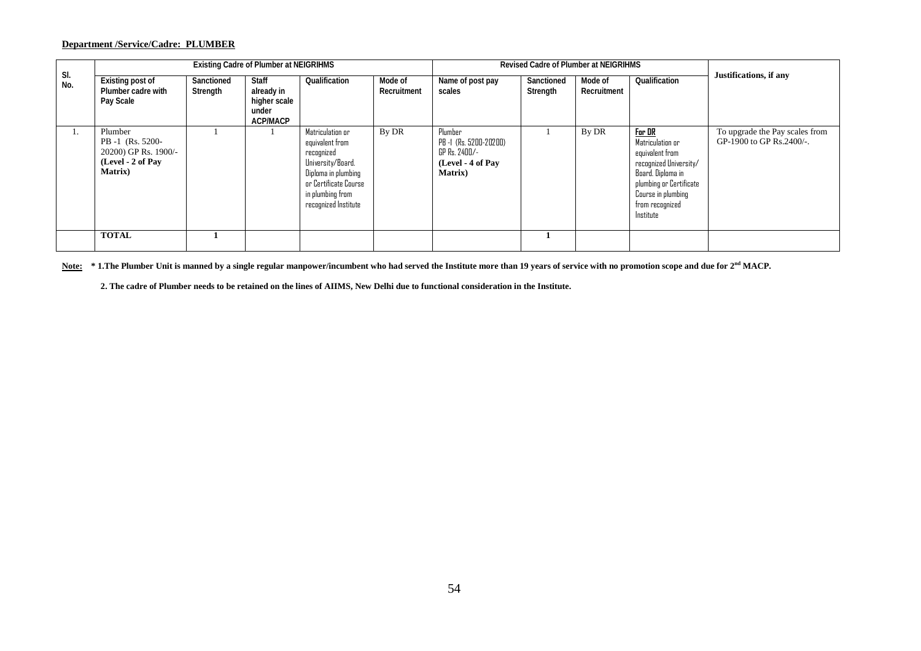**Department /Service/Cadre: PLUMBER**

| Sl. No. | Existing Cadre of Plumber at NEIGRIHMS | | | | | Revised Cadre of Plumber at NEIGRIHMS | | | | Justifications, if any |
|---|---|---|---|---|---|---|---|---|---|---|
| | Existing post of Plumber cadre with Pay Scale | Sanctioned Strength | Staff already in higher scale under ACP/MACP | Qualification | Mode of Recruitment | Name of post pay scales | Sanctioned Strength | Mode of Recruitment | Qualification | |
| 1. | Plumber PB -1 (Rs. 5200-20200) GP Rs. 1900/- **(Level - 2 of Pay Matrix)** | 1 | 1 | Matriculation or equivalent from recognized University/Board. Diploma in plumbing or Certificate Course in plumbing from recognized Institute | By DR | Plumber PB -I (Rs. 5200-20200) GP Rs. 2400/- **(Level - 4 of Pay Matrix)** | 1 | By DR | **For DR** Matriculation or equivalent from recognized University/ Board. Diploma in plumbing or Certificate Course in plumbing from recognized Institute | To upgrade the Pay scales from GP-1900 to GP Rs.2400/-. |
| | **TOTAL** | **1** | | | | | **1** | | | |

**Note: * 1.The Plumber Unit is manned by a single regular manpower/incumbent who had served the Institute more than 19 years of service with no promotion scope and due for 2nd MACP.**

**2. The cadre of Plumber needs to be retained on the lines of AIIMS, New Delhi due to functional consideration in the Institute.**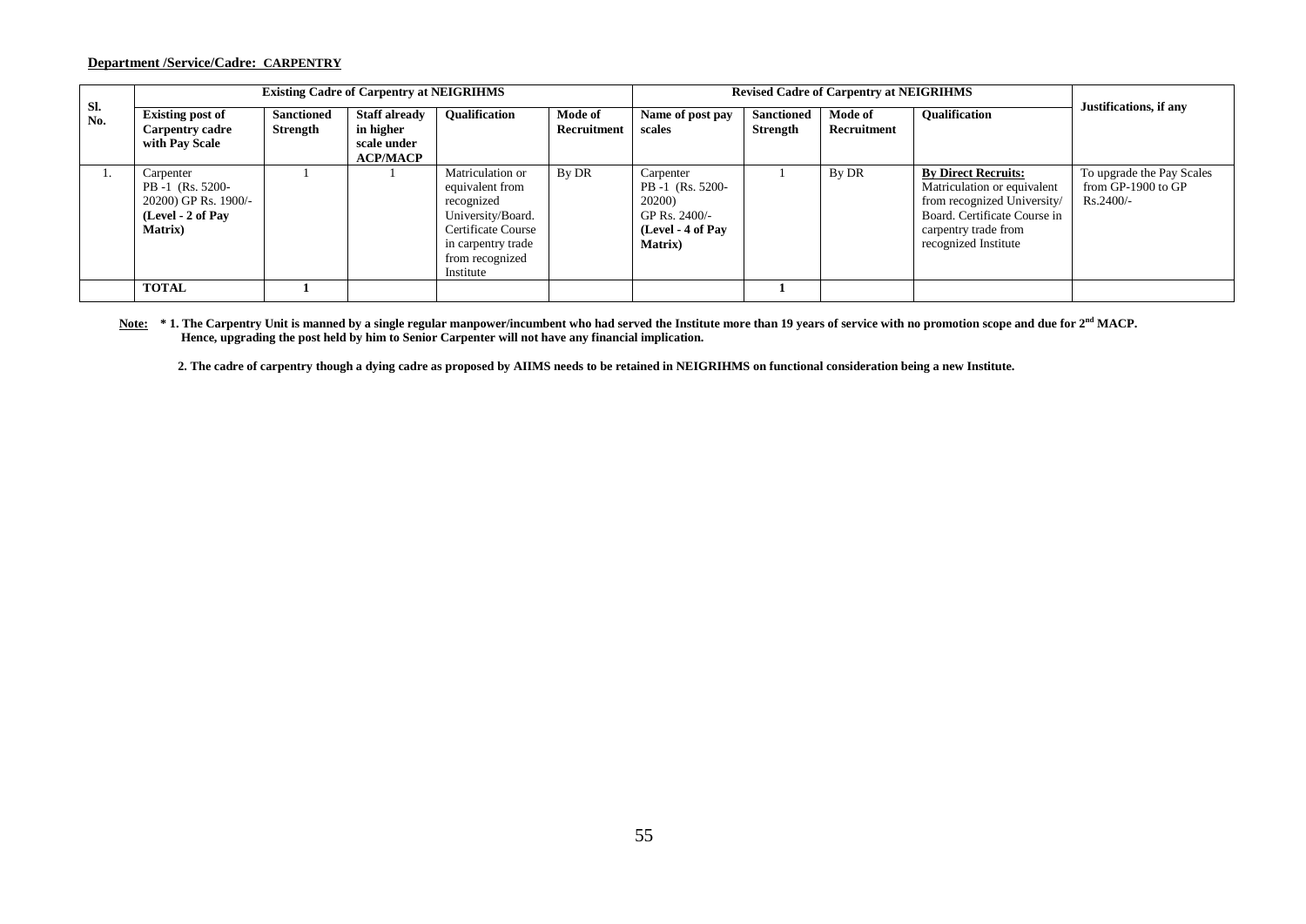**Department /Service/Cadre: CARPENTRY**

| Sl. No. | Existing Cadre of Carpentry at NEIGRIHMS | | | | | Revised Cadre of Carpentry at NEIGRIHMS | | | | Justifications, if any |
|---|---|---|---|---|---|---|---|---|---|---|
| | **Existing post of Carpentry cadre with Pay Scale** | **Sanctioned Strength** | **Staff already in higher scale under ACP/MACP** | **Qualification** | **Mode of Recruitment** | **Name of post pay scales** | **Sanctioned Strength** | **Mode of Recruitment** | **Qualification** | |
| 1. | Carpenter PB -1 (Rs. 5200-20200) GP Rs. 1900/- **(Level - 2 of Pay Matrix)** | 1 | 1 | Matriculation or equivalent from recognized University/Board. Certificate Course in carpentry trade from recognized Institute | By DR | Carpenter PB -1 (Rs. 5200-20200) GP Rs. 2400/- **(Level - 4 of Pay Matrix)** | 1 | By DR | **By Direct Recruits:** Matriculation or equivalent from recognized University/ Board. Certificate Course in carpentry trade from recognized Institute | To upgrade the Pay Scales from GP-1900 to GP Rs.2400/- |
| | **TOTAL** | **1** | | | | | **1** | | | |

**Note:** **\* 1. The Carpentry Unit is manned by a single regular manpower/incumbent who had served the Institute more than 19 years of service with no promotion scope and due for 2nd MACP. Hence, upgrading the post held by him to Senior Carpenter will not have any financial implication.**

**2. The cadre of carpentry though a dying cadre as proposed by AIIMS needs to be retained in NEIGRIHMS on functional consideration being a new Institute.**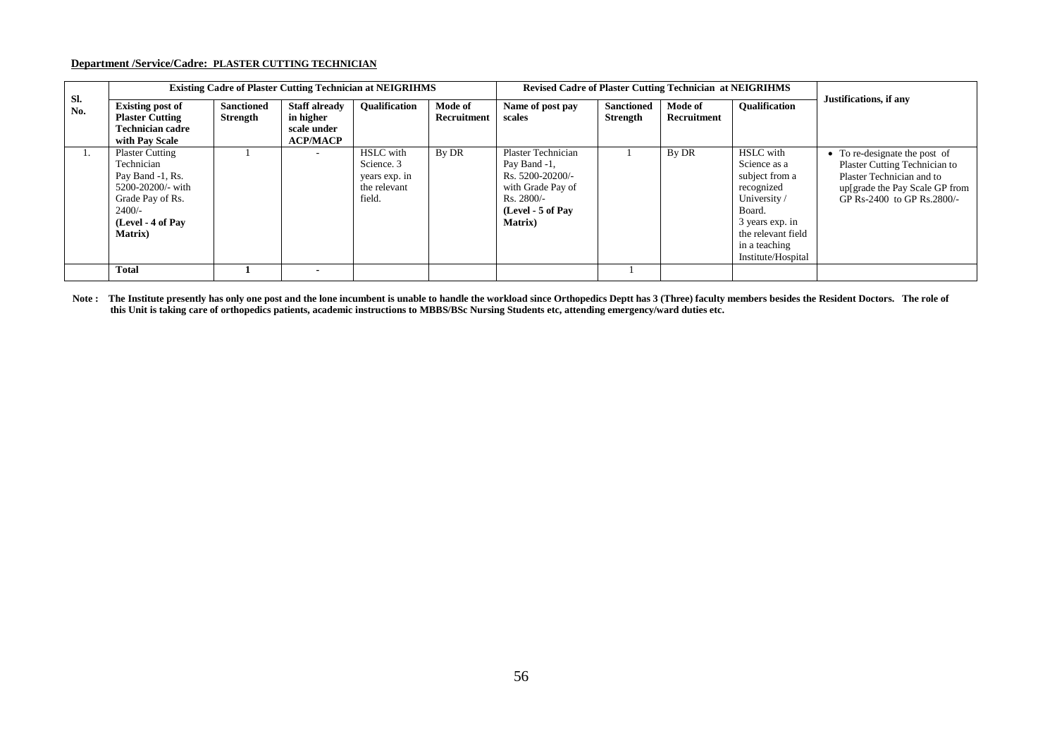**Department /Service/Cadre: PLASTER CUTTING TECHNICIAN**

| Sl. No. | Existing Cadre of Plaster Cutting Technician at NEIGRIHMS | | | | | Revised Cadre of Plaster Cutting Technician at NEIGRIHMS | | | | Justifications, if any |
|---|---|---|---|---|---|---|---|---|---|---|
| | **Existing post of Plaster Cutting Technician cadre with Pay Scale** | **Sanctioned Strength** | **Staff already in higher scale under ACP/MACP** | **Qualification** | **Mode of Recruitment** | **Name of post pay scales** | **Sanctioned Strength** | **Mode of Recruitment** | **Qualification** | |
| 1. | Plaster Cutting Technician Pay Band -1, Rs. 5200-20200/- with Grade Pay of Rs. 2400/- **(Level - 4 of Pay Matrix)** | 1 | - | HSLC with Science. 3 years exp. in the relevant field. | By DR | Plaster Technician Pay Band -1, Rs. 5200-20200/- with Grade Pay of Rs. 2800/- **(Level - 5 of Pay Matrix)** | 1 | By DR | HSLC with Science as a subject from a recognized University / Board. 3 years exp. in the relevant field in a teaching Institute/Hospital | • To re-designate the post of Plaster Cutting Technician to Plaster Technician and to up[grade the Pay Scale GP from GP Rs-2400 to GP Rs.2800/- |
| | **Total** | **1** | **-** | | | | 1 | | | |

**Note : The Institute presently has only one post and the lone incumbent is unable to handle the workload since Orthopedics Deptt has 3 (Three) faculty members besides the Resident Doctors. The role of this Unit is taking care of orthopedics patients, academic instructions to MBBS/BSc Nursing Students etc, attending emergency/ward duties etc.**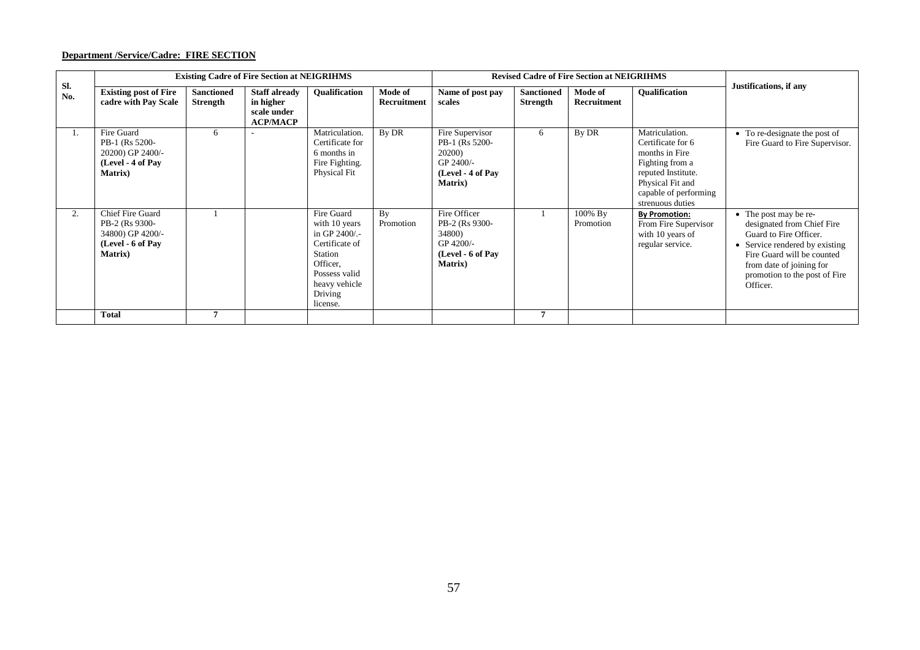**Department /Service/Cadre: FIRE SECTION**

| Sl. No. | Existing Cadre of Fire Section at NEIGRIHMS | | | | | Revised Cadre of Fire Section at NEIGRIHMS | | | | Justifications, if any |
|---|---|---|---|---|---|---|---|---|---|---|
| | Existing post of Fire cadre with Pay Scale | Sanctioned Strength | Staff already in higher scale under ACP/MACP | Qualification | Mode of Recruitment | Name of post pay scales | Sanctioned Strength | Mode of Recruitment | Qualification | |
| 1. | Fire Guard PB-1 (Rs 5200-20200) GP 2400/- **(Level - 4 of Pay Matrix)** | 6 | - | Matriculation. Certificate for 6 months in Fire Fighting. Physical Fit | By DR | Fire Supervisor PB-1 (Rs 5200-20200) GP 2400/- **(Level - 4 of Pay Matrix)** | 6 | By DR | Matriculation. Certificate for 6 months in Fire Fighting from a reputed Institute. Physical Fit and capable of performing strenuous duties | • To re-designate the post of Fire Guard to Fire Supervisor. |
| 2. | Chief Fire Guard PB-2 (Rs 9300-34800) GP 4200/- **(Level - 6 of Pay Matrix)** | 1 | | Fire Guard with 10 years in GP 2400/.- Certificate of Station Officer, Possess valid heavy vehicle Driving license. | By Promotion | Fire Officer PB-2 (Rs 9300-34800) GP 4200/- **(Level - 6 of Pay Matrix)** | 1 | 100% By Promotion | **By Promotion:** From Fire Supervisor with 10 years of regular service. | • The post may be re-designated from Chief Fire Guard to Fire Officer. • Service rendered by existing Fire Guard will be counted from date of joining for promotion to the post of Fire Officer. |
| | **Total** | **7** | | | | | **7** | | | |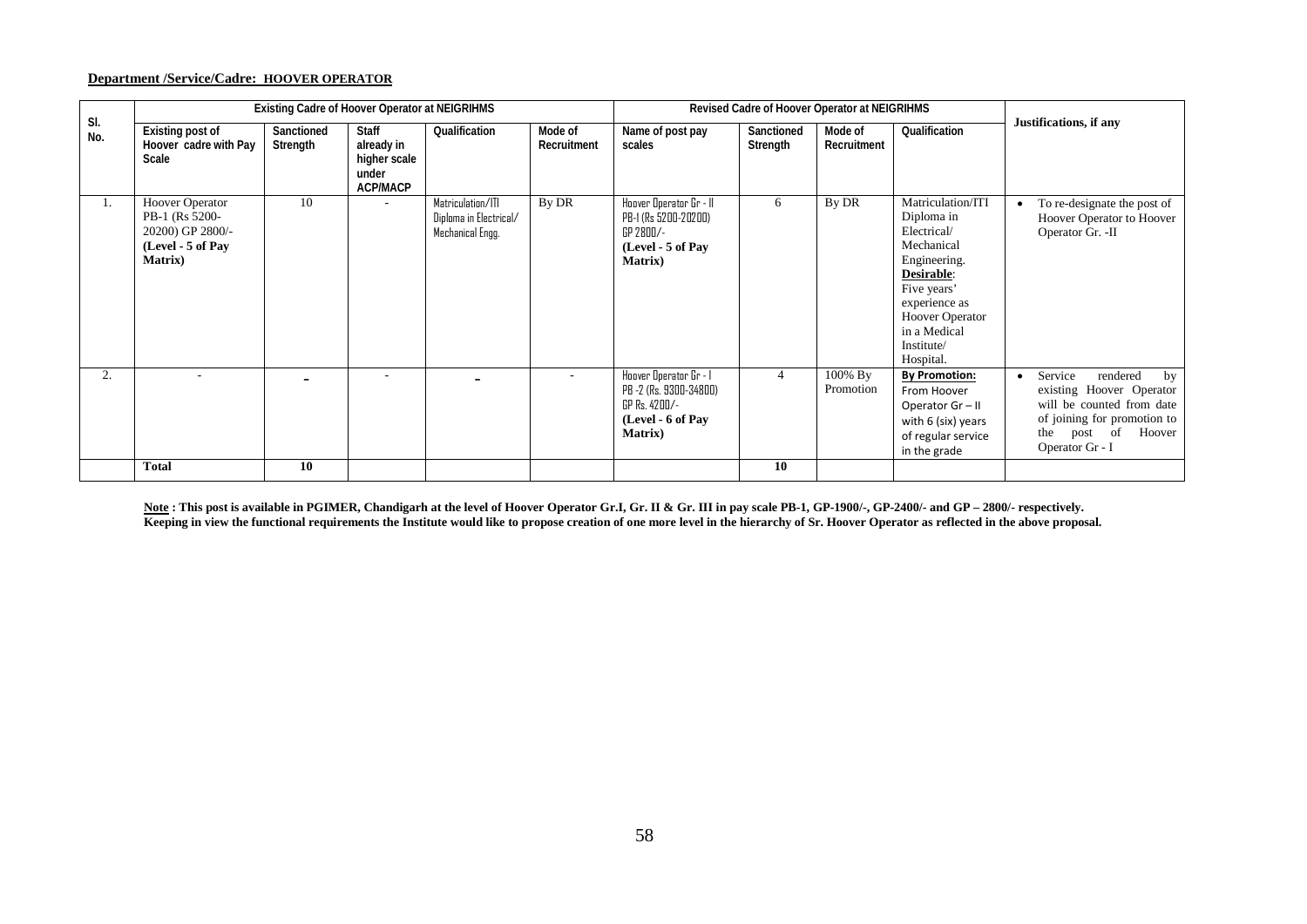**Department /Service/Cadre: HOOVER OPERATOR**

| Sl. No. | Existing Cadre of Hoover Operator at NEIGRIHMS | | | | | Revised Cadre of Hoover Operator at NEIGRIHMS | | | | Justifications, if any |
|---|---|---|---|---|---|---|---|---|---|---|
| | Existing post of Hoover cadre with Pay Scale | Sanctioned Strength | Staff already in higher scale under ACP/MACP | Qualification | Mode of Recruitment | Name of post pay scales | Sanctioned Strength | Mode of Recruitment | Qualification | |
| 1. | Hoover Operator PB-1 (Rs 5200-20200) GP 2800/- **(Level - 5 of Pay Matrix)** | 10 | - | Matriculation/ITI Diploma in Electrical/ Mechanical Engg. | By DR | Hoover Operator Gr - II PB-I (Rs 5200-20200) GP 2800/- **(Level - 5 of Pay Matrix)** | 6 | By DR | Matriculation/ITI Diploma in Electrical/ Mechanical Engineering. **Desirable**: Five years' experience as Hoover Operator in a Medical Institute/ Hospital. | • To re-designate the post of Hoover Operator to Hoover Operator Gr. -II |
| 2. | - | - | - | - | - | Hoover Operator Gr - I PB -2 (Rs. 9300-34800) GP Rs. 4200/- **(Level - 6 of Pay Matrix)** | 4 | 100% By Promotion | **By Promotion:** From Hoover Operator Gr – II with 6 (six) years of regular service in the grade | • Service rendered by existing Hoover Operator will be counted from date of joining for promotion to the post of Hoover Operator Gr - I |
| | **Total** | **10** | | | | | **10** | | | |

**Note : This post is available in PGIMER, Chandigarh at the level of Hoover Operator Gr.I, Gr. II & Gr. III in pay scale PB-1, GP-1900/-, GP-2400/- and GP – 2800/- respectively. Keeping in view the functional requirements the Institute would like to propose creation of one more level in the hierarchy of Sr. Hoover Operator as reflected in the above proposal.**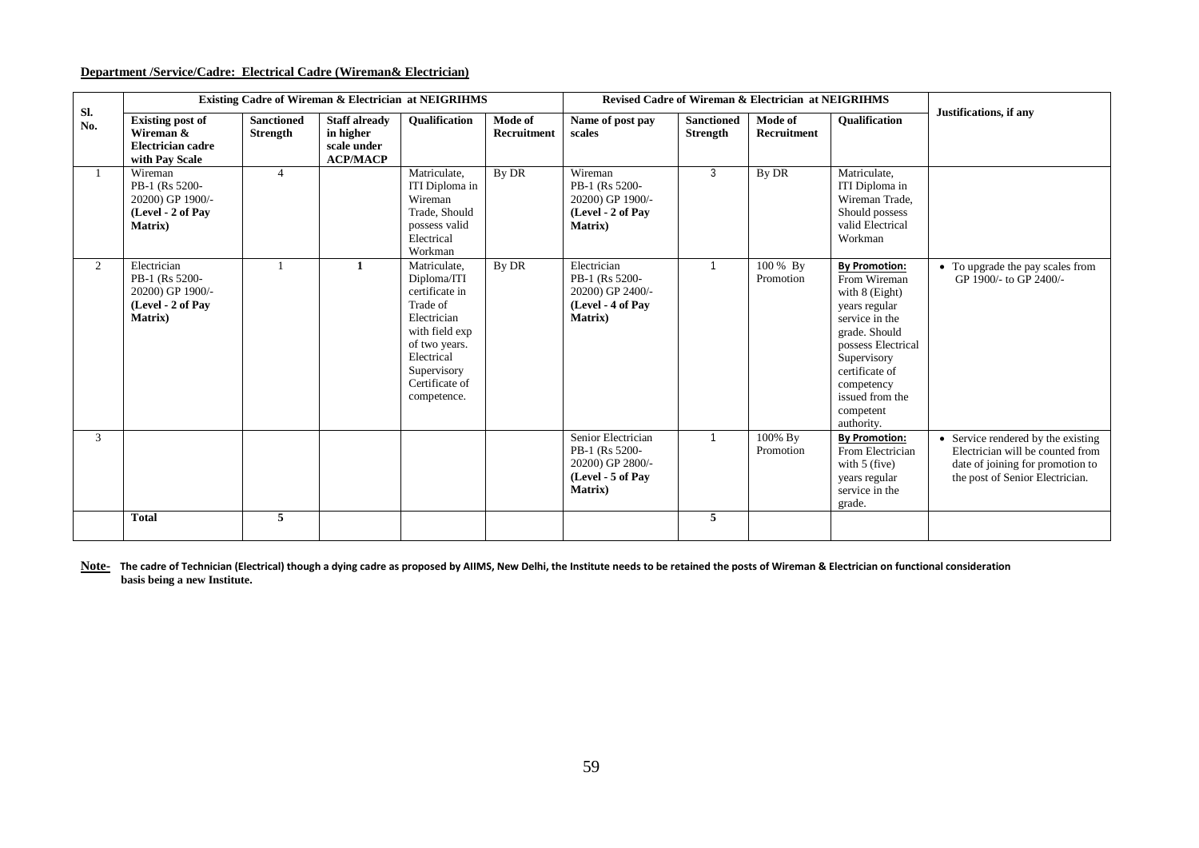**Department /Service/Cadre: Electrical Cadre (Wireman& Electrician)**

| Sl. No. | Existing Cadre of Wireman & Electrician at NEIGRIHMS | | | | | Revised Cadre of Wireman & Electrician at NEIGRIHMS | | | | Justifications, if any |
|---|---|---|---|---|---|---|---|---|---|---|
| | **Existing post of Wireman & Electrician cadre with Pay Scale** | **Sanctioned Strength** | **Staff already in higher scale under ACP/MACP** | **Qualification** | **Mode of Recruitment** | **Name of post pay scales** | **Sanctioned Strength** | **Mode of Recruitment** | **Qualification** | |
| 1 | Wireman PB-1 (Rs 5200-20200) GP 1900/- **(Level - 2 of Pay Matrix)** | 4 | | Matriculate, ITI Diploma in Wireman Trade, Should possess valid Electrical Workman | By DR | Wireman PB-1 (Rs 5200-20200) GP 1900/- **(Level - 2 of Pay Matrix)** | 3 | By DR | Matriculate, ITI Diploma in Wireman Trade, Should possess valid Electrical Workman | |
| 2 | Electrician PB-1 (Rs 5200-20200) GP 1900/- **(Level - 2 of Pay Matrix)** | 1 | **1** | Matriculate, Diploma/ITI certificate in Trade of Electrician with field exp of two years. Electrical Supervisory Certificate of competence. | By DR | Electrician PB-1 (Rs 5200-20200) GP 2400/- **(Level - 4 of Pay Matrix)** | 1 | 100 % By Promotion | **By Promotion:** From Wireman with 8 (Eight) years regular service in the grade. Should possess Electrical Supervisory certificate of competency issued from the competent authority. | • To upgrade the pay scales from GP 1900/- to GP 2400/- |
| 3 | | | | | | Senior Electrician PB-1 (Rs 5200-20200) GP 2800/- **(Level - 5 of Pay Matrix)** | 1 | 100% By Promotion | **By Promotion:** From Electrician with 5 (five) years regular service in the grade. | • Service rendered by the existing Electrician will be counted from date of joining for promotion to the post of Senior Electrician. |
| | **Total** | **5** | | | | | **5** | | | |

**Note- The cadre of Technician (Electrical) though a dying cadre as proposed by AIIMS, New Delhi, the Institute needs to be retained the posts of Wireman & Electrician on functional consideration basis being a new Institute.**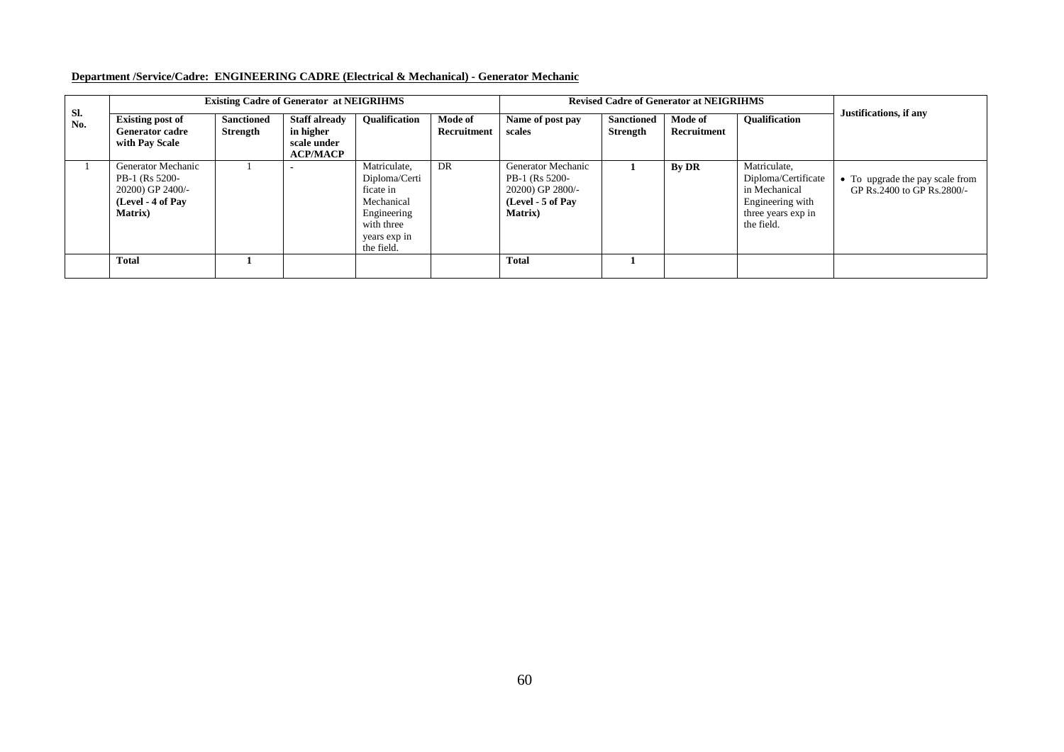**Department /Service/Cadre: ENGINEERING CADRE (Electrical & Mechanical) - Generator Mechanic**

| Sl. No. | Existing Cadre of Generator at NEIGRIHMS | | | | | Revised Cadre of Generator at NEIGRIHMS | | | | Justifications, if any |
|---|---|---|---|---|---|---|---|---|---|---|
| | **Existing post of Generator cadre with Pay Scale** | **Sanctioned Strength** | **Staff already in higher scale under ACP/MACP** | **Qualification** | **Mode of Recruitment** | **Name of post pay scales** | **Sanctioned Strength** | **Mode of Recruitment** | **Qualification** | |
| 1 | Generator Mechanic PB-1 (Rs 5200-20200) GP 2400/- **(Level - 4 of Pay Matrix)** | 1 | - | Matriculate, Diploma/Certificate in Mechanical Engineering with three years exp in the field. | DR | Generator Mechanic PB-1 (Rs 5200-20200) GP 2800/- **(Level - 5 of Pay Matrix)** | **1** | **By DR** | Matriculate, Diploma/Certificate in Mechanical Engineering with three years exp in the field. | • To upgrade the pay scale from GP Rs.2400 to GP Rs.2800/- |
| | **Total** | **1** | | | | **Total** | **1** | | | |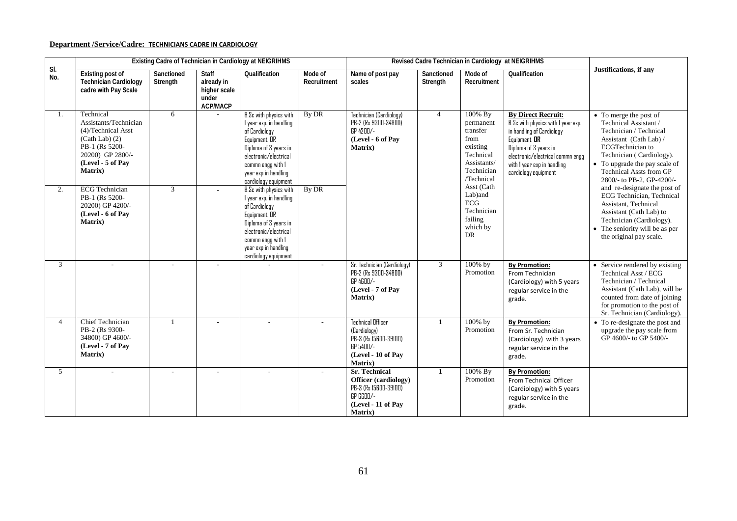**Department /Service/Cadre: TECHNICIANS CADRE IN CARDIOLOGY**

| Sl. No. | Existing Cadre of Technician in Cardiology at NEIGRIHMS | | | | | Revised Cadre Technician in Cardiology at NEIGRIHMS | | | | Justifications, if any |
|---|---|---|---|---|---|---|---|---|---|---|
| | Existing post of Technician Cardiology cadre with Pay Scale | Sanctioned Strength | Staff already in higher scale under ACP/MACP | Qualification | Mode of Recruitment | Name of post pay scales | Sanctioned Strength | Mode of Recruitment | Qualification | |
| 1. | Technical Assistants/Technician (4)/Technical Asst (Cath Lab) (2) PB-1 (Rs 5200-20200) GP 2800/- **(Level - 5 of Pay Matrix)** | 6 | - | B.Sc with physics with 1 year exp. in handling of Cardiology Equipment. OR Diploma of 3 years in electronic/electrical commn engg with 1 year exp in handling cardiology equipment | By DR | Technician (Cardiology) PB-2 (Rs 9300-34800) GP 4200/- **(Level - 6 of Pay Matrix)** | 4 | 100% By permanent transfer from existing Technical Assistants/ Technician /Technical Asst (Cath Lab)and ECG Technician failing which by DR | **By Direct Recruit:** B.Sc with physics with 1 year exp. in handling of Cardiology Equipment. **OR** Diploma of 3 years in electronic/electrical commn engg with 1 year exp in handling cardiology equipment | • To merge the post of Technical Assistant / Technician / Technical Assistant (Cath Lab) / ECGTechnician to Technician ( Cardiology). • To upgrade the pay scale of Technical Assts from GP 2800/- to PB-2, GP-4200/- and re-designate the post of ECG Technician, Technical Assistant, Technical Assistant (Cath Lab) to Technician (Cardiology). • The seniority will be as per the original pay scale. |
| 2. | ECG Technician PB-1 (Rs 5200-20200) GP 4200/- **(Level - 6 of Pay Matrix)** | 3 | - | B.Sc with physics with 1 year exp. in handling of Cardiology Equipment. OR Diploma of 3 years in electronic/electrical commn engg with 1 year exp in handling cardiology equipment | By DR | | | | | |
| 3 | - | - | - | - | - | Sr. Technician (Cardiology) PB-2 (Rs 9300-34800) GP 4600/- **(Level - 7 of Pay Matrix)** | 3 | 100% by Promotion | **By Promotion:** From Technician (Cardiology) with 5 years regular service in the grade. | • Service rendered by existing Technical Asst / ECG Technician / Technical Assistant (Cath Lab), will be counted from date of joining for promotion to the post of Sr. Technician (Cardiology). |
| 4 | Chief Technician PB-2 (Rs 9300-34800) GP 4600/- **(Level - 7 of Pay Matrix)** | 1 | - | - | - | Technical Officer (Cardiology) PB-3 (Rs 15600-39100) GP 5400/- **(Level - 10 of Pay Matrix)** | 1 | 100% by Promotion | **By Promotion:** From Sr. Technician (Cardiology) with 3 years regular service in the grade. | • To re-designate the post and upgrade the pay scale from GP 4600/- to GP 5400/- |
| 5 | - | - | - | - | - | **Sr. Technical Officer (cardiology)** PB-3 (Rs 15600-39100) GP 6600/- **(Level - 11 of Pay Matrix)** | **1** | 100% By Promotion | **By Promotion:** From Technical Officer (Cardiology) with 5 years regular service in the grade. | |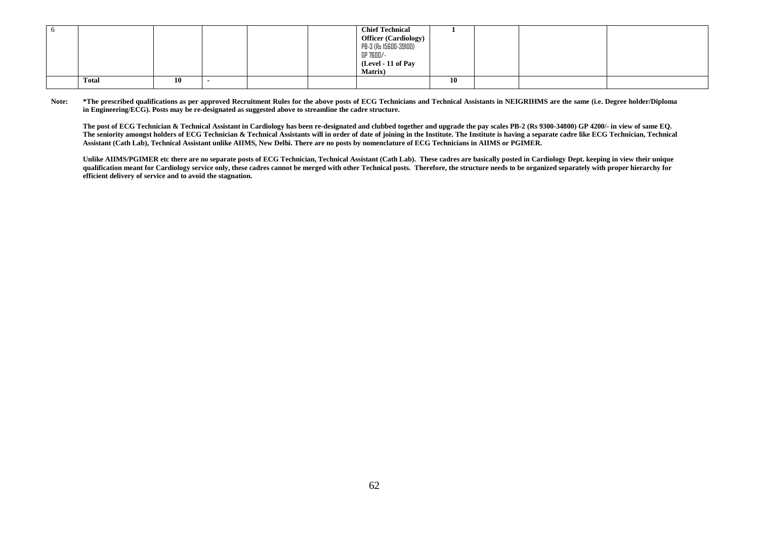| | | | | | | | | | | |
|---|---|---|---|---|---|---|---|---|---|---|
| 6 | | | | | | **Chief Technical Officer (Cardiology)** PB-3 (Rs 15600-39100) GP 7600/- **(Level - 11 of Pay Matrix)** | **1** | | | |
| | **Total** | **10** | **-** | | | | **10** | | | |

**Note:** **\*The prescribed qualifications as per approved Recruitment Rules for the above posts of ECG Technicians and Technical Assistants in NEIGRIHMS are the same (i.e. Degree holder/Diploma in Engineering/ECG). Posts may be re-designated as suggested above to streamline the cadre structure.**

**The post of ECG Technician & Technical Assistant in Cardiology has been re-designated and clubbed together and upgrade the pay scales PB-2 (Rs 9300-34800) GP 4200/- in view of same EQ. The seniority amongst holders of ECG Technician & Technical Assistants will in order of date of joining in the Institute. The Institute is having a separate cadre like ECG Technician, Technical Assistant (Cath Lab), Technical Assistant unlike AIIMS, New Delhi. There are no posts by nomenclature of ECG Technicians in AIIMS or PGIMER.**

**Unlike AIIMS/PGIMER etc there are no separate posts of ECG Technician, Technical Assistant (Cath Lab). These cadres are basically posted in Cardiology Dept. keeping in view their unique qualification meant for Cardiology service only, these cadres cannot be merged with other Technical posts. Therefore, the structure needs to be organized separately with proper hierarchy for efficient delivery of service and to avoid the stagnation.**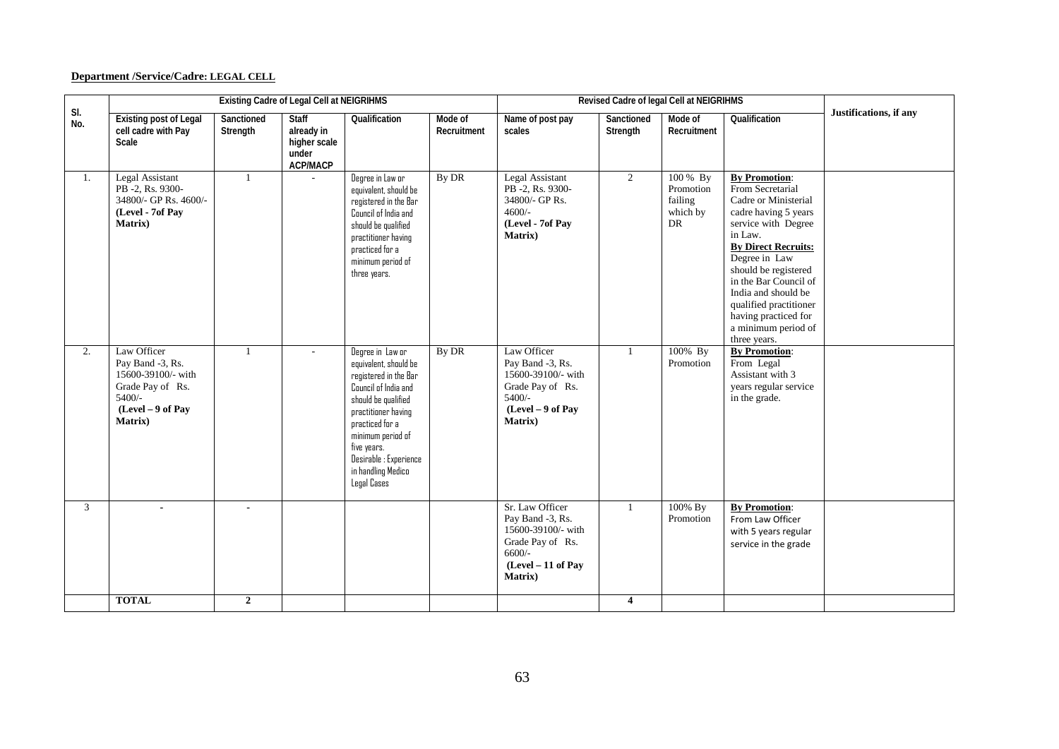**Department /Service/Cadre: LEGAL CELL**

| Sl. No. | Existing Cadre of Legal Cell at NEIGRIHMS | | | | | Revised Cadre of legal Cell at NEIGRIHMS | | | | Justifications, if any |
|---|---|---|---|---|---|---|---|---|---|---|
| | Existing post of Legal cell cadre with Pay Scale | Sanctioned Strength | Staff already in higher scale under ACP/MACP | Qualification | Mode of Recruitment | Name of post pay scales | Sanctioned Strength | Mode of Recruitment | Qualification | |
| 1. | Legal Assistant PB -2, Rs. 9300-34800/- GP Rs. 4600/- **(Level - 7of Pay Matrix)** | 1 | - | Degree in Law or equivalent, should be registered in the Bar Council of India and should be qualified practitioner having practiced for a minimum period of three years. | By DR | Legal Assistant PB -2, Rs. 9300-34800/- GP Rs. 4600/- **(Level - 7of Pay Matrix)** | 2 | 100 % By Promotion failing which by DR | **By Promotion**: From Secretarial Cadre or Ministerial cadre having 5 years service with Degree in Law. **By Direct Recruits:** Degree in Law should be registered in the Bar Council of India and should be qualified practitioner having practiced for a minimum period of three years. | |
| 2. | Law Officer Pay Band -3, Rs. 15600-39100/- with Grade Pay of Rs. 5400/- **(Level – 9 of Pay Matrix)** | 1 | - | Degree in Law or equivalent, should be registered in the Bar Council of India and should be qualified practitioner having practiced for a minimum period of five years. Desirable : Experience in handling Medico Legal Cases | By DR | Law Officer Pay Band -3, Rs. 15600-39100/- with Grade Pay of Rs. 5400/- **(Level – 9 of Pay Matrix)** | 1 | 100% By Promotion | **By Promotion**: From Legal Assistant with 3 years regular service in the grade. | |
| 3 | - | - | | | | Sr. Law Officer Pay Band -3, Rs. 15600-39100/- with Grade Pay of Rs. 6600/- **(Level – 11 of Pay Matrix)** | 1 | 100% By Promotion | **By Promotion**: From Law Officer with 5 years regular service in the grade | |
| | **TOTAL** | **2** | | | | | **4** | | | |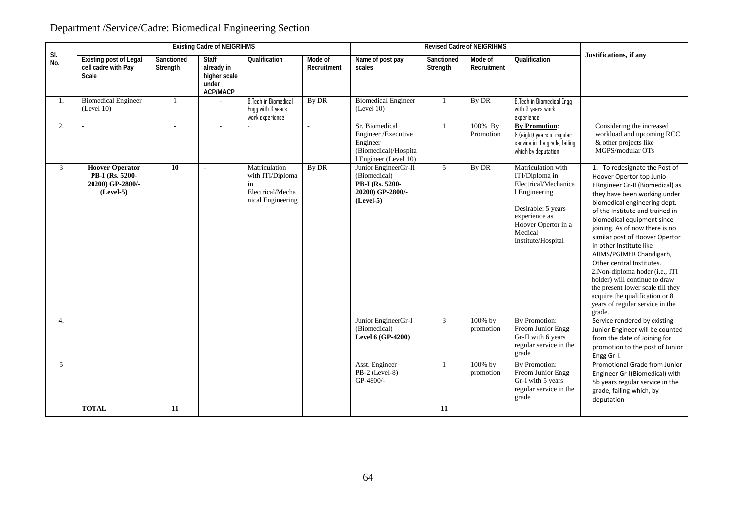# Department /Service/Cadre: Biomedical Engineering Section

| Sl. No. | Existing Cadre of NEIGRIHMS | | | | | Revised Cadre of NEIGRIHMS | | | | Justifications, if any |
|---|---|---|---|---|---|---|---|---|---|---|
| | Existing post of Legal cell cadre with Pay Scale | Sanctioned Strength | Staff already in higher scale under ACP/MACP | Qualification | Mode of Recruitment | Name of post pay scales | Sanctioned Strength | Mode of Recruitment | Qualification | |
| 1. | Biomedical Engineer (Level 10) | 1 | - | B.Tech in Biomedical Engg with 3 years work experience | By DR | Biomedical Engineer (Level 10) | 1 | By DR | B.Tech in Biomedical Engg with 3 years work experience | |
| 2. | - | - | - | - | - | Sr. Biomedical Engineer /Executive Engineer (Biomedical)/Hospital Engineer (Level 10) | 1 | 100% By Promotion | **By Promotion**: 8 (eight) years of regular service in the grade, failing which by deputation | Considering the increased workload and upcoming RCC & other projects like MGPS/modular OTs |
| 3 | **Hoover Operator PB-I (Rs. 5200-20200) GP-2800/- (Level-5)** | **10** | - | Matriculation with ITI/Diploma in Electrical/Mechanical Engineering | By DR | Junior EngineerGr-II (Biomedical) **PB-I (Rs. 5200-20200) GP-2800/- (Level-5)** | 5 | By DR | Matriculation with ITI/Diploma in Electrical/Mechanical Engineering<br><br>Desirable: 5 years experience as Hoover Opertor in a Medical Institute/Hospital | 1. To redesignate the Post of Hoover Opertor top Junio ERngineer Gr-II (Biomedical) as they have been working under biomedical engineering dept. of the Institute and trained in biomedical equipment since joining. As of now there is no similar post of Hoover Opertor in other Institute like AIIMS/PGIMER Chandigarh, Other central Institutes.<br>2.Non-diploma hoder (i.e., ITI holder) will continue to draw the present lower scale till they acquire the qualification or 8 years of regular service in the grade. |
| 4. | | | | | | Junior EngineerGr-I (Biomedical) **Level 6 (GP-4200)** | 3 | 100% by promotion | By Promotion: Freom Junior Engg Gr-II with 6 years regular service in the grade | Service rendered by existing Junior Engineer will be counted from the date of Joining for promotion to the post of Junior Engg Gr-I. |
| 5 | | | | | | Asst. Engineer PB-2 (Level-8) GP-4800/- | 1 | 100% by promotion | By Promotion: Freom Junior Engg Gr-I with 5 years regular service in the grade | Promotional Grade from Junior Engineer Gr-I(Biomedical) with 5b years regular service in the grade, failing which, by deputation |
| | **TOTAL** | **11** | | | | | **11** | | | |